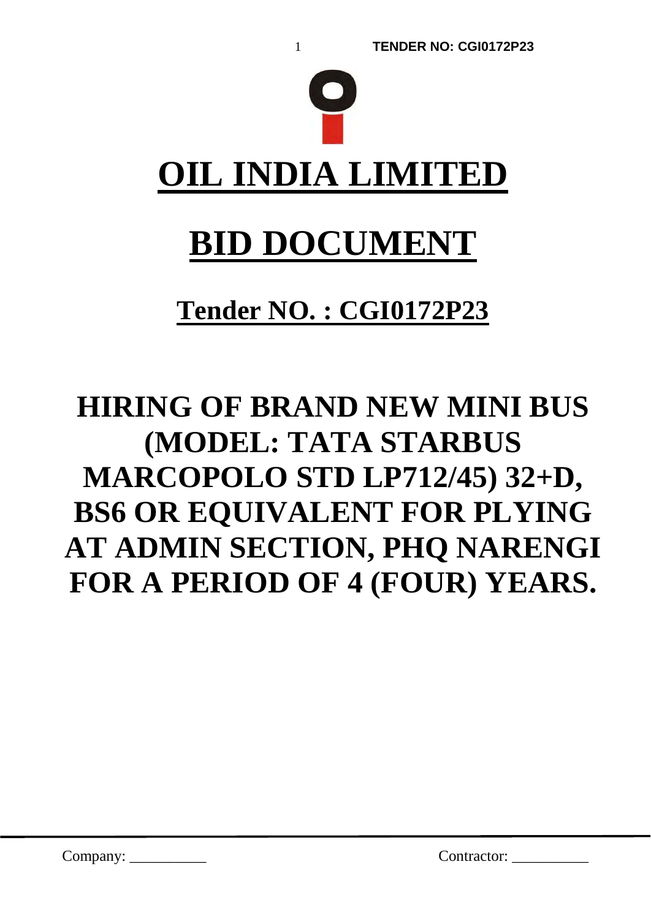# OIL INDIA LIMITED

# BID DOCUMENT

## Tender NO. : CGI0172P23

# HIRING OF BRAND NEW MINI BUS (MODEL: TATA STARBUS MARCOPOLO STD LP712/45) 32+D, BS6 OR EQUIVALENT FOR PLYING AT ADMIN SECTION, PHQ NARENGI FOR A PERIOD OF 4 (FOUR) YEARS.

Company: __________ Contractor: __________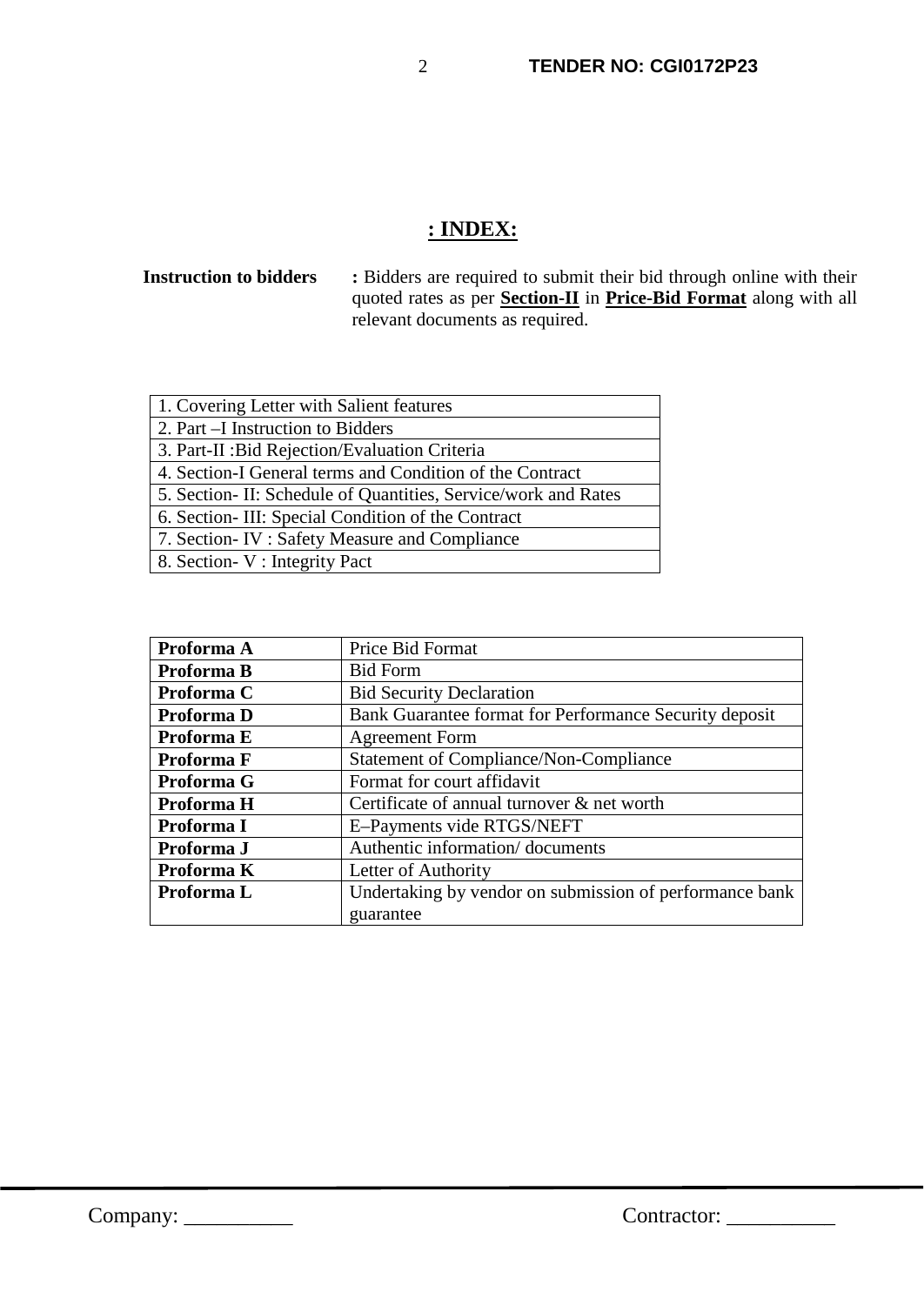# : INDEX:

**Instruction to bidders** **:** Bidders are required to submit their bid through online with their quoted rates as per **Section-II** in **Price-Bid Format** along with all relevant documents as required.

| |
|---|
| 1. Covering Letter with Salient features |
| 2. Part –I Instruction to Bidders |
| 3. Part-II :Bid Rejection/Evaluation Criteria |
| 4. Section-I General terms and Condition of the Contract |
| 5. Section- II: Schedule of Quantities, Service/work and Rates |
| 6. Section- III: Special Condition of the Contract |
| 7. Section- IV : Safety Measure and Compliance |
| 8. Section- V : Integrity Pact |

| | |
|---|---|
| **Proforma A** | Price Bid Format |
| **Proforma B** | Bid Form |
| **Proforma C** | Bid Security Declaration |
| **Proforma D** | Bank Guarantee format for Performance Security deposit |
| **Proforma E** | Agreement Form |
| **Proforma F** | Statement of Compliance/Non-Compliance |
| **Proforma G** | Format for court affidavit |
| **Proforma H** | Certificate of annual turnover & net worth |
| **Proforma I** | E–Payments vide RTGS/NEFT |
| **Proforma J** | Authentic information/ documents |
| **Proforma K** | Letter of Authority |
| **Proforma L** | Undertaking by vendor on submission of performance bank guarantee |

Company: __________ Contractor: __________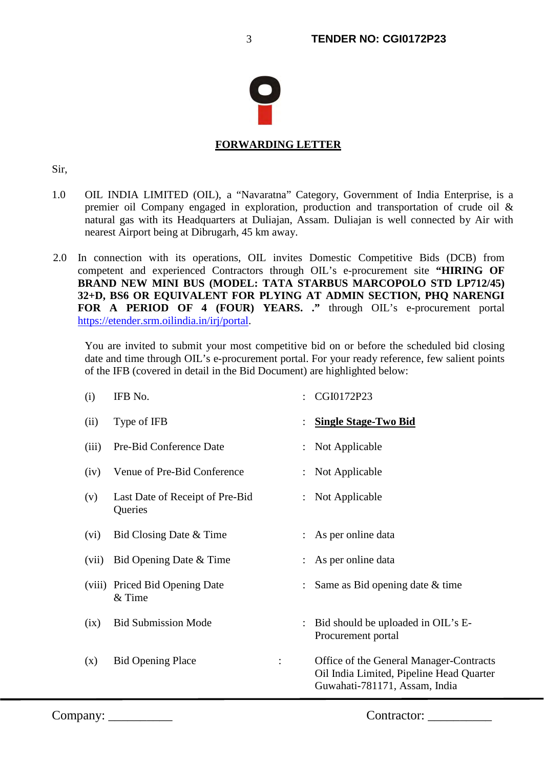## FORWARDING LETTER

Sir,

1.0 OIL INDIA LIMITED (OIL), a "Navaratna" Category, Government of India Enterprise, is a premier oil Company engaged in exploration, production and transportation of crude oil & natural gas with its Headquarters at Duliajan, Assam. Duliajan is well connected by Air with nearest Airport being at Dibrugarh, 45 km away.

2.0 In connection with its operations, OIL invites Domestic Competitive Bids (DCB) from competent and experienced Contractors through OIL's e-procurement site **"HIRING OF BRAND NEW MINI BUS (MODEL: TATA STARBUS MARCOPOLO STD LP712/45) 32+D, BS6 OR EQUIVALENT FOR PLYING AT ADMIN SECTION, PHQ NARENGI FOR A PERIOD OF 4 (FOUR) YEARS. ."** through OIL's e-procurement portal https://etender.srm.oilindia.in/irj/portal.

You are invited to submit your most competitive bid on or before the scheduled bid closing date and time through OIL's e-procurement portal. For your ready reference, few salient points of the IFB (covered in detail in the Bid Document) are highlighted below:

| | | | |
|---|---|---|---|
| (i) | IFB No. | : | CGI0172P23 |
| (ii) | Type of IFB | : | **Single Stage-Two Bid** |
| (iii) | Pre-Bid Conference Date | : | Not Applicable |
| (iv) | Venue of Pre-Bid Conference | : | Not Applicable |
| (v) | Last Date of Receipt of Pre-Bid Queries | : | Not Applicable |
| (vi) | Bid Closing Date & Time | : | As per online data |
| (vii) | Bid Opening Date & Time | : | As per online data |
| (viii) | Priced Bid Opening Date & Time | : | Same as Bid opening date & time |
| (ix) | Bid Submission Mode | : | Bid should be uploaded in OIL's E-Procurement portal |
| (x) | Bid Opening Place | : | Office of the General Manager-Contracts<br>Oil India Limited, Pipeline Head Quarter<br>Guwahati-781171, Assam, India |

Company: __________ Contractor: __________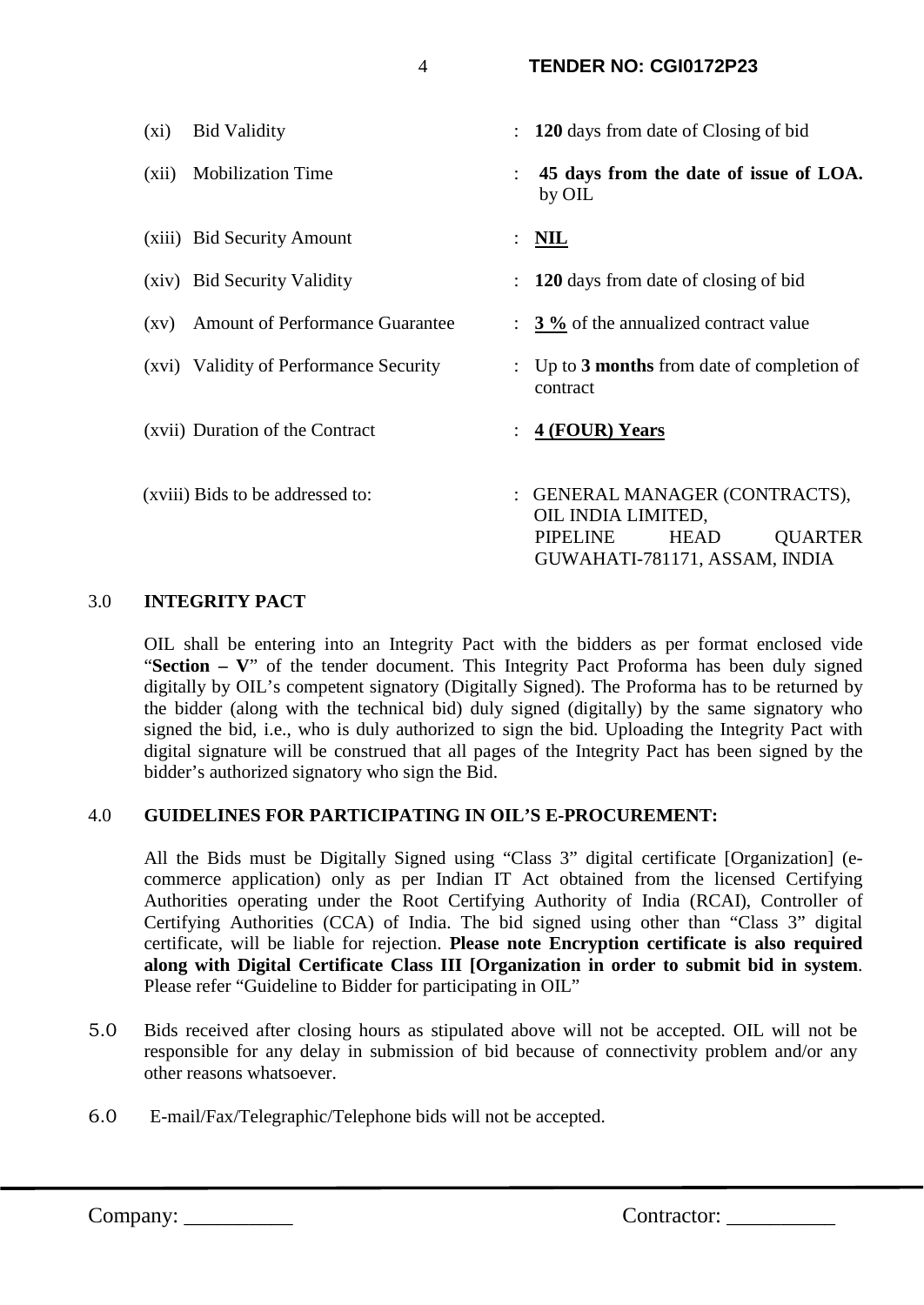| | | |
|---|---|---|
| (xi) Bid Validity | : | **120** days from date of Closing of bid |
| (xii) Mobilization Time | : | **45 days from the date of issue of LOA.** by OIL |
| (xiii) Bid Security Amount | : | **NIL** |
| (xiv) Bid Security Validity | : | **120** days from date of closing of bid |
| (xv) Amount of Performance Guarantee | : | **3 %** of the annualized contract value |
| (xvi) Validity of Performance Security | : | Up to **3 months** from date of completion of contract |
| (xvii) Duration of the Contract | : | **4 (FOUR) Years** |
| (xviii) Bids to be addressed to: | : | GENERAL MANAGER (CONTRACTS), OIL INDIA LIMITED, PIPELINE HEAD QUARTER GUWAHATI-781171, ASSAM, INDIA |

## 3.0 INTEGRITY PACT

OIL shall be entering into an Integrity Pact with the bidders as per format enclosed vide "**Section – V**" of the tender document. This Integrity Pact Proforma has been duly signed digitally by OIL's competent signatory (Digitally Signed). The Proforma has to be returned by the bidder (along with the technical bid) duly signed (digitally) by the same signatory who signed the bid, i.e., who is duly authorized to sign the bid. Uploading the Integrity Pact with digital signature will be construed that all pages of the Integrity Pact has been signed by the bidder's authorized signatory who sign the Bid.

## 4.0 GUIDELINES FOR PARTICIPATING IN OIL'S E-PROCUREMENT:

All the Bids must be Digitally Signed using "Class 3" digital certificate [Organization] (e-commerce application) only as per Indian IT Act obtained from the licensed Certifying Authorities operating under the Root Certifying Authority of India (RCAI), Controller of Certifying Authorities (CCA) of India. The bid signed using other than "Class 3" digital certificate, will be liable for rejection. **Please note Encryption certificate is also required along with Digital Certificate Class III [Organization in order to submit bid in system**. Please refer "Guideline to Bidder for participating in OIL"

5.0 Bids received after closing hours as stipulated above will not be accepted. OIL will not be responsible for any delay in submission of bid because of connectivity problem and/or any other reasons whatsoever.

6.0 E-mail/Fax/Telegraphic/Telephone bids will not be accepted.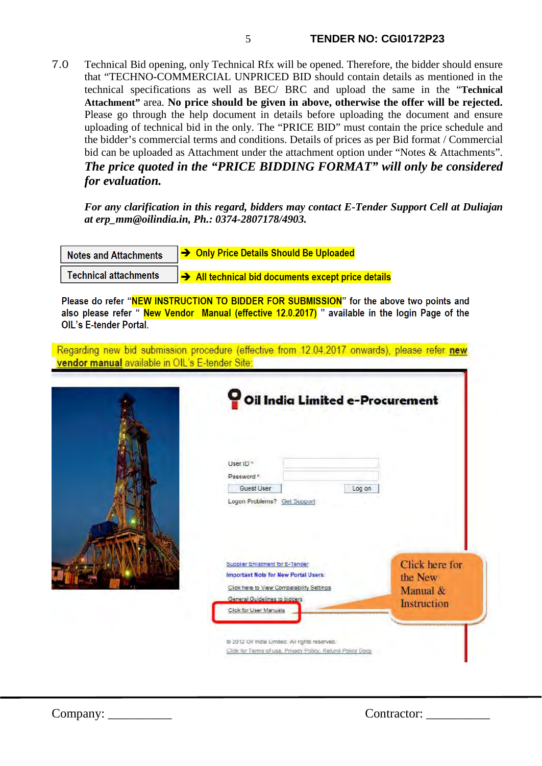7.0 Technical Bid opening, only Technical Rfx will be opened. Therefore, the bidder should ensure that "TECHNO-COMMERCIAL UNPRICED BID should contain details as mentioned in the technical specifications as well as BEC/ BRC and upload the same in the "**Technical Attachment"** area. **No price should be given in above, otherwise the offer will be rejected.** Please go through the help document in details before uploading the document and ensure uploading of technical bid in the only. The "PRICE BID" must contain the price schedule and the bidder's commercial terms and conditions. Details of prices as per Bid format / Commercial bid can be uploaded as Attachment under the attachment option under "Notes & Attachments".
***The price quoted in the "PRICE BIDDING FORMAT" will only be considered for evaluation.***

***For any clarification in this regard, bidders may contact E-Tender Support Cell at Duliajan at erp_mm@oilindia.in, Ph.: 0374-2807178/4903.***

| | |
|---|---|
| Notes and Attachments | ➔ Only Price Details Should Be Uploaded |
| Technical attachments | ➔ All technical bid documents except price details |

Please do refer "NEW INSTRUCTION TO BIDDER FOR SUBMISSION" for the above two points and also please refer " New Vendor Manual (effective 12.0.2017) " available in the login Page of the OIL's E-tender Portal.

Regarding new bid submission procedure (effective from 12.04.2017 onwards), please refer **new vendor manual** available in OIL's E-tender Site:

Oil India Limited e-Procurement

User ID *
Password *
Guest User
Log on
Logon Problems? Get Support

Supplier Enlistment for E-Tender
Important Note for New Portal Users:
Click here to View Compatability Settings
General Guidelines to bidders
Click for User Manuals

Click here for the New Manual & Instruction

© 2012 Oil India Limited. All rights reserved.
Click for Terms of use, Privacy Policy, Refund Policy Docs

Company: __________ Contractor: __________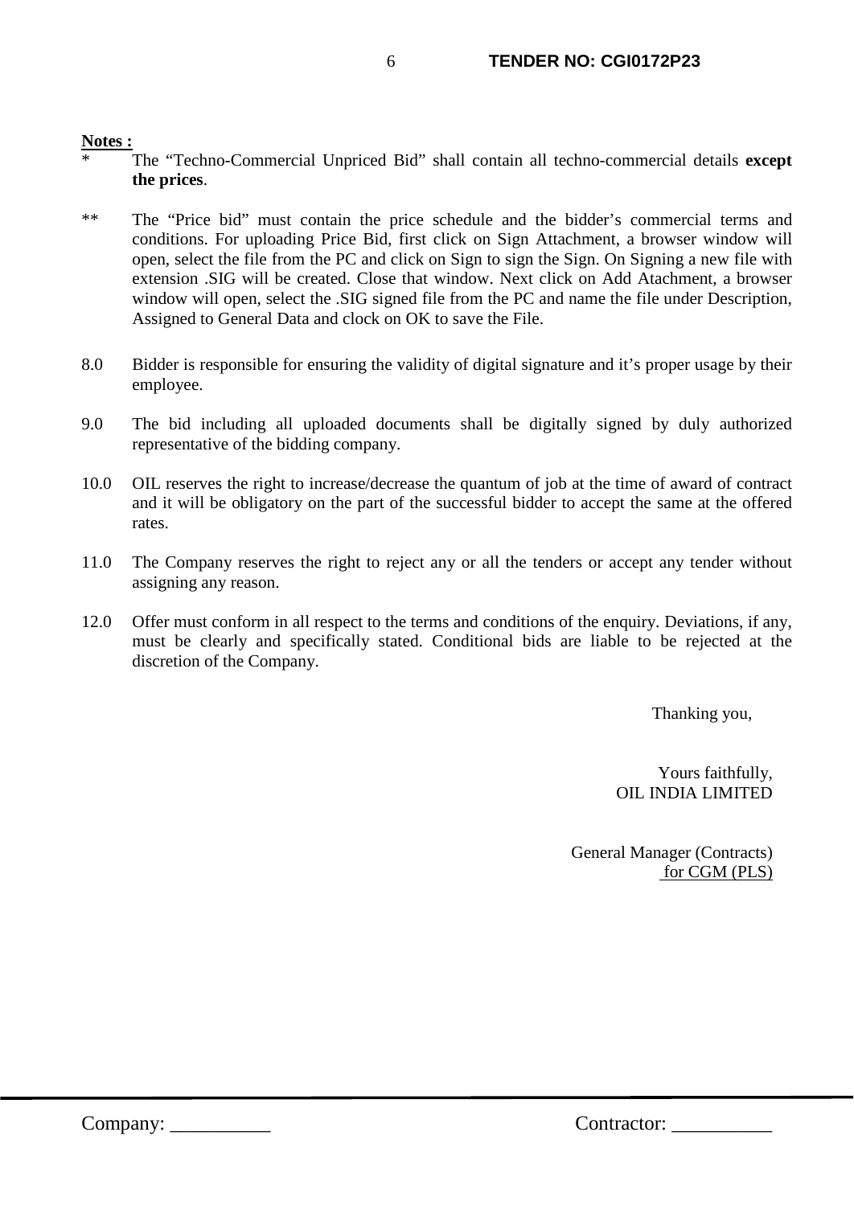**Notes :**

\* The "Techno-Commercial Unpriced Bid" shall contain all techno-commercial details **except the prices**.

\*\* The "Price bid" must contain the price schedule and the bidder's commercial terms and conditions. For uploading Price Bid, first click on Sign Attachment, a browser window will open, select the file from the PC and click on Sign to sign the Sign. On Signing a new file with extension .SIG will be created. Close that window. Next click on Add Atachment, a browser window will open, select the .SIG signed file from the PC and name the file under Description, Assigned to General Data and clock on OK to save the File.

8.0 Bidder is responsible for ensuring the validity of digital signature and it's proper usage by their employee.

9.0 The bid including all uploaded documents shall be digitally signed by duly authorized representative of the bidding company.

10.0 OIL reserves the right to increase/decrease the quantum of job at the time of award of contract and it will be obligatory on the part of the successful bidder to accept the same at the offered rates.

11.0 The Company reserves the right to reject any or all the tenders or accept any tender without assigning any reason.

12.0 Offer must conform in all respect to the terms and conditions of the enquiry. Deviations, if any, must be clearly and specifically stated. Conditional bids are liable to be rejected at the discretion of the Company.

Thanking you,

Yours faithfully,
OIL INDIA LIMITED

General Manager (Contracts)
for CGM (PLS)

Company: __________ Contractor: __________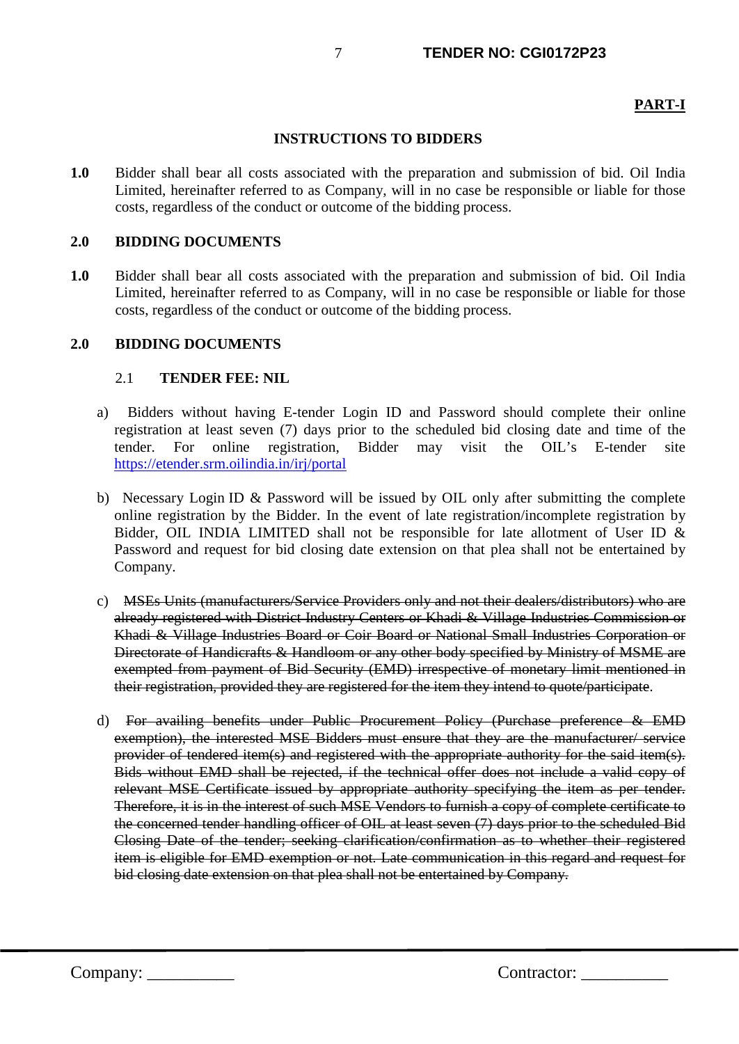**PART-I**

## INSTRUCTIONS TO BIDDERS

**1.0** Bidder shall bear all costs associated with the preparation and submission of bid. Oil India Limited, hereinafter referred to as Company, will in no case be responsible or liable for those costs, regardless of the conduct or outcome of the bidding process.

**2.0 BIDDING DOCUMENTS**

**1.0** Bidder shall bear all costs associated with the preparation and submission of bid. Oil India Limited, hereinafter referred to as Company, will in no case be responsible or liable for those costs, regardless of the conduct or outcome of the bidding process.

**2.0 BIDDING DOCUMENTS**

2.1 **TENDER FEE: NIL**

a) Bidders without having E-tender Login ID and Password should complete their online registration at least seven (7) days prior to the scheduled bid closing date and time of the tender. For online registration, Bidder may visit the OIL's E-tender site https://etender.srm.oilindia.in/irj/portal

b) Necessary Login ID & Password will be issued by OIL only after submitting the complete online registration by the Bidder. In the event of late registration/incomplete registration by Bidder, OIL INDIA LIMITED shall not be responsible for late allotment of User ID & Password and request for bid closing date extension on that plea shall not be entertained by Company.

c) ~~MSEs Units (manufacturers/Service Providers only and not their dealers/distributors) who are already registered with District Industry Centers or Khadi & Village Industries Commission or Khadi & Village Industries Board or Coir Board or National Small Industries Corporation or Directorate of Handicrafts & Handloom or any other body specified by Ministry of MSME are exempted from payment of Bid Security (EMD) irrespective of monetary limit mentioned in their registration, provided they are registered for the item they intend to quote/participate~~.

d) ~~For availing benefits under Public Procurement Policy (Purchase preference & EMD exemption), the interested MSE Bidders must ensure that they are the manufacturer/ service provider of tendered item(s) and registered with the appropriate authority for the said item(s). Bids without EMD shall be rejected, if the technical offer does not include a valid copy of relevant MSE Certificate issued by appropriate authority specifying the item as per tender. Therefore, it is in the interest of such MSE Vendors to furnish a copy of complete certificate to the concerned tender handling officer of OIL at least seven (7) days prior to the scheduled Bid Closing Date of the tender; seeking clarification/confirmation as to whether their registered item is eligible for EMD exemption or not. Late communication in this regard and request for bid closing date extension on that plea shall not be entertained by Company.~~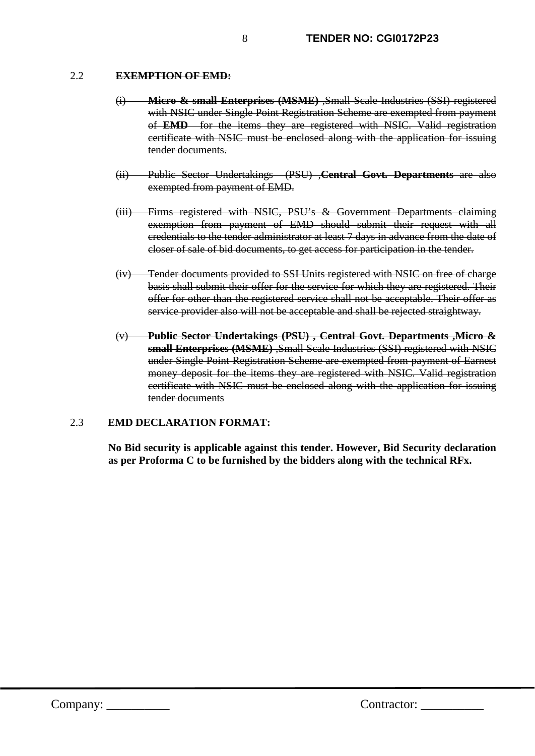2.2 ~~**EXEMPTION OF EMD:**~~

~~(i) **Micro & small Enterprises (MSME)** ,Small Scale Industries (SSI) registered with NSIC under Single Point Registration Scheme are exempted from payment of **EMD** for the items they are registered with NSIC. Valid registration certificate with NSIC must be enclosed along with the application for issuing tender documents.~~

~~(ii) Public Sector Undertakings (PSU) ,**Central Govt. Departments** are also exempted from payment of EMD.~~

~~(iii) Firms registered with NSIC, PSU's & Government Departments claiming exemption from payment of EMD should submit their request with all credentials to the tender administrator at least 7 days in advance from the date of closer of sale of bid documents, to get access for participation in the tender.~~

~~(iv) Tender documents provided to SSI Units registered with NSIC on free of charge basis shall submit their offer for the service for which they are registered. Their offer for other than the registered service shall not be acceptable. Their offer as service provider also will not be acceptable and shall be rejected straightway.~~

~~(v) **Public Sector Undertakings (PSU) , Central Govt. Departments ,Micro & small Enterprises (MSME)** ,Small Scale Industries (SSI) registered with NSIC under Single Point Registration Scheme are exempted from payment of Earnest money deposit for the items they are registered with NSIC. Valid registration certificate with NSIC must be enclosed along with the application for issuing tender documents~~

2.3 **EMD DECLARATION FORMAT:**

**No Bid security is applicable against this tender. However, Bid Security declaration as per Proforma C to be furnished by the bidders along with the technical RFx.**

Company: __________ Contractor: __________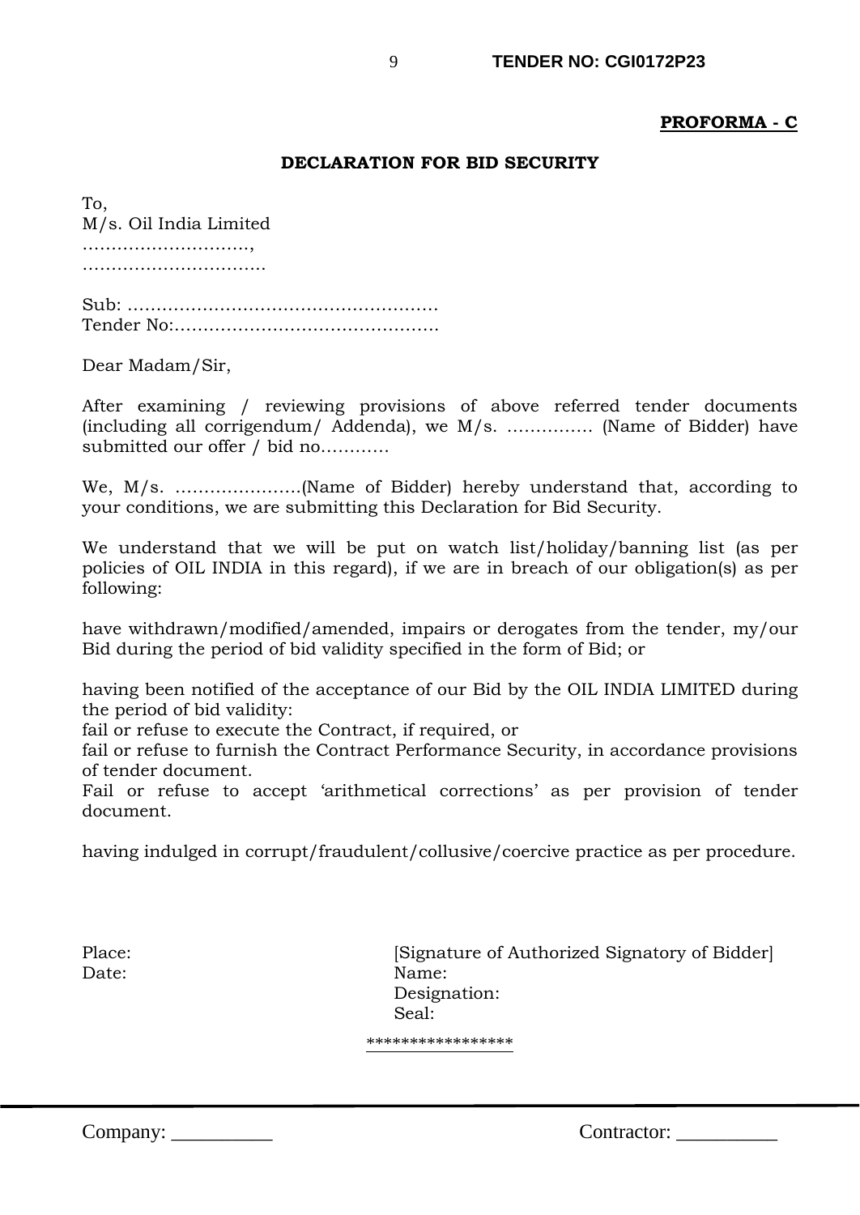**PROFORMA - C**

**DECLARATION FOR BID SECURITY**

To,
M/s. Oil India Limited
………………………..,
…………………………..

Sub: ………………………………………………
Tender No:………………………………………

Dear Madam/Sir,

After examining / reviewing provisions of above referred tender documents (including all corrigendum/ Addenda), we M/s. …………… (Name of Bidder) have submitted our offer / bid no…………

We, M/s. ………………….(Name of Bidder) hereby understand that, according to your conditions, we are submitting this Declaration for Bid Security.

We understand that we will be put on watch list/holiday/banning list (as per policies of OIL INDIA in this regard), if we are in breach of our obligation(s) as per following:

have withdrawn/modified/amended, impairs or derogates from the tender, my/our Bid during the period of bid validity specified in the form of Bid; or

having been notified of the acceptance of our Bid by the OIL INDIA LIMITED during the period of bid validity:
fail or refuse to execute the Contract, if required, or
fail or refuse to furnish the Contract Performance Security, in accordance provisions of tender document.
Fail or refuse to accept 'arithmetical corrections' as per provision of tender document.

having indulged in corrupt/fraudulent/collusive/coercive practice as per procedure.

Place:
Date:

[Signature of Authorized Signatory of Bidder]
Name:
Designation:
Seal:

****************

Company: __________ Contractor: __________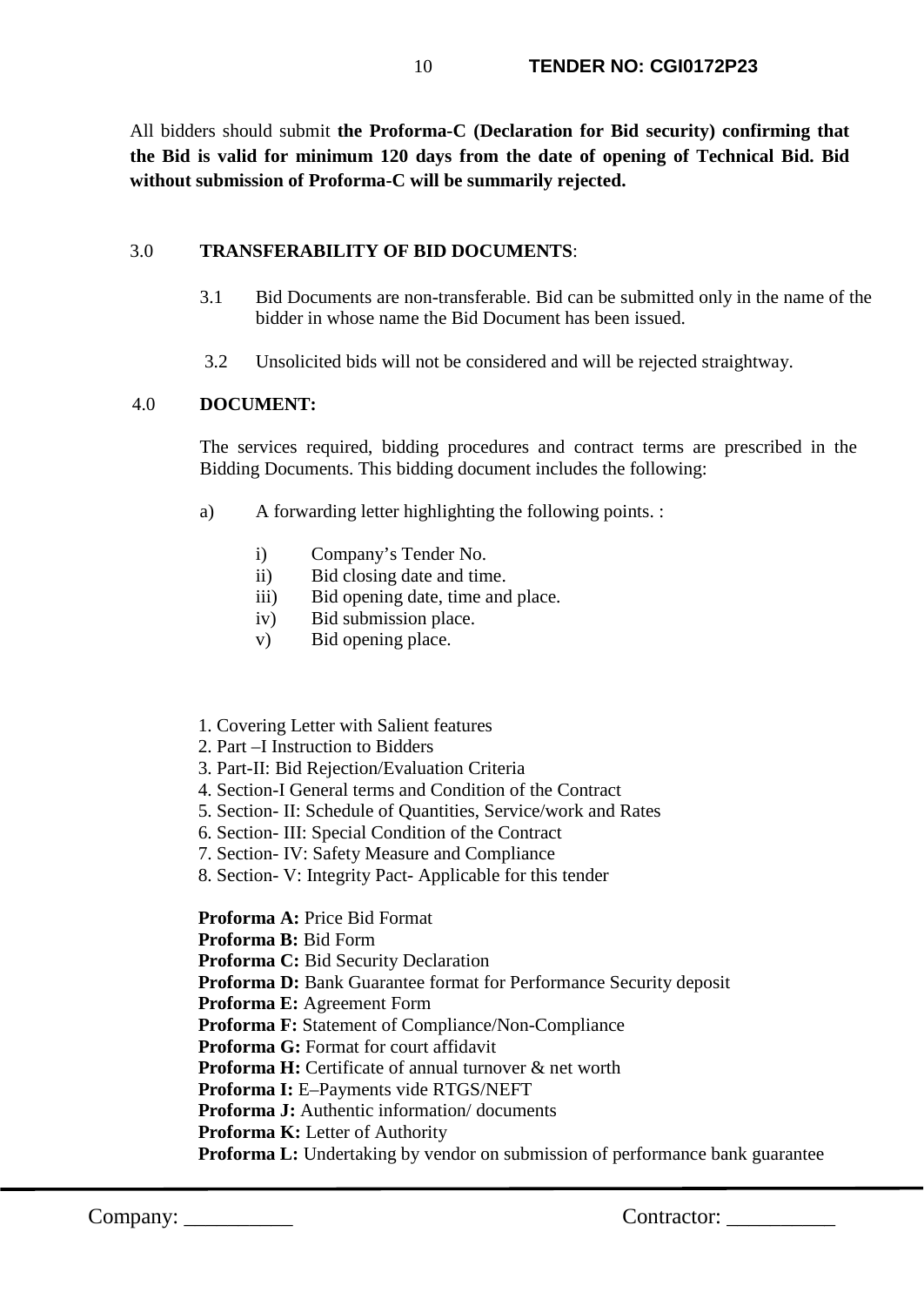All bidders should submit **the Proforma-C (Declaration for Bid security) confirming that the Bid is valid for minimum 120 days from the date of opening of Technical Bid. Bid without submission of Proforma-C will be summarily rejected.**

## 3.0 TRANSFERABILITY OF BID DOCUMENTS:

3.1 Bid Documents are non-transferable. Bid can be submitted only in the name of the bidder in whose name the Bid Document has been issued.

3.2 Unsolicited bids will not be considered and will be rejected straightway.

## 4.0 DOCUMENT:

The services required, bidding procedures and contract terms are prescribed in the Bidding Documents. This bidding document includes the following:

a) A forwarding letter highlighting the following points. :

- i) Company's Tender No.
- ii) Bid closing date and time.
- iii) Bid opening date, time and place.
- iv) Bid submission place.
- v) Bid opening place.

1. Covering Letter with Salient features
2. Part –I Instruction to Bidders
3. Part-II: Bid Rejection/Evaluation Criteria
4. Section-I General terms and Condition of the Contract
5. Section- II: Schedule of Quantities, Service/work and Rates
6. Section- III: Special Condition of the Contract
7. Section- IV: Safety Measure and Compliance
8. Section- V: Integrity Pact- Applicable for this tender

**Proforma A:** Price Bid Format
**Proforma B:** Bid Form
**Proforma C:** Bid Security Declaration
**Proforma D:** Bank Guarantee format for Performance Security deposit
**Proforma E:** Agreement Form
**Proforma F:** Statement of Compliance/Non-Compliance
**Proforma G:** Format for court affidavit
**Proforma H:** Certificate of annual turnover & net worth
**Proforma I:** E–Payments vide RTGS/NEFT
**Proforma J:** Authentic information/ documents
**Proforma K:** Letter of Authority
**Proforma L:** Undertaking by vendor on submission of performance bank guarantee

Company: __________ Contractor: __________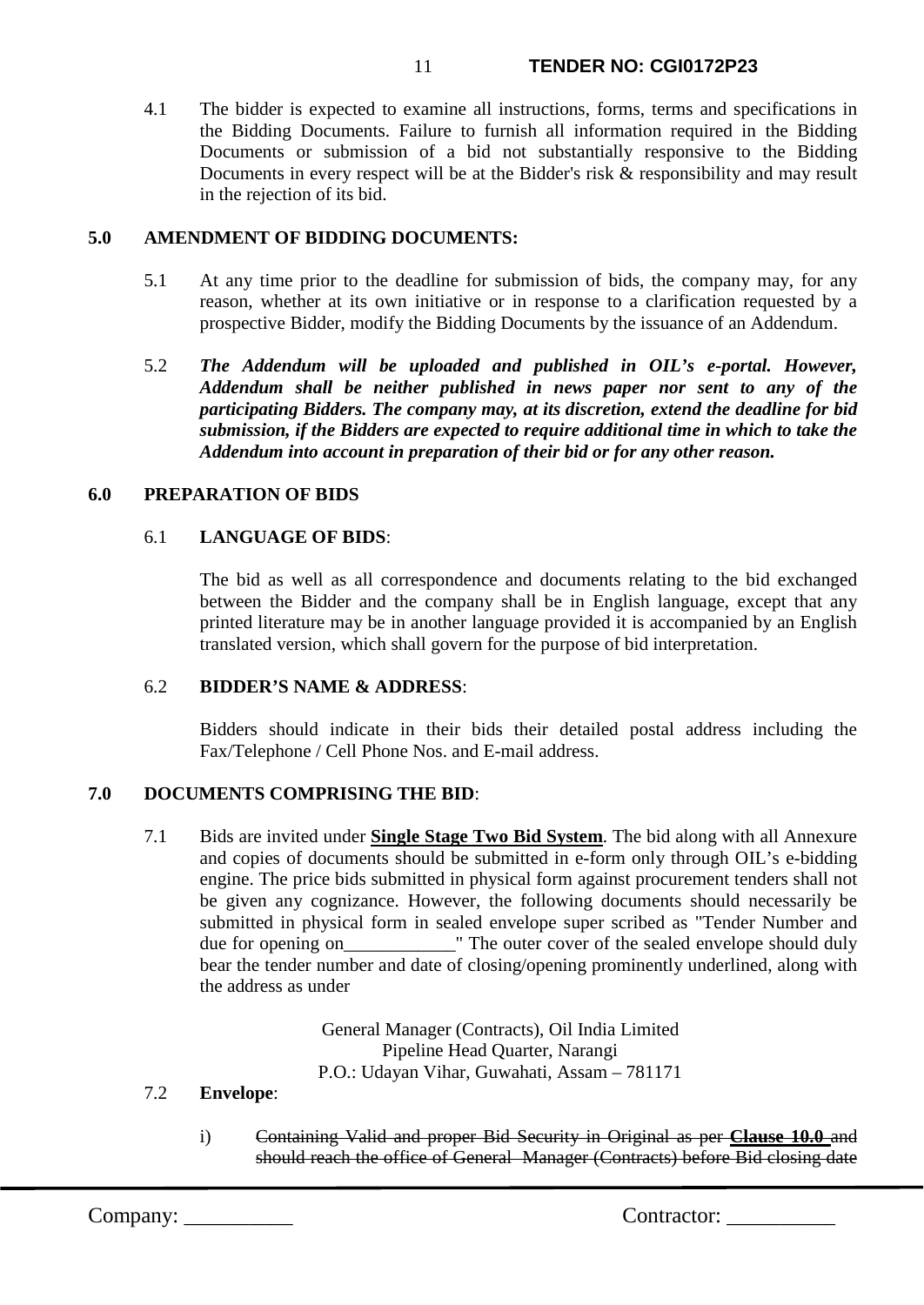4.1 The bidder is expected to examine all instructions, forms, terms and specifications in the Bidding Documents. Failure to furnish all information required in the Bidding Documents or submission of a bid not substantially responsive to the Bidding Documents in every respect will be at the Bidder's risk & responsibility and may result in the rejection of its bid.

## 5.0 AMENDMENT OF BIDDING DOCUMENTS:

5.1 At any time prior to the deadline for submission of bids, the company may, for any reason, whether at its own initiative or in response to a clarification requested by a prospective Bidder, modify the Bidding Documents by the issuance of an Addendum.

5.2 ***The Addendum will be uploaded and published in OIL's e-portal. However, Addendum shall be neither published in news paper nor sent to any of the participating Bidders. The company may, at its discretion, extend the deadline for bid submission, if the Bidders are expected to require additional time in which to take the Addendum into account in preparation of their bid or for any other reason.***

## 6.0 PREPARATION OF BIDS

6.1 **LANGUAGE OF BIDS**:

The bid as well as all correspondence and documents relating to the bid exchanged between the Bidder and the company shall be in English language, except that any printed literature may be in another language provided it is accompanied by an English translated version, which shall govern for the purpose of bid interpretation.

6.2 **BIDDER'S NAME & ADDRESS**:

Bidders should indicate in their bids their detailed postal address including the Fax/Telephone / Cell Phone Nos. and E-mail address.

## 7.0 DOCUMENTS COMPRISING THE BID:

7.1 Bids are invited under **Single Stage Two Bid System**. The bid along with all Annexure and copies of documents should be submitted in e-form only through OIL's e-bidding engine. The price bids submitted in physical form against procurement tenders shall not be given any cognizance. However, the following documents should necessarily be submitted in physical form in sealed envelope super scribed as "Tender Number and due for opening on____________" The outer cover of the sealed envelope should duly bear the tender number and date of closing/opening prominently underlined, along with the address as under

General Manager (Contracts), Oil India Limited
Pipeline Head Quarter, Narangi
P.O.: Udayan Vihar, Guwahati, Assam – 781171

7.2 **Envelope**:

i) ~~Containing Valid and proper Bid Security in Original as per **Clause 10.0** and should reach the office of General Manager (Contracts) before Bid closing date~~

Company: __________ Contractor: __________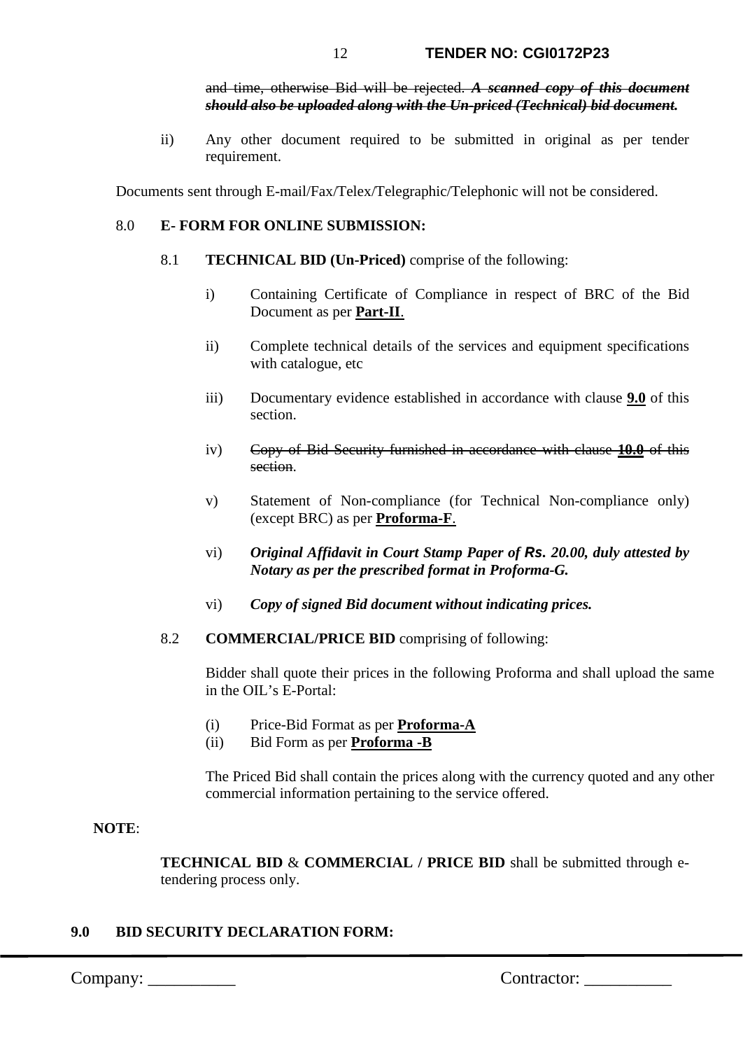~~and time, otherwise Bid will be rejected.~~ ~~***A scanned copy of this document should also be uploaded along with the Un-priced (Technical) bid document.***~~

ii) Any other document required to be submitted in original as per tender requirement.

Documents sent through E-mail/Fax/Telex/Telegraphic/Telephonic will not be considered.

8.0 **E- FORM FOR ONLINE SUBMISSION:**

8.1 **TECHNICAL BID (Un-Priced)** comprise of the following:

i) Containing Certificate of Compliance in respect of BRC of the Bid Document as per **Part-II**.

ii) Complete technical details of the services and equipment specifications with catalogue, etc

iii) Documentary evidence established in accordance with clause **9.0** of this section.

iv) ~~Copy of Bid Security furnished in accordance with clause **10.0** of this section~~.

v) Statement of Non-compliance (for Technical Non-compliance only) (except BRC) as per **Proforma-F**.

vi) ***Original Affidavit in Court Stamp Paper of Rs. 20.00, duly attested by Notary as per the prescribed format in Proforma-G.***

vi) ***Copy of signed Bid document without indicating prices.***

8.2 **COMMERCIAL/PRICE BID** comprising of following:

Bidder shall quote their prices in the following Proforma and shall upload the same in the OIL's E-Portal:

(i) Price-Bid Format as per **Proforma-A**
(ii) Bid Form as per **Proforma -B**

The Priced Bid shall contain the prices along with the currency quoted and any other commercial information pertaining to the service offered.

**NOTE**:

**TECHNICAL BID** & **COMMERCIAL / PRICE BID** shall be submitted through e-tendering process only.

**9.0 BID SECURITY DECLARATION FORM:**

Company: __________ Contractor: __________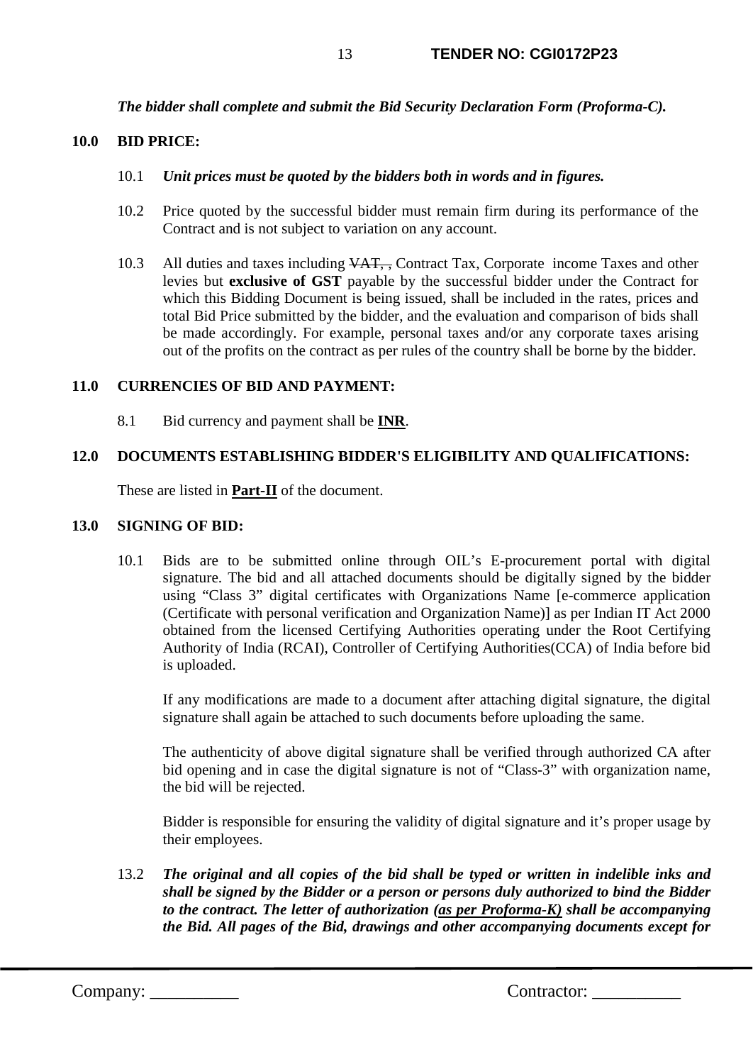*The bidder shall complete and submit the Bid Security Declaration Form (Proforma-C).*

**10.0 BID PRICE:**

10.1 ***Unit prices must be quoted by the bidders both in words and in figures.***

10.2 Price quoted by the successful bidder must remain firm during its performance of the Contract and is not subject to variation on any account.

10.3 All duties and taxes including ~~VAT, ,~~ Contract Tax, Corporate income Taxes and other levies but **exclusive of GST** payable by the successful bidder under the Contract for which this Bidding Document is being issued, shall be included in the rates, prices and total Bid Price submitted by the bidder, and the evaluation and comparison of bids shall be made accordingly. For example, personal taxes and/or any corporate taxes arising out of the profits on the contract as per rules of the country shall be borne by the bidder.

**11.0 CURRENCIES OF BID AND PAYMENT:**

8.1 Bid currency and payment shall be **INR**.

**12.0 DOCUMENTS ESTABLISHING BIDDER'S ELIGIBILITY AND QUALIFICATIONS:**

These are listed in **Part-II** of the document.

**13.0 SIGNING OF BID:**

10.1 Bids are to be submitted online through OIL's E-procurement portal with digital signature. The bid and all attached documents should be digitally signed by the bidder using "Class 3" digital certificates with Organizations Name [e-commerce application (Certificate with personal verification and Organization Name)] as per Indian IT Act 2000 obtained from the licensed Certifying Authorities operating under the Root Certifying Authority of India (RCAI), Controller of Certifying Authorities(CCA) of India before bid is uploaded.

If any modifications are made to a document after attaching digital signature, the digital signature shall again be attached to such documents before uploading the same.

The authenticity of above digital signature shall be verified through authorized CA after bid opening and in case the digital signature is not of "Class-3" with organization name, the bid will be rejected.

Bidder is responsible for ensuring the validity of digital signature and it's proper usage by their employees.

13.2 ***The original and all copies of the bid shall be typed or written in indelible inks and shall be signed by the Bidder or a person or persons duly authorized to bind the Bidder to the contract. The letter of authorization (as per Proforma-K) shall be accompanying the Bid. All pages of the Bid, drawings and other accompanying documents except for***

Company: __________ Contractor: __________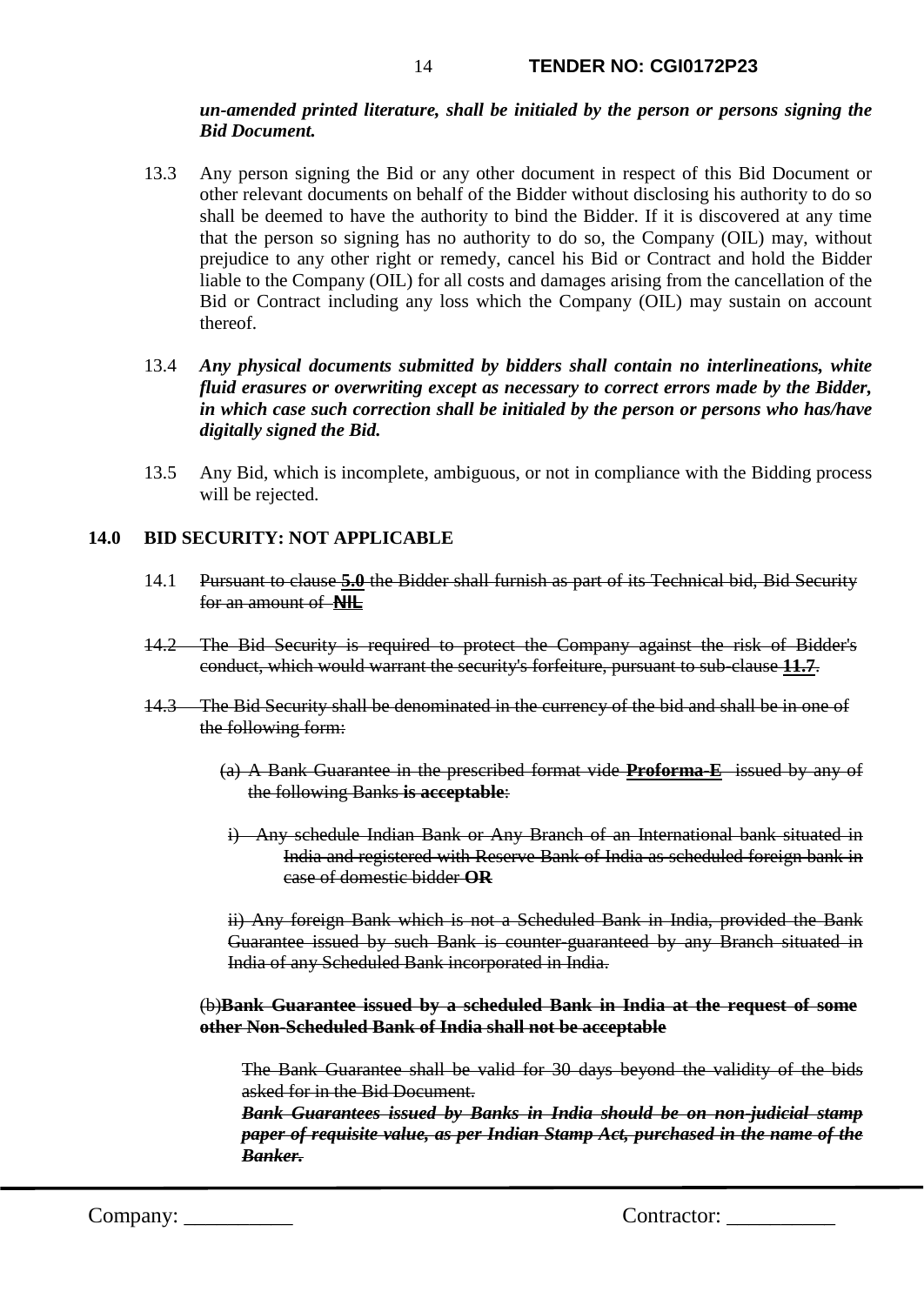***un-amended printed literature, shall be initialed by the person or persons signing the Bid Document.***

13.3 Any person signing the Bid or any other document in respect of this Bid Document or other relevant documents on behalf of the Bidder without disclosing his authority to do so shall be deemed to have the authority to bind the Bidder. If it is discovered at any time that the person so signing has no authority to do so, the Company (OIL) may, without prejudice to any other right or remedy, cancel his Bid or Contract and hold the Bidder liable to the Company (OIL) for all costs and damages arising from the cancellation of the Bid or Contract including any loss which the Company (OIL) may sustain on account thereof.

13.4 ***Any physical documents submitted by bidders shall contain no interlineations, white fluid erasures or overwriting except as necessary to correct errors made by the Bidder, in which case such correction shall be initialed by the person or persons who has/have digitally signed the Bid.***

13.5 Any Bid, which is incomplete, ambiguous, or not in compliance with the Bidding process will be rejected.

**14.0 BID SECURITY: NOT APPLICABLE**

14.1 ~~Pursuant to clause **5.0** the Bidder shall furnish as part of its Technical bid, Bid Security for an amount of **NIL**~~

~~14.2 The Bid Security is required to protect the Company against the risk of Bidder's conduct, which would warrant the security's forfeiture, pursuant to sub-clause **11.7**.~~

~~14.3 The Bid Security shall be denominated in the currency of the bid and shall be in one of the following form:~~

~~(a) A Bank Guarantee in the prescribed format vide **Proforma-E** issued by any of the following Banks **is acceptable**:~~

~~i) Any schedule Indian Bank or Any Branch of an International bank situated in India and registered with Reserve Bank of India as scheduled foreign bank in case of domestic bidder **OR**~~

~~ii) Any foreign Bank which is not a Scheduled Bank in India, provided the Bank Guarantee issued by such Bank is counter-guaranteed by any Branch situated in India of any Scheduled Bank incorporated in India.~~

~~(b)**Bank Guarantee issued by a scheduled Bank in India at the request of some other Non-Scheduled Bank of India shall not be acceptable**~~

~~The Bank Guarantee shall be valid for 30 days beyond the validity of the bids asked for in the Bid Document.~~
~~***Bank Guarantees issued by Banks in India should be on non-judicial stamp paper of requisite value, as per Indian Stamp Act, purchased in the name of the Banker.***~~

Company: __________ Contractor: __________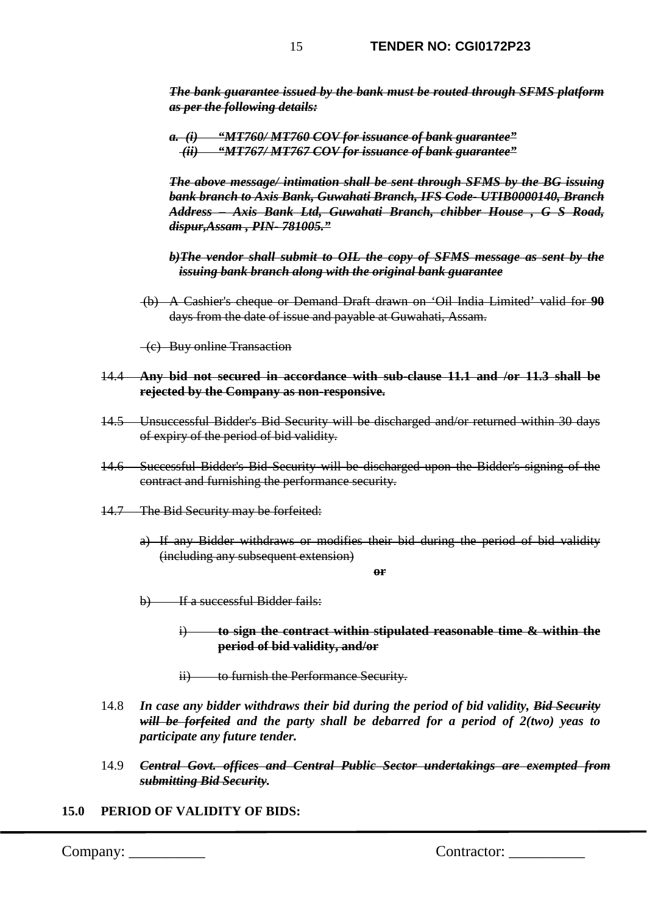~~***The bank guarantee issued by the bank must be routed through SFMS platform as per the following details:***~~

~~***a. (i) "MT760/ MT760 COV for issuance of bank guarantee"***~~
~~***(ii) "MT767/ MT767 COV for issuance of bank guarantee"***~~

~~***The above message/ intimation shall be sent through SFMS by the BG issuing bank branch to Axis Bank, Guwahati Branch, IFS Code- UTIB0000140, Branch Address – Axis Bank Ltd, Guwahati Branch, chibber House , G S Road, dispur,Assam , PIN- 781005."***~~

~~***b)The vendor shall submit to OIL the copy of SFMS message as sent by the issuing bank branch along with the original bank guarantee***~~

~~(b) A Cashier's cheque or Demand Draft drawn on 'Oil India Limited' valid for **90** days from the date of issue and payable at Guwahati, Assam.~~

~~(c) Buy online Transaction~~

~~14.4 **Any bid not secured in accordance with sub-clause 11.1 and /or 11.3 shall be rejected by the Company as non-responsive.**~~

~~14.5 Unsuccessful Bidder's Bid Security will be discharged and/or returned within 30 days of expiry of the period of bid validity.~~

~~14.6 Successful Bidder's Bid Security will be discharged upon the Bidder's signing of the contract and furnishing the performance security.~~

~~14.7 The Bid Security may be forfeited:~~

~~a) If any Bidder withdraws or modifies their bid during the period of bid validity (including any subsequent extension)~~

~~**or**~~

~~b) If a successful Bidder fails:~~

~~i) **to sign the contract within stipulated reasonable time & within the period of bid validity, and/or**~~

~~ii) to furnish the Performance Security.~~

14.8 ***In case any bidder withdraws their bid during the period of bid validity, ~~Bid Security will be forfeited~~ and the party shall be debarred for a period of 2(two) yeas to participate any future tender.***

14.9 ~~***Central Govt. offices and Central Public Sector undertakings are exempted from submitting Bid Security.***~~

**15.0 PERIOD OF VALIDITY OF BIDS:**

Company: __________ Contractor: __________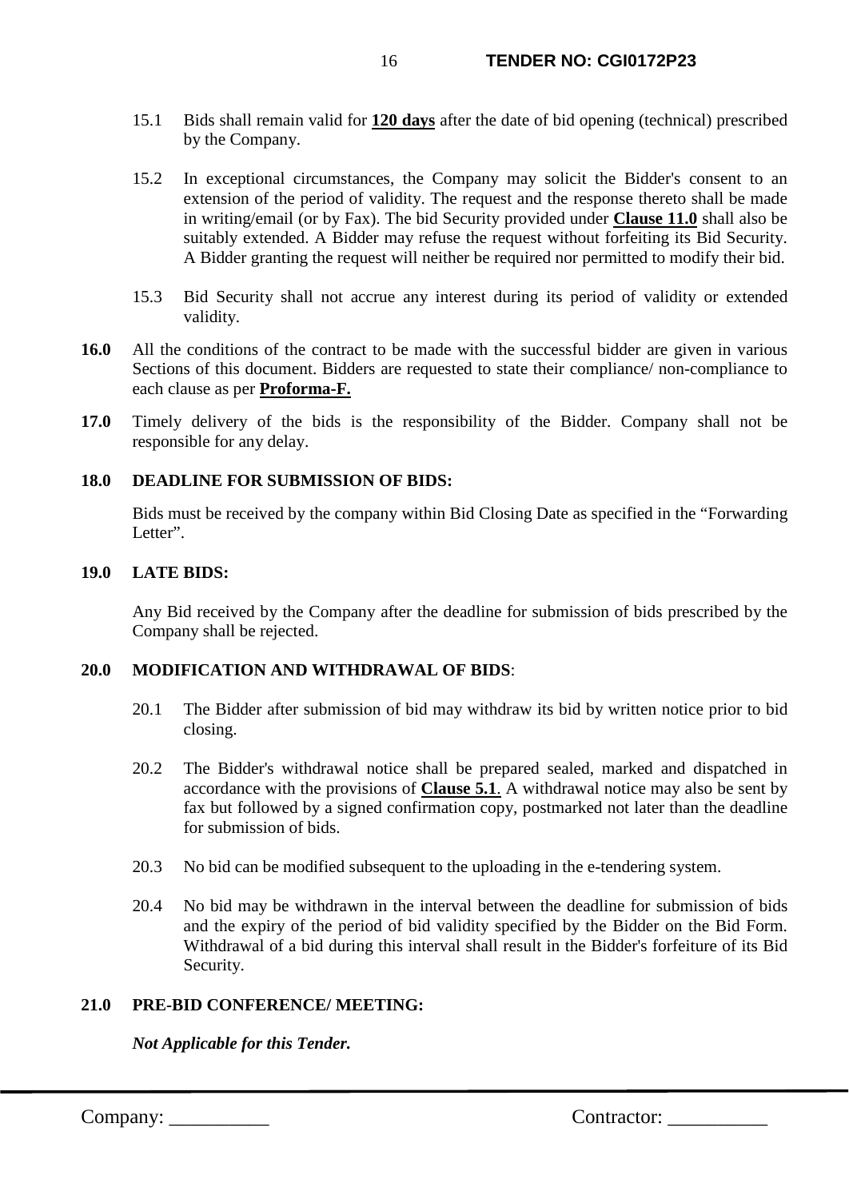15.1 Bids shall remain valid for **120 days** after the date of bid opening (technical) prescribed by the Company.

15.2 In exceptional circumstances, the Company may solicit the Bidder's consent to an extension of the period of validity. The request and the response thereto shall be made in writing/email (or by Fax). The bid Security provided under **Clause 11.0** shall also be suitably extended. A Bidder may refuse the request without forfeiting its Bid Security. A Bidder granting the request will neither be required nor permitted to modify their bid.

15.3 Bid Security shall not accrue any interest during its period of validity or extended validity.

**16.0** All the conditions of the contract to be made with the successful bidder are given in various Sections of this document. Bidders are requested to state their compliance/ non-compliance to each clause as per **Proforma-F.**

**17.0** Timely delivery of the bids is the responsibility of the Bidder. Company shall not be responsible for any delay.

**18.0 DEADLINE FOR SUBMISSION OF BIDS:**

Bids must be received by the company within Bid Closing Date as specified in the "Forwarding Letter".

**19.0 LATE BIDS:**

Any Bid received by the Company after the deadline for submission of bids prescribed by the Company shall be rejected.

**20.0 MODIFICATION AND WITHDRAWAL OF BIDS**:

20.1 The Bidder after submission of bid may withdraw its bid by written notice prior to bid closing.

20.2 The Bidder's withdrawal notice shall be prepared sealed, marked and dispatched in accordance with the provisions of **Clause 5.1**. A withdrawal notice may also be sent by fax but followed by a signed confirmation copy, postmarked not later than the deadline for submission of bids.

20.3 No bid can be modified subsequent to the uploading in the e-tendering system.

20.4 No bid may be withdrawn in the interval between the deadline for submission of bids and the expiry of the period of bid validity specified by the Bidder on the Bid Form. Withdrawal of a bid during this interval shall result in the Bidder's forfeiture of its Bid Security.

**21.0 PRE-BID CONFERENCE/ MEETING:**

***Not Applicable for this Tender.***

Company: __________ Contractor: __________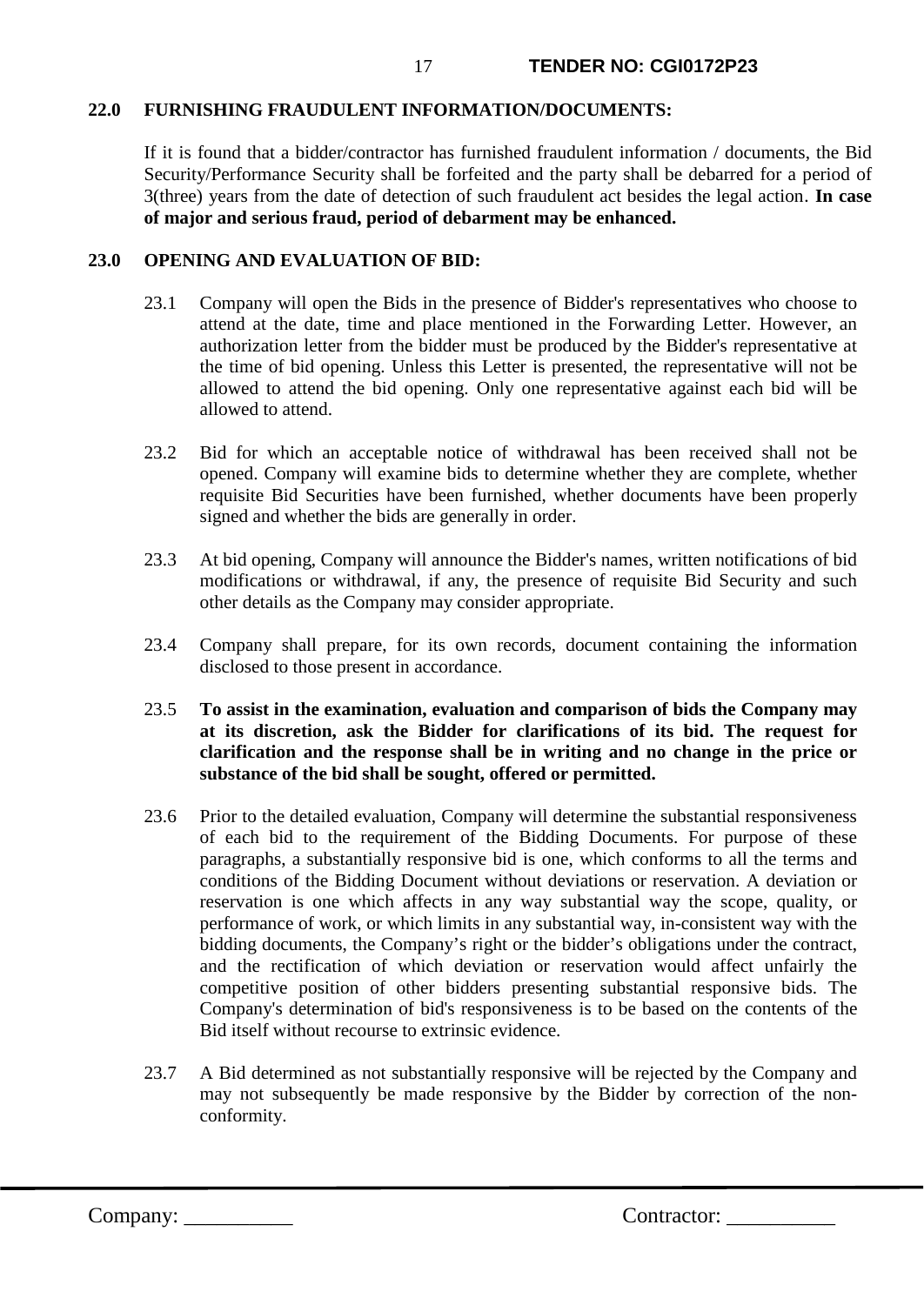## 22.0 FURNISHING FRAUDULENT INFORMATION/DOCUMENTS:

If it is found that a bidder/contractor has furnished fraudulent information / documents, the Bid Security/Performance Security shall be forfeited and the party shall be debarred for a period of 3(three) years from the date of detection of such fraudulent act besides the legal action. **In case of major and serious fraud, period of debarment may be enhanced.**

## 23.0 OPENING AND EVALUATION OF BID:

23.1 Company will open the Bids in the presence of Bidder's representatives who choose to attend at the date, time and place mentioned in the Forwarding Letter. However, an authorization letter from the bidder must be produced by the Bidder's representative at the time of bid opening. Unless this Letter is presented, the representative will not be allowed to attend the bid opening. Only one representative against each bid will be allowed to attend.

23.2 Bid for which an acceptable notice of withdrawal has been received shall not be opened. Company will examine bids to determine whether they are complete, whether requisite Bid Securities have been furnished, whether documents have been properly signed and whether the bids are generally in order.

23.3 At bid opening, Company will announce the Bidder's names, written notifications of bid modifications or withdrawal, if any, the presence of requisite Bid Security and such other details as the Company may consider appropriate.

23.4 Company shall prepare, for its own records, document containing the information disclosed to those present in accordance.

23.5 **To assist in the examination, evaluation and comparison of bids the Company may at its discretion, ask the Bidder for clarifications of its bid. The request for clarification and the response shall be in writing and no change in the price or substance of the bid shall be sought, offered or permitted.**

23.6 Prior to the detailed evaluation, Company will determine the substantial responsiveness of each bid to the requirement of the Bidding Documents. For purpose of these paragraphs, a substantially responsive bid is one, which conforms to all the terms and conditions of the Bidding Document without deviations or reservation. A deviation or reservation is one which affects in any way substantial way the scope, quality, or performance of work, or which limits in any substantial way, in-consistent way with the bidding documents, the Company's right or the bidder's obligations under the contract, and the rectification of which deviation or reservation would affect unfairly the competitive position of other bidders presenting substantial responsive bids. The Company's determination of bid's responsiveness is to be based on the contents of the Bid itself without recourse to extrinsic evidence.

23.7 A Bid determined as not substantially responsive will be rejected by the Company and may not subsequently be made responsive by the Bidder by correction of the non-conformity.

Company: __________ Contractor: __________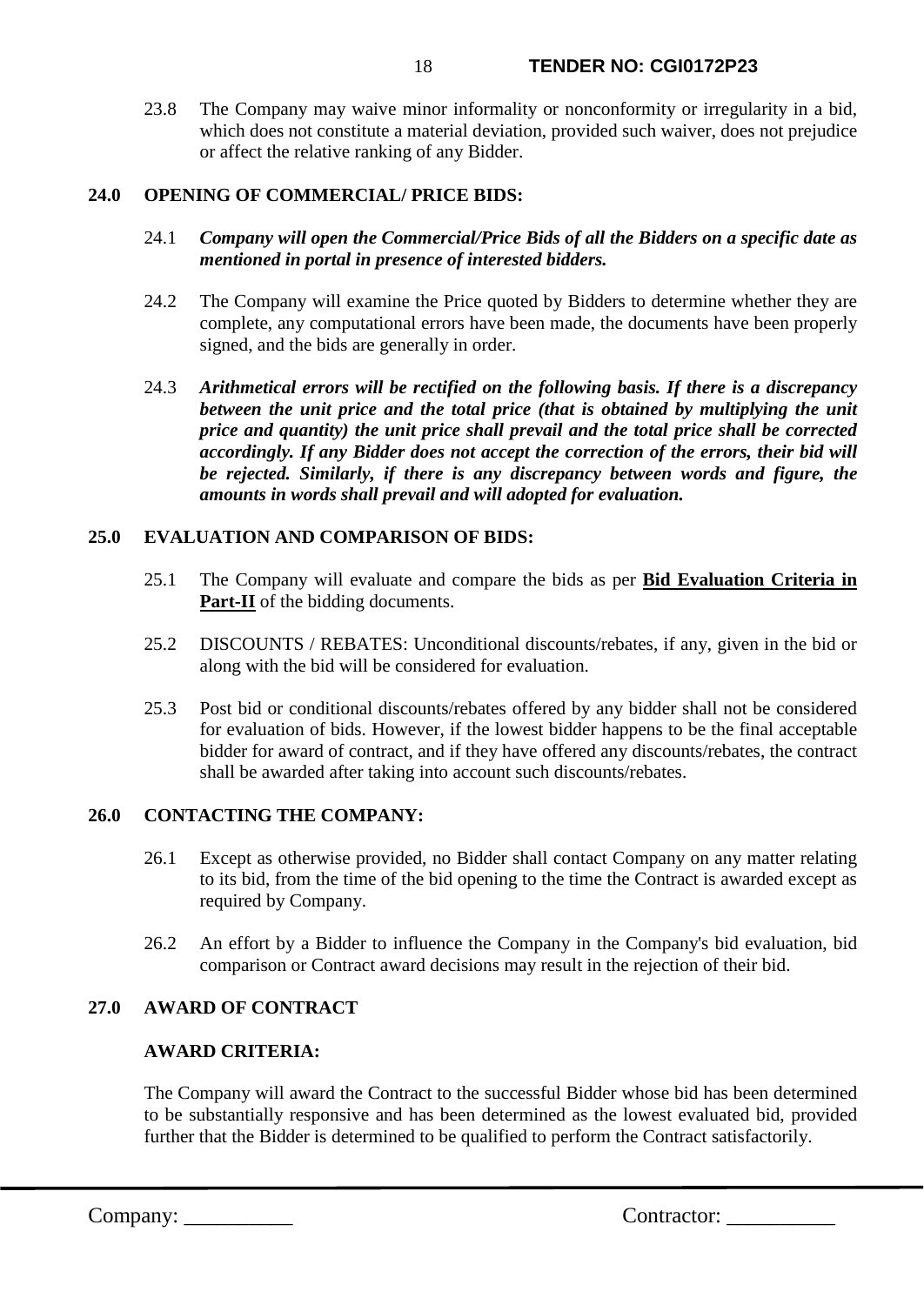23.8 The Company may waive minor informality or nonconformity or irregularity in a bid, which does not constitute a material deviation, provided such waiver, does not prejudice or affect the relative ranking of any Bidder.

## 24.0 OPENING OF COMMERCIAL/ PRICE BIDS:

24.1 ***Company will open the Commercial/Price Bids of all the Bidders on a specific date as mentioned in portal in presence of interested bidders.***

24.2 The Company will examine the Price quoted by Bidders to determine whether they are complete, any computational errors have been made, the documents have been properly signed, and the bids are generally in order.

24.3 ***Arithmetical errors will be rectified on the following basis. If there is a discrepancy between the unit price and the total price (that is obtained by multiplying the unit price and quantity) the unit price shall prevail and the total price shall be corrected accordingly. If any Bidder does not accept the correction of the errors, their bid will be rejected. Similarly, if there is any discrepancy between words and figure, the amounts in words shall prevail and will adopted for evaluation.***

## 25.0 EVALUATION AND COMPARISON OF BIDS:

25.1 The Company will evaluate and compare the bids as per **Bid Evaluation Criteria in Part-II** of the bidding documents.

25.2 DISCOUNTS / REBATES: Unconditional discounts/rebates, if any, given in the bid or along with the bid will be considered for evaluation.

25.3 Post bid or conditional discounts/rebates offered by any bidder shall not be considered for evaluation of bids. However, if the lowest bidder happens to be the final acceptable bidder for award of contract, and if they have offered any discounts/rebates, the contract shall be awarded after taking into account such discounts/rebates.

## 26.0 CONTACTING THE COMPANY:

26.1 Except as otherwise provided, no Bidder shall contact Company on any matter relating to its bid, from the time of the bid opening to the time the Contract is awarded except as required by Company.

26.2 An effort by a Bidder to influence the Company in the Company's bid evaluation, bid comparison or Contract award decisions may result in the rejection of their bid.

## 27.0 AWARD OF CONTRACT

**AWARD CRITERIA:**

The Company will award the Contract to the successful Bidder whose bid has been determined to be substantially responsive and has been determined as the lowest evaluated bid, provided further that the Bidder is determined to be qualified to perform the Contract satisfactorily.

Company: __________ Contractor: __________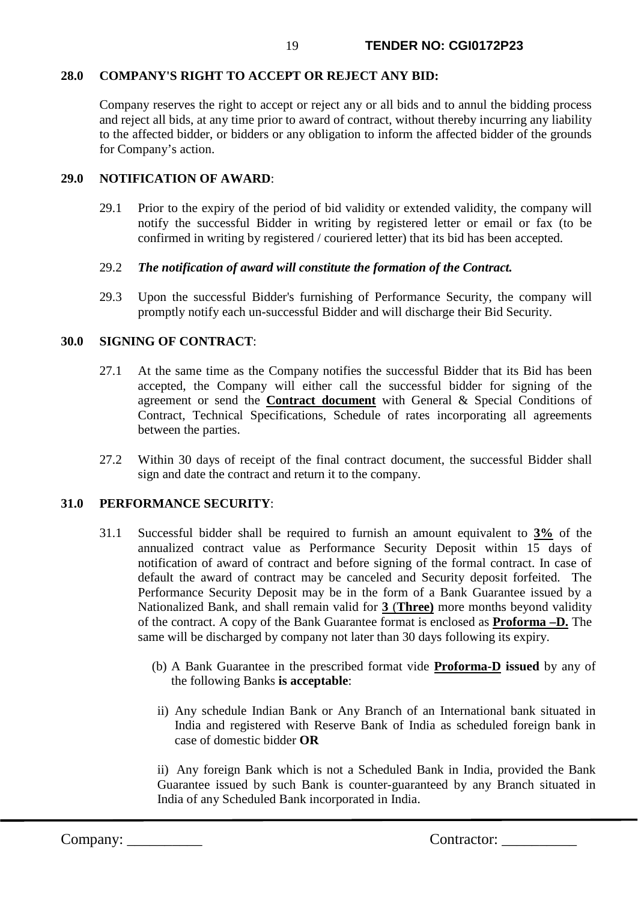## 28.0 COMPANY'S RIGHT TO ACCEPT OR REJECT ANY BID:

Company reserves the right to accept or reject any or all bids and to annul the bidding process and reject all bids, at any time prior to award of contract, without thereby incurring any liability to the affected bidder, or bidders or any obligation to inform the affected bidder of the grounds for Company's action.

## 29.0 NOTIFICATION OF AWARD:

29.1 Prior to the expiry of the period of bid validity or extended validity, the company will notify the successful Bidder in writing by registered letter or email or fax (to be confirmed in writing by registered / couriered letter) that its bid has been accepted.

29.2 ***The notification of award will constitute the formation of the Contract.***

29.3 Upon the successful Bidder's furnishing of Performance Security, the company will promptly notify each un-successful Bidder and will discharge their Bid Security.

## 30.0 SIGNING OF CONTRACT:

27.1 At the same time as the Company notifies the successful Bidder that its Bid has been accepted, the Company will either call the successful bidder for signing of the agreement or send the **Contract document** with General & Special Conditions of Contract, Technical Specifications, Schedule of rates incorporating all agreements between the parties.

27.2 Within 30 days of receipt of the final contract document, the successful Bidder shall sign and date the contract and return it to the company.

## 31.0 PERFORMANCE SECURITY:

31.1 Successful bidder shall be required to furnish an amount equivalent to **3%** of the annualized contract value as Performance Security Deposit within 15 days of notification of award of contract and before signing of the formal contract. In case of default the award of contract may be canceled and Security deposit forfeited. The Performance Security Deposit may be in the form of a Bank Guarantee issued by a Nationalized Bank, and shall remain valid for **3 (Three)** more months beyond validity of the contract. A copy of the Bank Guarantee format is enclosed as **Proforma –D.** The same will be discharged by company not later than 30 days following its expiry.

(b) A Bank Guarantee in the prescribed format vide **Proforma-D issued** by any of the following Banks **is acceptable**:

ii) Any schedule Indian Bank or Any Branch of an International bank situated in India and registered with Reserve Bank of India as scheduled foreign bank in case of domestic bidder **OR**

ii) Any foreign Bank which is not a Scheduled Bank in India, provided the Bank Guarantee issued by such Bank is counter-guaranteed by any Branch situated in India of any Scheduled Bank incorporated in India.

Company: __________ Contractor: __________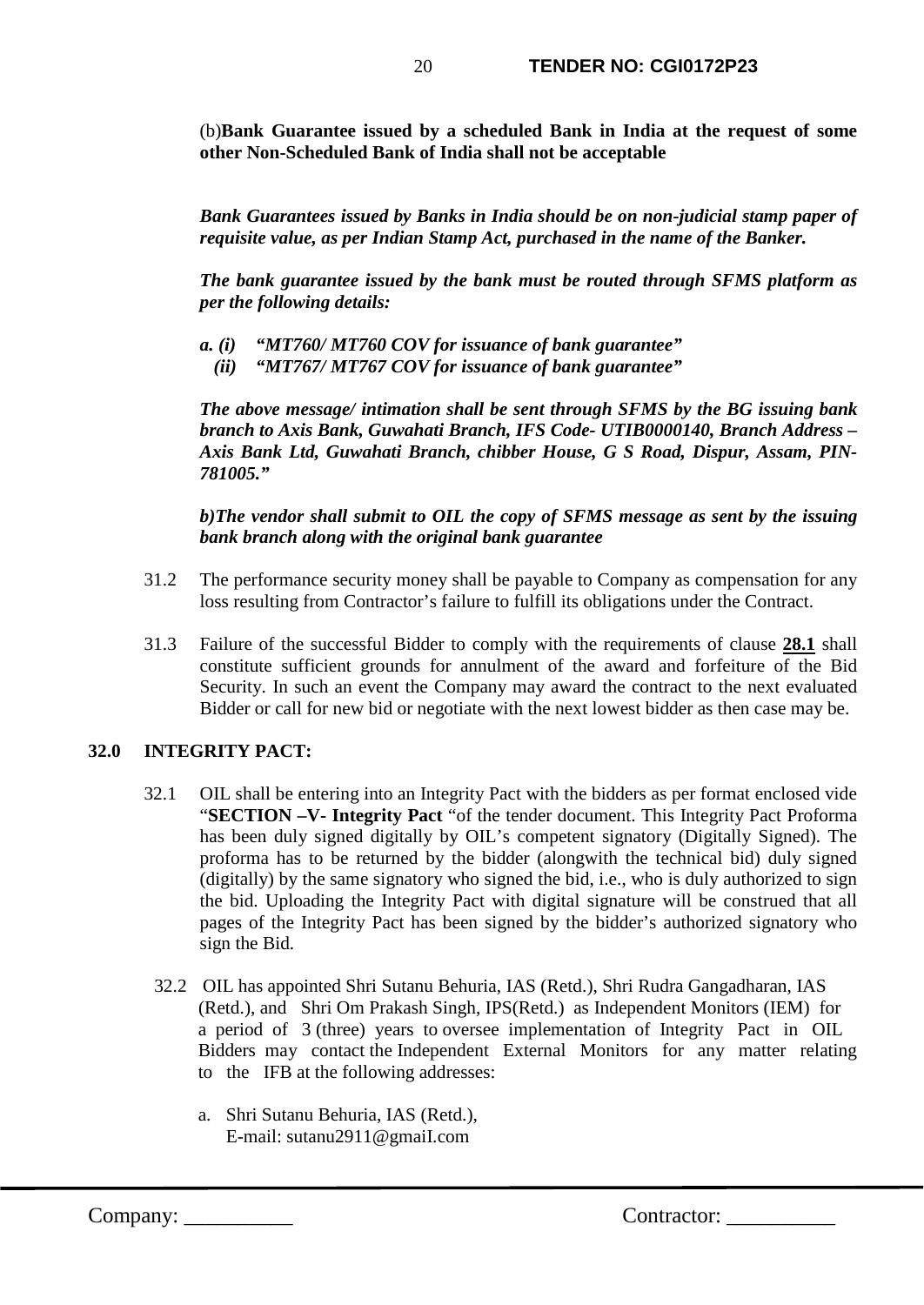(b)**Bank Guarantee issued by a scheduled Bank in India at the request of some other Non-Scheduled Bank of India shall not be acceptable**

***Bank Guarantees issued by Banks in India should be on non-judicial stamp paper of requisite value, as per Indian Stamp Act, purchased in the name of the Banker.***

***The bank guarantee issued by the bank must be routed through SFMS platform as per the following details:***

***a. (i) "MT760/ MT760 COV for issuance of bank guarantee"***
***(ii) "MT767/ MT767 COV for issuance of bank guarantee"***

***The above message/ intimation shall be sent through SFMS by the BG issuing bank branch to Axis Bank, Guwahati Branch, IFS Code- UTIB0000140, Branch Address – Axis Bank Ltd, Guwahati Branch, chibber House, G S Road, Dispur, Assam, PIN-781005."***

***b)The vendor shall submit to OIL the copy of SFMS message as sent by the issuing bank branch along with the original bank guarantee***

31.2 The performance security money shall be payable to Company as compensation for any loss resulting from Contractor's failure to fulfill its obligations under the Contract.

31.3 Failure of the successful Bidder to comply with the requirements of clause **28.1** shall constitute sufficient grounds for annulment of the award and forfeiture of the Bid Security. In such an event the Company may award the contract to the next evaluated Bidder or call for new bid or negotiate with the next lowest bidder as then case may be.

## 32.0 INTEGRITY PACT:

32.1 OIL shall be entering into an Integrity Pact with the bidders as per format enclosed vide "**SECTION –V- Integrity Pact** "of the tender document. This Integrity Pact Proforma has been duly signed digitally by OIL's competent signatory (Digitally Signed). The proforma has to be returned by the bidder (alongwith the technical bid) duly signed (digitally) by the same signatory who signed the bid, i.e., who is duly authorized to sign the bid. Uploading the Integrity Pact with digital signature will be construed that all pages of the Integrity Pact has been signed by the bidder's authorized signatory who sign the Bid.

32.2 OIL has appointed Shri Sutanu Behuria, IAS (Retd.), Shri Rudra Gangadharan, IAS (Retd.), and Shri Om Prakash Singh, IPS(Retd.) as Independent Monitors (IEM) for a period of 3 (three) years to oversee implementation of Integrity Pact in OIL Bidders may contact the Independent External Monitors for any matter relating to the IFB at the following addresses:

a. Shri Sutanu Behuria, IAS (Retd.),
E-mail: sutanu2911@gmaiI.com

Company: __________ Contractor: __________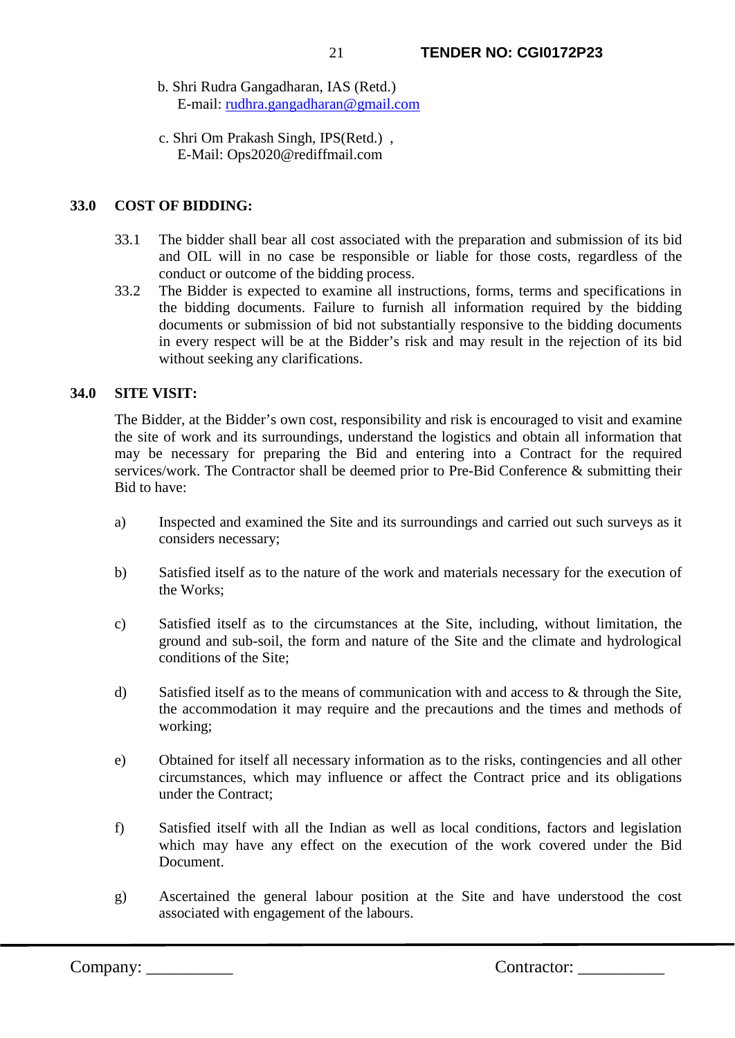b. Shri Rudra Gangadharan, IAS (Retd.)
E-mail: rudhra.gangadharan@gmail.com

c. Shri Om Prakash Singh, IPS(Retd.) ,
E-Mail: Ops2020@rediffmail.com

## 33.0 COST OF BIDDING:

33.1 The bidder shall bear all cost associated with the preparation and submission of its bid and OIL will in no case be responsible or liable for those costs, regardless of the conduct or outcome of the bidding process.

33.2 The Bidder is expected to examine all instructions, forms, terms and specifications in the bidding documents. Failure to furnish all information required by the bidding documents or submission of bid not substantially responsive to the bidding documents in every respect will be at the Bidder's risk and may result in the rejection of its bid without seeking any clarifications.

## 34.0 SITE VISIT:

The Bidder, at the Bidder's own cost, responsibility and risk is encouraged to visit and examine the site of work and its surroundings, understand the logistics and obtain all information that may be necessary for preparing the Bid and entering into a Contract for the required services/work. The Contractor shall be deemed prior to Pre-Bid Conference & submitting their Bid to have:

a) Inspected and examined the Site and its surroundings and carried out such surveys as it considers necessary;

b) Satisfied itself as to the nature of the work and materials necessary for the execution of the Works;

c) Satisfied itself as to the circumstances at the Site, including, without limitation, the ground and sub-soil, the form and nature of the Site and the climate and hydrological conditions of the Site;

d) Satisfied itself as to the means of communication with and access to & through the Site, the accommodation it may require and the precautions and the times and methods of working;

e) Obtained for itself all necessary information as to the risks, contingencies and all other circumstances, which may influence or affect the Contract price and its obligations under the Contract;

f) Satisfied itself with all the Indian as well as local conditions, factors and legislation which may have any effect on the execution of the work covered under the Bid Document.

g) Ascertained the general labour position at the Site and have understood the cost associated with engagement of the labours.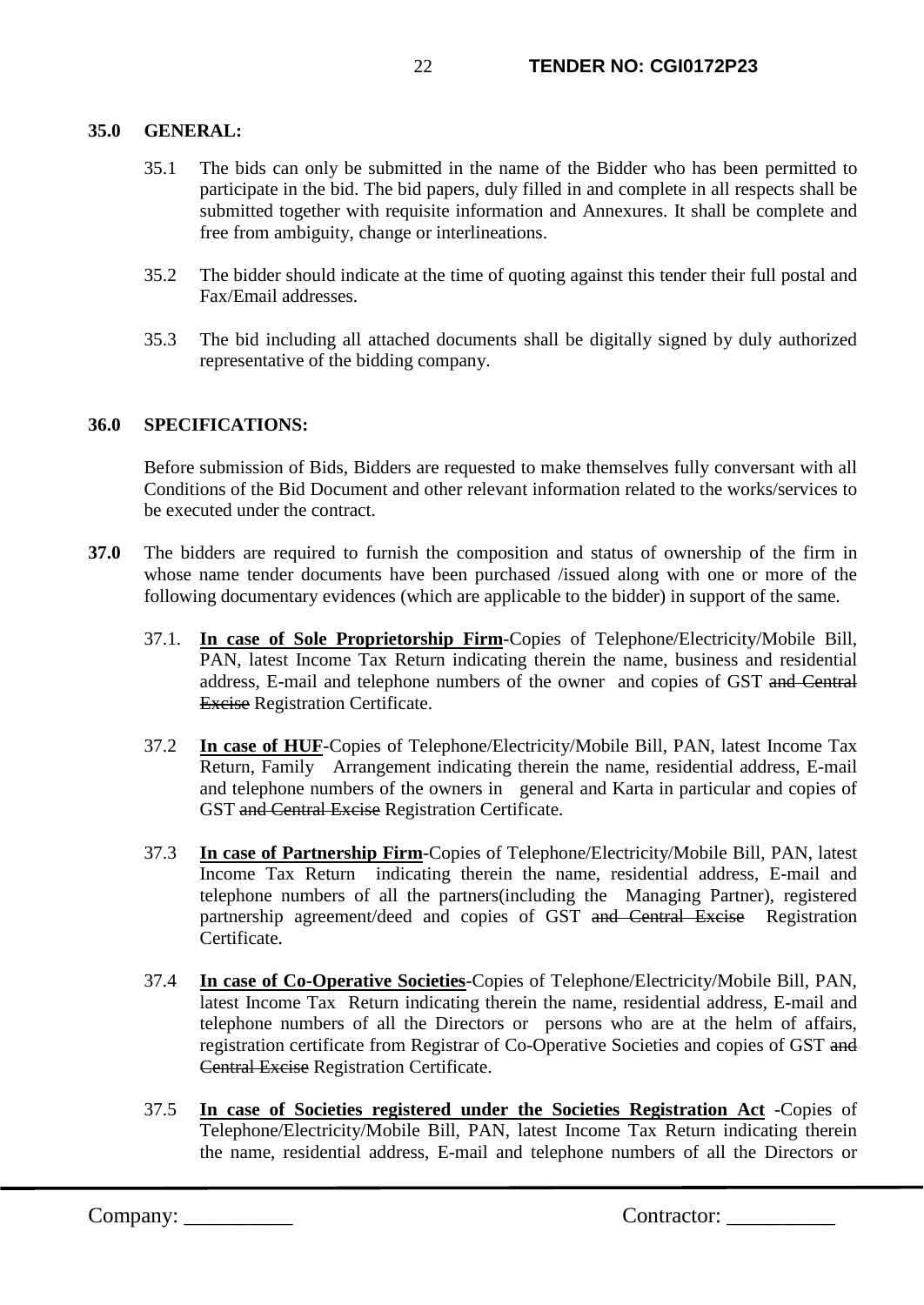**35.0 GENERAL:**

35.1 The bids can only be submitted in the name of the Bidder who has been permitted to participate in the bid. The bid papers, duly filled in and complete in all respects shall be submitted together with requisite information and Annexures. It shall be complete and free from ambiguity, change or interlineations.

35.2 The bidder should indicate at the time of quoting against this tender their full postal and Fax/Email addresses.

35.3 The bid including all attached documents shall be digitally signed by duly authorized representative of the bidding company.

**36.0 SPECIFICATIONS:**

Before submission of Bids, Bidders are requested to make themselves fully conversant with all Conditions of the Bid Document and other relevant information related to the works/services to be executed under the contract.

**37.0** The bidders are required to furnish the composition and status of ownership of the firm in whose name tender documents have been purchased /issued along with one or more of the following documentary evidences (which are applicable to the bidder) in support of the same.

37.1. **<u>In case of Sole Proprietorship Firm</u>**-Copies of Telephone/Electricity/Mobile Bill, PAN, latest Income Tax Return indicating therein the name, business and residential address, E-mail and telephone numbers of the owner and copies of GST ~~and Central Excise~~ Registration Certificate.

37.2 **<u>In case of HUF</u>**-Copies of Telephone/Electricity/Mobile Bill, PAN, latest Income Tax Return, Family Arrangement indicating therein the name, residential address, E-mail and telephone numbers of the owners in general and Karta in particular and copies of GST ~~and Central Excise~~ Registration Certificate.

37.3 **<u>In case of Partnership Firm</u>**-Copies of Telephone/Electricity/Mobile Bill, PAN, latest Income Tax Return indicating therein the name, residential address, E-mail and telephone numbers of all the partners(including the Managing Partner), registered partnership agreement/deed and copies of GST ~~and Central Excise~~ Registration Certificate.

37.4 **<u>In case of Co-Operative Societies</u>**-Copies of Telephone/Electricity/Mobile Bill, PAN, latest Income Tax Return indicating therein the name, residential address, E-mail and telephone numbers of all the Directors or persons who are at the helm of affairs, registration certificate from Registrar of Co-Operative Societies and copies of GST ~~and Central Excise~~ Registration Certificate.

37.5 **<u>In case of Societies registered under the Societies Registration Act</u>** -Copies of Telephone/Electricity/Mobile Bill, PAN, latest Income Tax Return indicating therein the name, residential address, E-mail and telephone numbers of all the Directors or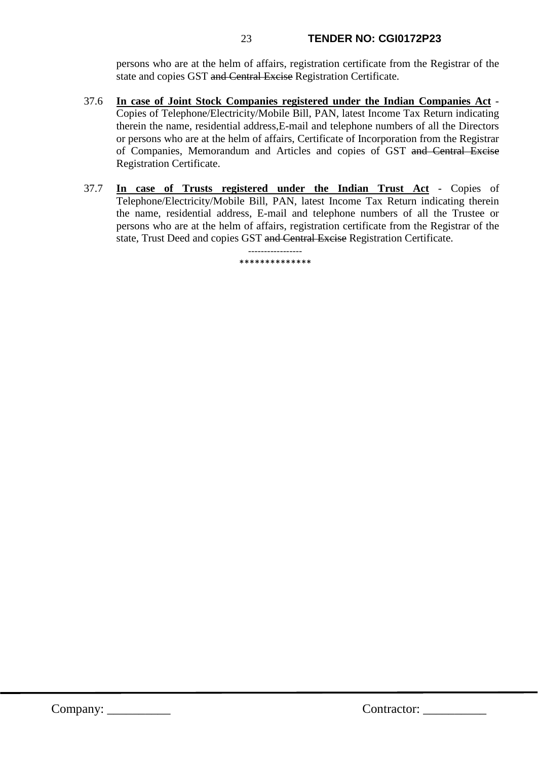persons who are at the helm of affairs, registration certificate from the Registrar of the state and copies GST ~~and Central Excise~~ Registration Certificate.

37.6 **<u>In case of Joint Stock Companies registered under the Indian Companies Act</u>** - Copies of Telephone/Electricity/Mobile Bill, PAN, latest Income Tax Return indicating therein the name, residential address,E-mail and telephone numbers of all the Directors or persons who are at the helm of affairs, Certificate of Incorporation from the Registrar of Companies, Memorandum and Articles and copies of GST ~~and Central Excise~~ Registration Certificate.

37.7 **<u>In case of Trusts registered under the Indian Trust Act</u>** - Copies of Telephone/Electricity/Mobile Bill, PAN, latest Income Tax Return indicating therein the name, residential address, E-mail and telephone numbers of all the Trustee or persons who are at the helm of affairs, registration certificate from the Registrar of the state, Trust Deed and copies GST ~~and Central Excise~~ Registration Certificate.

-----------------

**************

Company: __________ Contractor: __________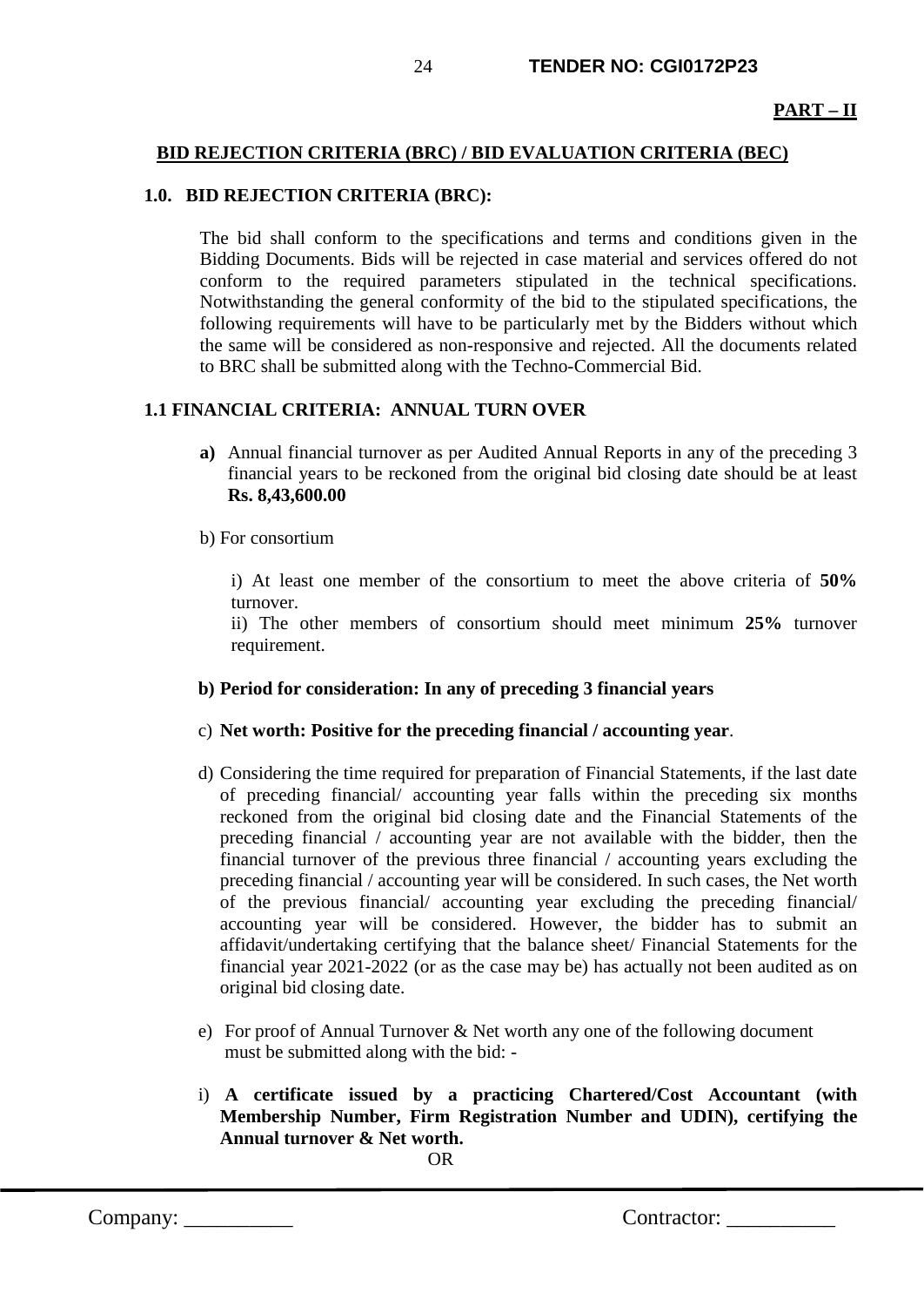**PART – II**

## BID REJECTION CRITERIA (BRC) / BID EVALUATION CRITERIA (BEC)

### 1.0. BID REJECTION CRITERIA (BRC):

The bid shall conform to the specifications and terms and conditions given in the Bidding Documents. Bids will be rejected in case material and services offered do not conform to the required parameters stipulated in the technical specifications. Notwithstanding the general conformity of the bid to the stipulated specifications, the following requirements will have to be particularly met by the Bidders without which the same will be considered as non-responsive and rejected. All the documents related to BRC shall be submitted along with the Techno-Commercial Bid.

### 1.1 FINANCIAL CRITERIA: ANNUAL TURN OVER

**a)** Annual financial turnover as per Audited Annual Reports in any of the preceding 3 financial years to be reckoned from the original bid closing date should be at least **Rs. 8,43,600.00**

b) For consortium

i) At least one member of the consortium to meet the above criteria of **50%** turnover.

ii) The other members of consortium should meet minimum **25%** turnover requirement.

**b) Period for consideration: In any of preceding 3 financial years**

c) **Net worth: Positive for the preceding financial / accounting year**.

d) Considering the time required for preparation of Financial Statements, if the last date of preceding financial/ accounting year falls within the preceding six months reckoned from the original bid closing date and the Financial Statements of the preceding financial / accounting year are not available with the bidder, then the financial turnover of the previous three financial / accounting years excluding the preceding financial / accounting year will be considered. In such cases, the Net worth of the previous financial/ accounting year excluding the preceding financial/ accounting year will be considered. However, the bidder has to submit an affidavit/undertaking certifying that the balance sheet/ Financial Statements for the financial year 2021-2022 (or as the case may be) has actually not been audited as on original bid closing date.

e) For proof of Annual Turnover & Net worth any one of the following document must be submitted along with the bid: -

i) **A certificate issued by a practicing Chartered/Cost Accountant (with Membership Number, Firm Registration Number and UDIN), certifying the Annual turnover & Net worth.**

OR

Company: __________ Contractor: __________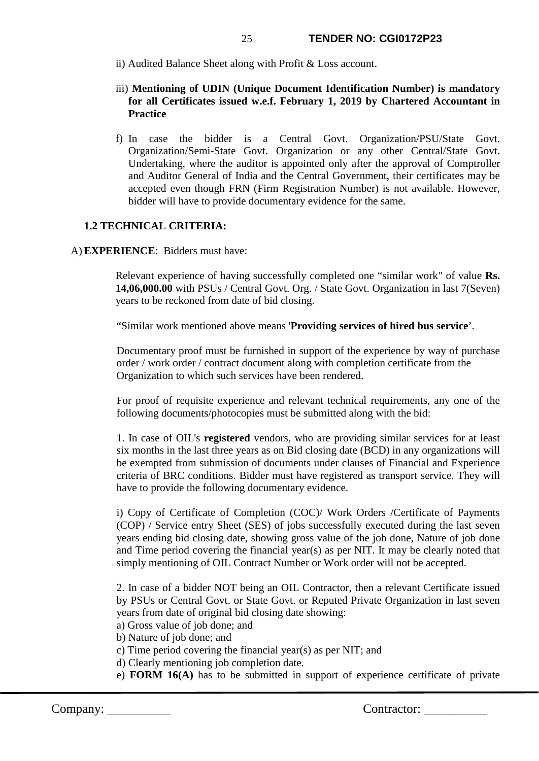ii) Audited Balance Sheet along with Profit & Loss account.

iii) **Mentioning of UDIN (Unique Document Identification Number) is mandatory for all Certificates issued w.e.f. February 1, 2019 by Chartered Accountant in Practice**

f) In case the bidder is a Central Govt. Organization/PSU/State Govt. Organization/Semi-State Govt. Organization or any other Central/State Govt. Undertaking, where the auditor is appointed only after the approval of Comptroller and Auditor General of India and the Central Government, their certificates may be accepted even though FRN (Firm Registration Number) is not available. However, bidder will have to provide documentary evidence for the same.

**1.2 TECHNICAL CRITERIA:**

A) **EXPERIENCE**: Bidders must have:

Relevant experience of having successfully completed one "similar work" of value **Rs. 14,06,000.00** with PSUs / Central Govt. Org. / State Govt. Organization in last 7(Seven) years to be reckoned from date of bid closing.

"Similar work mentioned above means '**Providing services of hired bus service**'.

Documentary proof must be furnished in support of the experience by way of purchase order / work order / contract document along with completion certificate from the Organization to which such services have been rendered.

For proof of requisite experience and relevant technical requirements, any one of the following documents/photocopies must be submitted along with the bid:

1. In case of OIL's **registered** vendors, who are providing similar services for at least six months in the last three years as on Bid closing date (BCD) in any organizations will be exempted from submission of documents under clauses of Financial and Experience criteria of BRC conditions. Bidder must have registered as transport service. They will have to provide the following documentary evidence.

i) Copy of Certificate of Completion (COC)/ Work Orders /Certificate of Payments (COP) / Service entry Sheet (SES) of jobs successfully executed during the last seven years ending bid closing date, showing gross value of the job done, Nature of job done and Time period covering the financial year(s) as per NIT. It may be clearly noted that simply mentioning of OIL Contract Number or Work order will not be accepted.

2. In case of a bidder NOT being an OIL Contractor, then a relevant Certificate issued by PSUs or Central Govt. or State Govt. or Reputed Private Organization in last seven years from date of original bid closing date showing:

a) Gross value of job done; and
b) Nature of job done; and
c) Time period covering the financial year(s) as per NIT; and
d) Clearly mentioning job completion date.
e) **FORM 16(A)** has to be submitted in support of experience certificate of private

Company: __________ Contractor: __________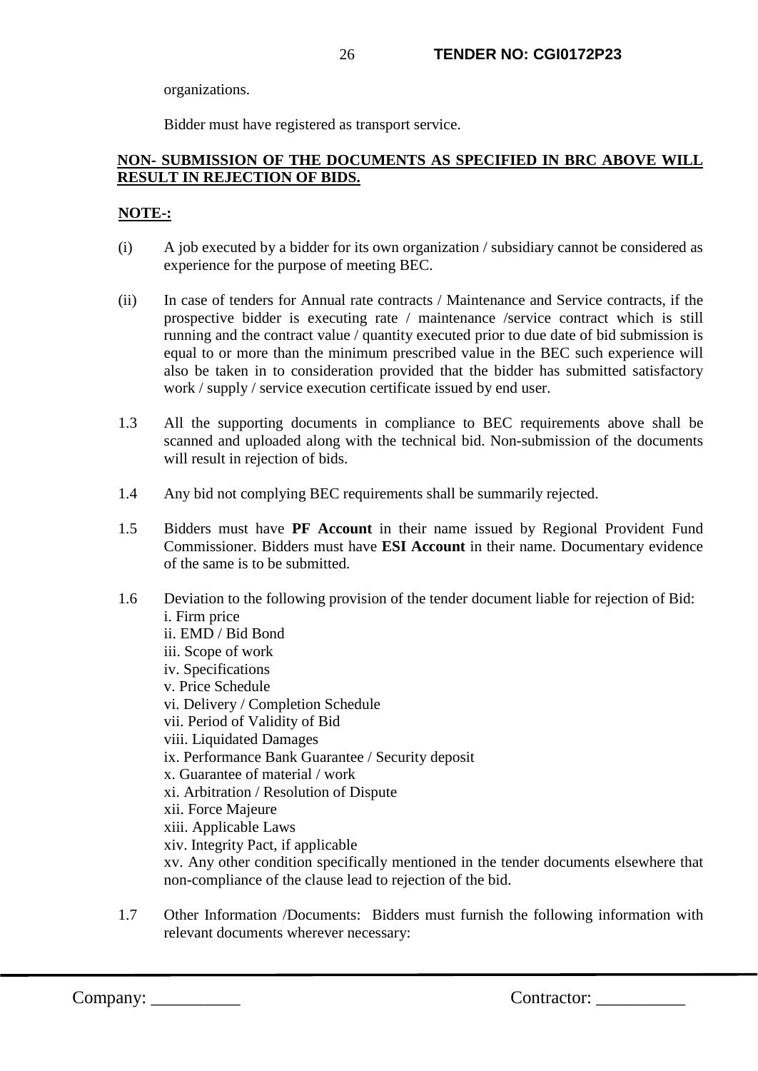organizations.

Bidder must have registered as transport service.

**NON- SUBMISSION OF THE DOCUMENTS AS SPECIFIED IN BRC ABOVE WILL RESULT IN REJECTION OF BIDS.**

**NOTE-:**

(i) A job executed by a bidder for its own organization / subsidiary cannot be considered as experience for the purpose of meeting BEC.

(ii) In case of tenders for Annual rate contracts / Maintenance and Service contracts, if the prospective bidder is executing rate / maintenance /service contract which is still running and the contract value / quantity executed prior to due date of bid submission is equal to or more than the minimum prescribed value in the BEC such experience will also be taken in to consideration provided that the bidder has submitted satisfactory work / supply / service execution certificate issued by end user.

1.3 All the supporting documents in compliance to BEC requirements above shall be scanned and uploaded along with the technical bid. Non-submission of the documents will result in rejection of bids.

1.4 Any bid not complying BEC requirements shall be summarily rejected.

1.5 Bidders must have **PF Account** in their name issued by Regional Provident Fund Commissioner. Bidders must have **ESI Account** in their name. Documentary evidence of the same is to be submitted.

1.6 Deviation to the following provision of the tender document liable for rejection of Bid:
i. Firm price
ii. EMD / Bid Bond
iii. Scope of work
iv. Specifications
v. Price Schedule
vi. Delivery / Completion Schedule
vii. Period of Validity of Bid
viii. Liquidated Damages
ix. Performance Bank Guarantee / Security deposit
x. Guarantee of material / work
xi. Arbitration / Resolution of Dispute
xii. Force Majeure
xiii. Applicable Laws
xiv. Integrity Pact, if applicable
xv. Any other condition specifically mentioned in the tender documents elsewhere that non-compliance of the clause lead to rejection of the bid.

1.7 Other Information /Documents: Bidders must furnish the following information with relevant documents wherever necessary:

Company: __________ Contractor: __________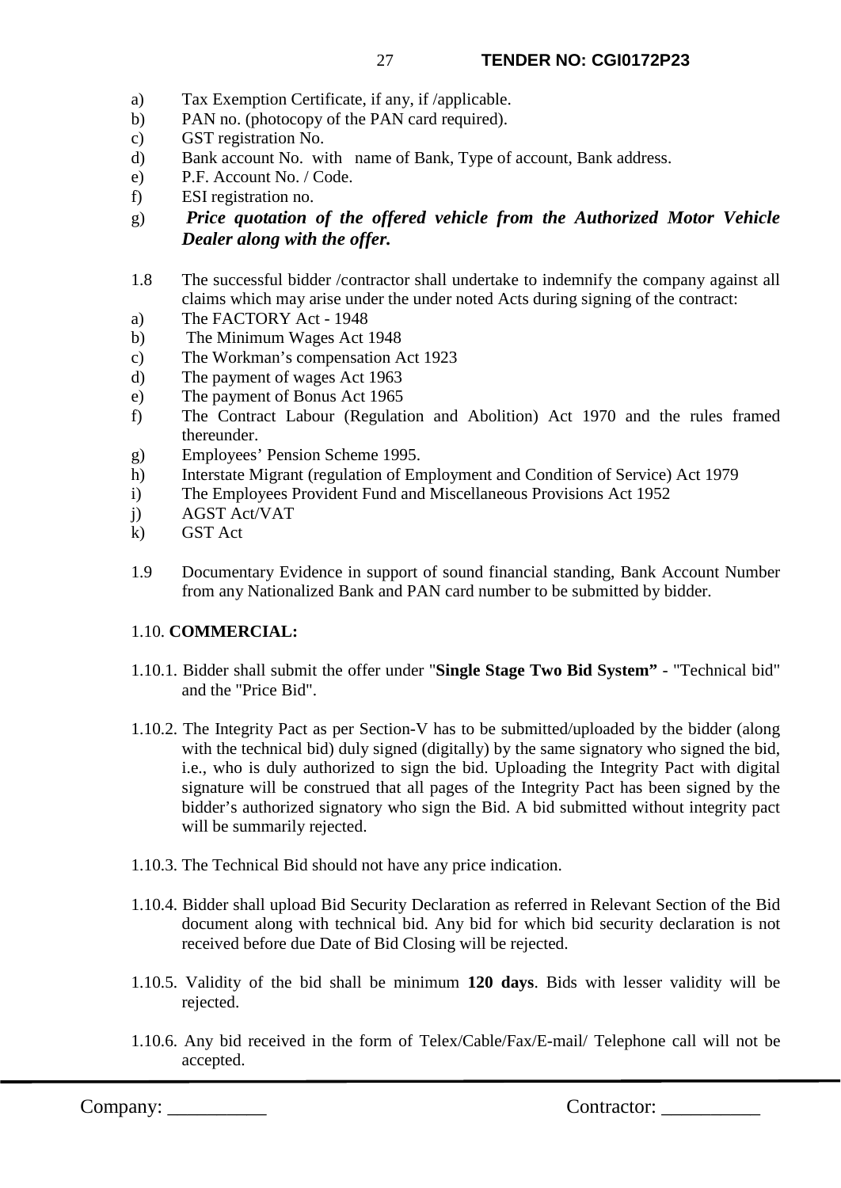a) Tax Exemption Certificate, if any, if /applicable.
b) PAN no. (photocopy of the PAN card required).
c) GST registration No.
d) Bank account No. with name of Bank, Type of account, Bank address.
e) P.F. Account No. / Code.
f) ESI registration no.
g) ***Price quotation of the offered vehicle from the Authorized Motor Vehicle Dealer along with the offer.***

1.8 The successful bidder /contractor shall undertake to indemnify the company against all claims which may arise under the under noted Acts during signing of the contract:

a) The FACTORY Act - 1948
b) The Minimum Wages Act 1948
c) The Workman's compensation Act 1923
d) The payment of wages Act 1963
e) The payment of Bonus Act 1965
f) The Contract Labour (Regulation and Abolition) Act 1970 and the rules framed thereunder.
g) Employees' Pension Scheme 1995.
h) Interstate Migrant (regulation of Employment and Condition of Service) Act 1979
i) The Employees Provident Fund and Miscellaneous Provisions Act 1952
j) AGST Act/VAT
k) GST Act

1.9 Documentary Evidence in support of sound financial standing, Bank Account Number from any Nationalized Bank and PAN card number to be submitted by bidder.

1.10. **COMMERCIAL:**

1.10.1. Bidder shall submit the offer under "**Single Stage Two Bid System"** - "Technical bid" and the "Price Bid".

1.10.2. The Integrity Pact as per Section-V has to be submitted/uploaded by the bidder (along with the technical bid) duly signed (digitally) by the same signatory who signed the bid, i.e., who is duly authorized to sign the bid. Uploading the Integrity Pact with digital signature will be construed that all pages of the Integrity Pact has been signed by the bidder's authorized signatory who sign the Bid. A bid submitted without integrity pact will be summarily rejected.

1.10.3. The Technical Bid should not have any price indication.

1.10.4. Bidder shall upload Bid Security Declaration as referred in Relevant Section of the Bid document along with technical bid. Any bid for which bid security declaration is not received before due Date of Bid Closing will be rejected.

1.10.5. Validity of the bid shall be minimum **120 days**. Bids with lesser validity will be rejected.

1.10.6. Any bid received in the form of Telex/Cable/Fax/E-mail/ Telephone call will not be accepted.

Company: __________ Contractor: __________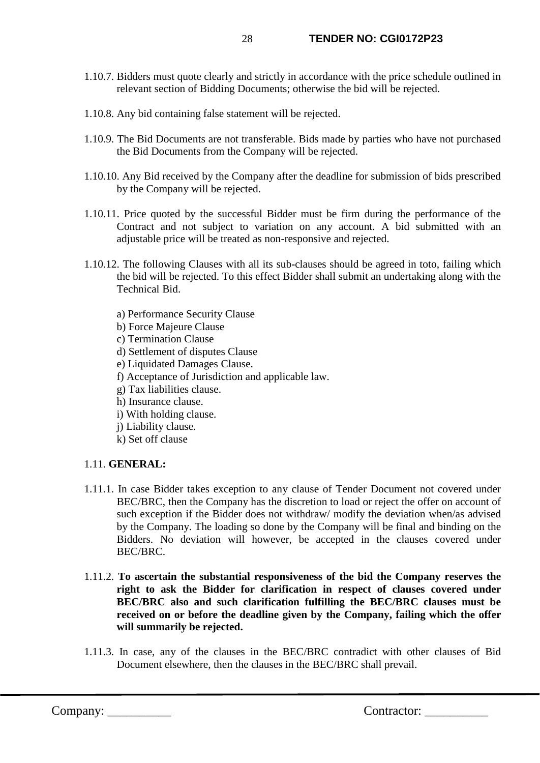1.10.7. Bidders must quote clearly and strictly in accordance with the price schedule outlined in relevant section of Bidding Documents; otherwise the bid will be rejected.

1.10.8. Any bid containing false statement will be rejected.

1.10.9. The Bid Documents are not transferable. Bids made by parties who have not purchased the Bid Documents from the Company will be rejected.

1.10.10. Any Bid received by the Company after the deadline for submission of bids prescribed by the Company will be rejected.

1.10.11. Price quoted by the successful Bidder must be firm during the performance of the Contract and not subject to variation on any account. A bid submitted with an adjustable price will be treated as non-responsive and rejected.

1.10.12. The following Clauses with all its sub-clauses should be agreed in toto, failing which the bid will be rejected. To this effect Bidder shall submit an undertaking along with the Technical Bid.

a) Performance Security Clause
b) Force Majeure Clause
c) Termination Clause
d) Settlement of disputes Clause
e) Liquidated Damages Clause.
f) Acceptance of Jurisdiction and applicable law.
g) Tax liabilities clause.
h) Insurance clause.
i) With holding clause.
j) Liability clause.
k) Set off clause

1.11. **GENERAL:**

1.11.1. In case Bidder takes exception to any clause of Tender Document not covered under BEC/BRC, then the Company has the discretion to load or reject the offer on account of such exception if the Bidder does not withdraw/ modify the deviation when/as advised by the Company. The loading so done by the Company will be final and binding on the Bidders. No deviation will however, be accepted in the clauses covered under BEC/BRC.

1.11.2. **To ascertain the substantial responsiveness of the bid the Company reserves the right to ask the Bidder for clarification in respect of clauses covered under BEC/BRC also and such clarification fulfilling the BEC/BRC clauses must be received on or before the deadline given by the Company, failing which the offer will summarily be rejected.**

1.11.3. In case, any of the clauses in the BEC/BRC contradict with other clauses of Bid Document elsewhere, then the clauses in the BEC/BRC shall prevail.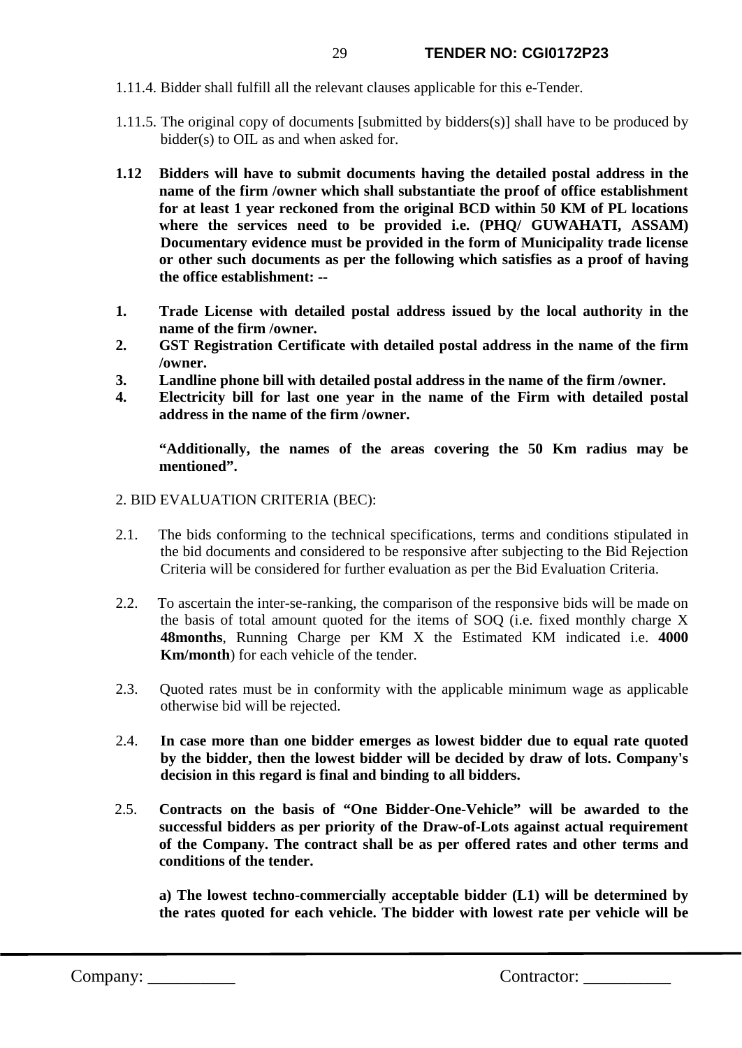1.11.4. Bidder shall fulfill all the relevant clauses applicable for this e-Tender.

1.11.5. The original copy of documents [submitted by bidders(s)] shall have to be produced by bidder(s) to OIL as and when asked for.

**1.12 Bidders will have to submit documents having the detailed postal address in the name of the firm /owner which shall substantiate the proof of office establishment for at least 1 year reckoned from the original BCD within 50 KM of PL locations where the services need to be provided i.e. (PHQ/ GUWAHATI, ASSAM) Documentary evidence must be provided in the form of Municipality trade license or other such documents as per the following which satisfies as a proof of having the office establishment: --**

1. **Trade License with detailed postal address issued by the local authority in the name of the firm /owner.**
2. **GST Registration Certificate with detailed postal address in the name of the firm /owner.**
3. **Landline phone bill with detailed postal address in the name of the firm /owner.**
4. **Electricity bill for last one year in the name of the Firm with detailed postal address in the name of the firm /owner.**

**"Additionally, the names of the areas covering the 50 Km radius may be mentioned".**

2. BID EVALUATION CRITERIA (BEC):

2.1. The bids conforming to the technical specifications, terms and conditions stipulated in the bid documents and considered to be responsive after subjecting to the Bid Rejection Criteria will be considered for further evaluation as per the Bid Evaluation Criteria.

2.2. To ascertain the inter-se-ranking, the comparison of the responsive bids will be made on the basis of total amount quoted for the items of SOQ (i.e. fixed monthly charge X **48months**, Running Charge per KM X the Estimated KM indicated i.e. **4000 Km/month**) for each vehicle of the tender.

2.3. Quoted rates must be in conformity with the applicable minimum wage as applicable otherwise bid will be rejected.

2.4. **In case more than one bidder emerges as lowest bidder due to equal rate quoted by the bidder, then the lowest bidder will be decided by draw of lots. Company's decision in this regard is final and binding to all bidders.**

2.5. **Contracts on the basis of "One Bidder-One-Vehicle" will be awarded to the successful bidders as per priority of the Draw-of-Lots against actual requirement of the Company. The contract shall be as per offered rates and other terms and conditions of the tender.**

**a) The lowest techno-commercially acceptable bidder (L1) will be determined by the rates quoted for each vehicle. The bidder with lowest rate per vehicle will be**

Company: __________ Contractor: __________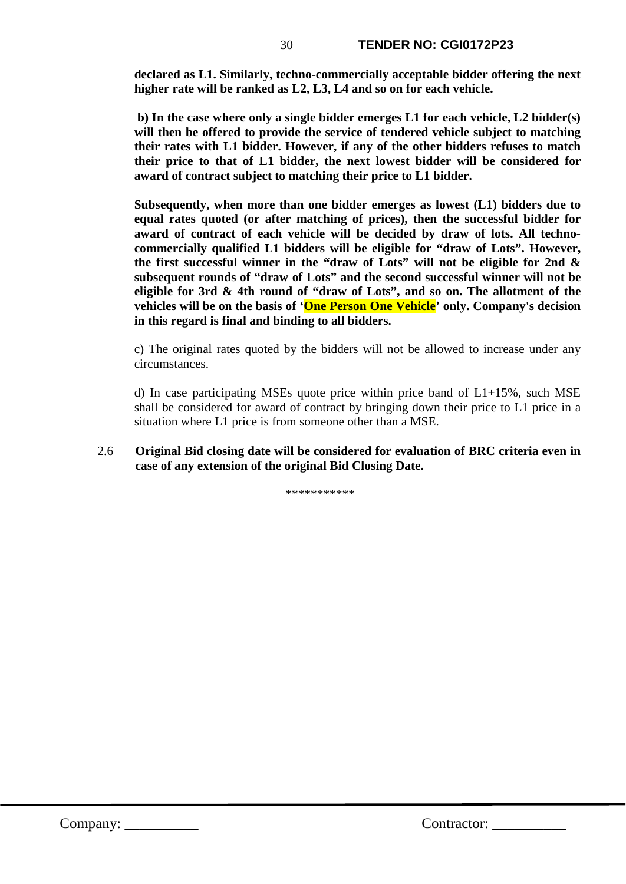**declared as L1. Similarly, techno-commercially acceptable bidder offering the next higher rate will be ranked as L2, L3, L4 and so on for each vehicle.**

**b) In the case where only a single bidder emerges L1 for each vehicle, L2 bidder(s) will then be offered to provide the service of tendered vehicle subject to matching their rates with L1 bidder. However, if any of the other bidders refuses to match their price to that of L1 bidder, the next lowest bidder will be considered for award of contract subject to matching their price to L1 bidder.**

**Subsequently, when more than one bidder emerges as lowest (L1) bidders due to equal rates quoted (or after matching of prices), then the successful bidder for award of contract of each vehicle will be decided by draw of lots. All techno-commercially qualified L1 bidders will be eligible for "draw of Lots". However, the first successful winner in the "draw of Lots" will not be eligible for 2nd & subsequent rounds of "draw of Lots" and the second successful winner will not be eligible for 3rd & 4th round of "draw of Lots", and so on. The allotment of the vehicles will be on the basis of 'One Person One Vehicle' only. Company's decision in this regard is final and binding to all bidders.**

c) The original rates quoted by the bidders will not be allowed to increase under any circumstances.

d) In case participating MSEs quote price within price band of L1+15%, such MSE shall be considered for award of contract by bringing down their price to L1 price in a situation where L1 price is from someone other than a MSE.

2.6 **Original Bid closing date will be considered for evaluation of BRC criteria even in case of any extension of the original Bid Closing Date.**

***********

Company: __________ Contractor: __________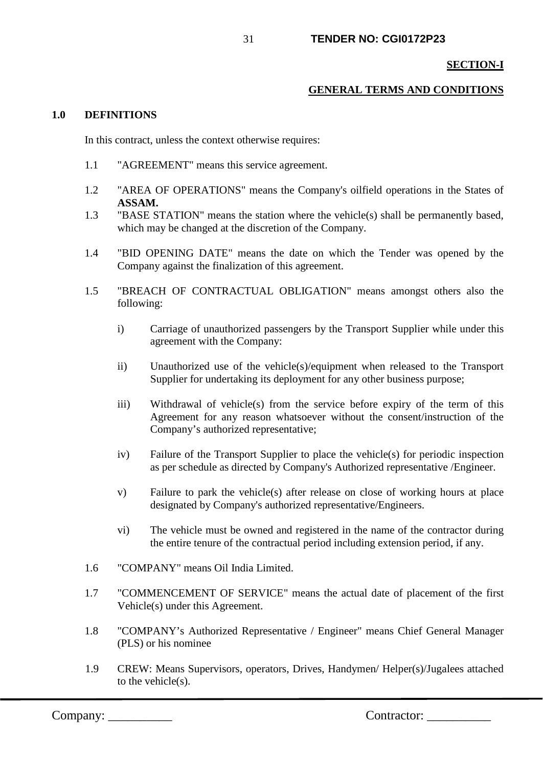**SECTION-I**

**GENERAL TERMS AND CONDITIONS**

## 1.0 DEFINITIONS

In this contract, unless the context otherwise requires:

1.1 "AGREEMENT" means this service agreement.

1.2 "AREA OF OPERATIONS" means the Company's oilfield operations in the States of **ASSAM.**

1.3 "BASE STATION" means the station where the vehicle(s) shall be permanently based, which may be changed at the discretion of the Company.

1.4 "BID OPENING DATE" means the date on which the Tender was opened by the Company against the finalization of this agreement.

1.5 "BREACH OF CONTRACTUAL OBLIGATION" means amongst others also the following:

- i) Carriage of unauthorized passengers by the Transport Supplier while under this agreement with the Company:
- ii) Unauthorized use of the vehicle(s)/equipment when released to the Transport Supplier for undertaking its deployment for any other business purpose;
- iii) Withdrawal of vehicle(s) from the service before expiry of the term of this Agreement for any reason whatsoever without the consent/instruction of the Company's authorized representative;
- iv) Failure of the Transport Supplier to place the vehicle(s) for periodic inspection as per schedule as directed by Company's Authorized representative /Engineer.
- v) Failure to park the vehicle(s) after release on close of working hours at place designated by Company's authorized representative/Engineers.
- vi) The vehicle must be owned and registered in the name of the contractor during the entire tenure of the contractual period including extension period, if any.

1.6 "COMPANY" means Oil India Limited.

1.7 "COMMENCEMENT OF SERVICE" means the actual date of placement of the first Vehicle(s) under this Agreement.

1.8 "COMPANY's Authorized Representative / Engineer" means Chief General Manager (PLS) or his nominee

1.9 CREW: Means Supervisors, operators, Drives, Handymen/ Helper(s)/Jugalees attached to the vehicle(s).

Company: __________ Contractor: __________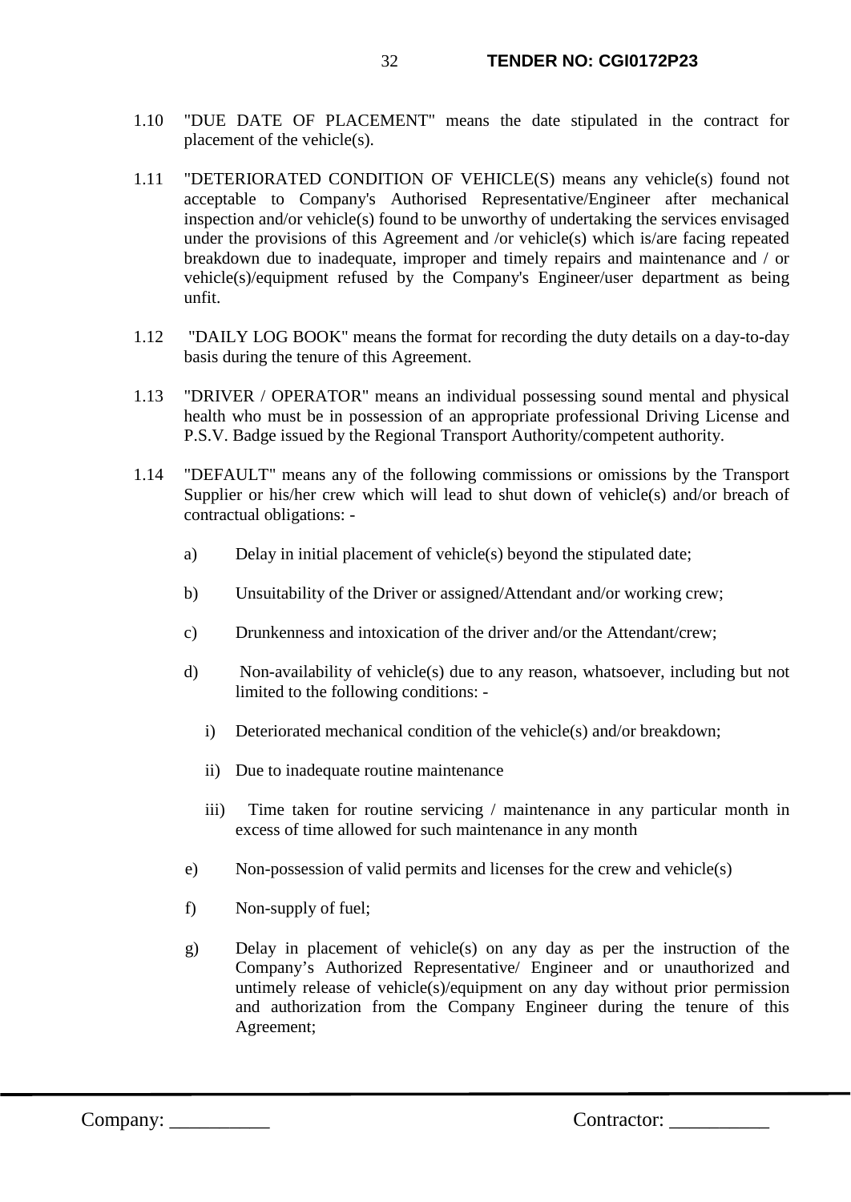1.10 "DUE DATE OF PLACEMENT" means the date stipulated in the contract for placement of the vehicle(s).

1.11 "DETERIORATED CONDITION OF VEHICLE(S) means any vehicle(s) found not acceptable to Company's Authorised Representative/Engineer after mechanical inspection and/or vehicle(s) found to be unworthy of undertaking the services envisaged under the provisions of this Agreement and /or vehicle(s) which is/are facing repeated breakdown due to inadequate, improper and timely repairs and maintenance and / or vehicle(s)/equipment refused by the Company's Engineer/user department as being unfit.

1.12 "DAILY LOG BOOK" means the format for recording the duty details on a day-to-day basis during the tenure of this Agreement.

1.13 "DRIVER / OPERATOR" means an individual possessing sound mental and physical health who must be in possession of an appropriate professional Driving License and P.S.V. Badge issued by the Regional Transport Authority/competent authority.

1.14 "DEFAULT" means any of the following commissions or omissions by the Transport Supplier or his/her crew which will lead to shut down of vehicle(s) and/or breach of contractual obligations: -

a) Delay in initial placement of vehicle(s) beyond the stipulated date;

b) Unsuitability of the Driver or assigned/Attendant and/or working crew;

c) Drunkenness and intoxication of the driver and/or the Attendant/crew;

d) Non-availability of vehicle(s) due to any reason, whatsoever, including but not limited to the following conditions: -

   i) Deteriorated mechanical condition of the vehicle(s) and/or breakdown;

   ii) Due to inadequate routine maintenance

   iii) Time taken for routine servicing / maintenance in any particular month in excess of time allowed for such maintenance in any month

e) Non-possession of valid permits and licenses for the crew and vehicle(s)

f) Non-supply of fuel;

g) Delay in placement of vehicle(s) on any day as per the instruction of the Company's Authorized Representative/ Engineer and or unauthorized and untimely release of vehicle(s)/equipment on any day without prior permission and authorization from the Company Engineer during the tenure of this Agreement;

Company: __________ Contractor: __________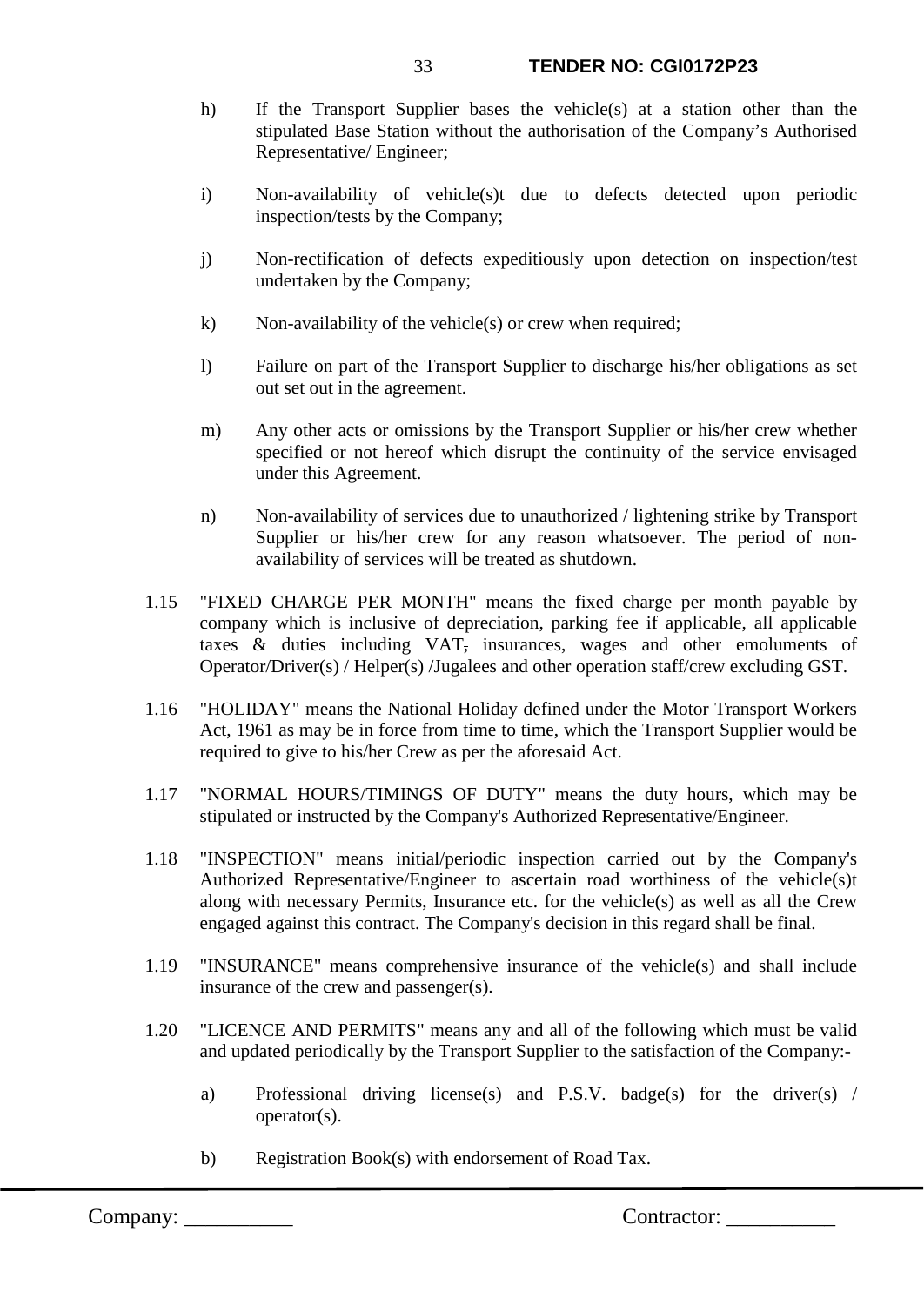h) If the Transport Supplier bases the vehicle(s) at a station other than the stipulated Base Station without the authorisation of the Company's Authorised Representative/ Engineer;

i) Non-availability of vehicle(s)t due to defects detected upon periodic inspection/tests by the Company;

j) Non-rectification of defects expeditiously upon detection on inspection/test undertaken by the Company;

k) Non-availability of the vehicle(s) or crew when required;

l) Failure on part of the Transport Supplier to discharge his/her obligations as set out set out in the agreement.

m) Any other acts or omissions by the Transport Supplier or his/her crew whether specified or not hereof which disrupt the continuity of the service envisaged under this Agreement.

n) Non-availability of services due to unauthorized / lightening strike by Transport Supplier or his/her crew for any reason whatsoever. The period of non-availability of services will be treated as shutdown.

1.15 "FIXED CHARGE PER MONTH" means the fixed charge per month payable by company which is inclusive of depreciation, parking fee if applicable, all applicable taxes & duties including ~~VAT,~~ insurances, wages and other emoluments of Operator/Driver(s) / Helper(s) /Jugalees and other operation staff/crew excluding GST.

1.16 "HOLIDAY" means the National Holiday defined under the Motor Transport Workers Act, 1961 as may be in force from time to time, which the Transport Supplier would be required to give to his/her Crew as per the aforesaid Act.

1.17 "NORMAL HOURS/TIMINGS OF DUTY" means the duty hours, which may be stipulated or instructed by the Company's Authorized Representative/Engineer.

1.18 "INSPECTION" means initial/periodic inspection carried out by the Company's Authorized Representative/Engineer to ascertain road worthiness of the vehicle(s)t along with necessary Permits, Insurance etc. for the vehicle(s) as well as all the Crew engaged against this contract. The Company's decision in this regard shall be final.

1.19 "INSURANCE" means comprehensive insurance of the vehicle(s) and shall include insurance of the crew and passenger(s).

1.20 "LICENCE AND PERMITS" means any and all of the following which must be valid and updated periodically by the Transport Supplier to the satisfaction of the Company:-

a) Professional driving license(s) and P.S.V. badge(s) for the driver(s) / operator(s).

b) Registration Book(s) with endorsement of Road Tax.

Company: __________ Contractor: __________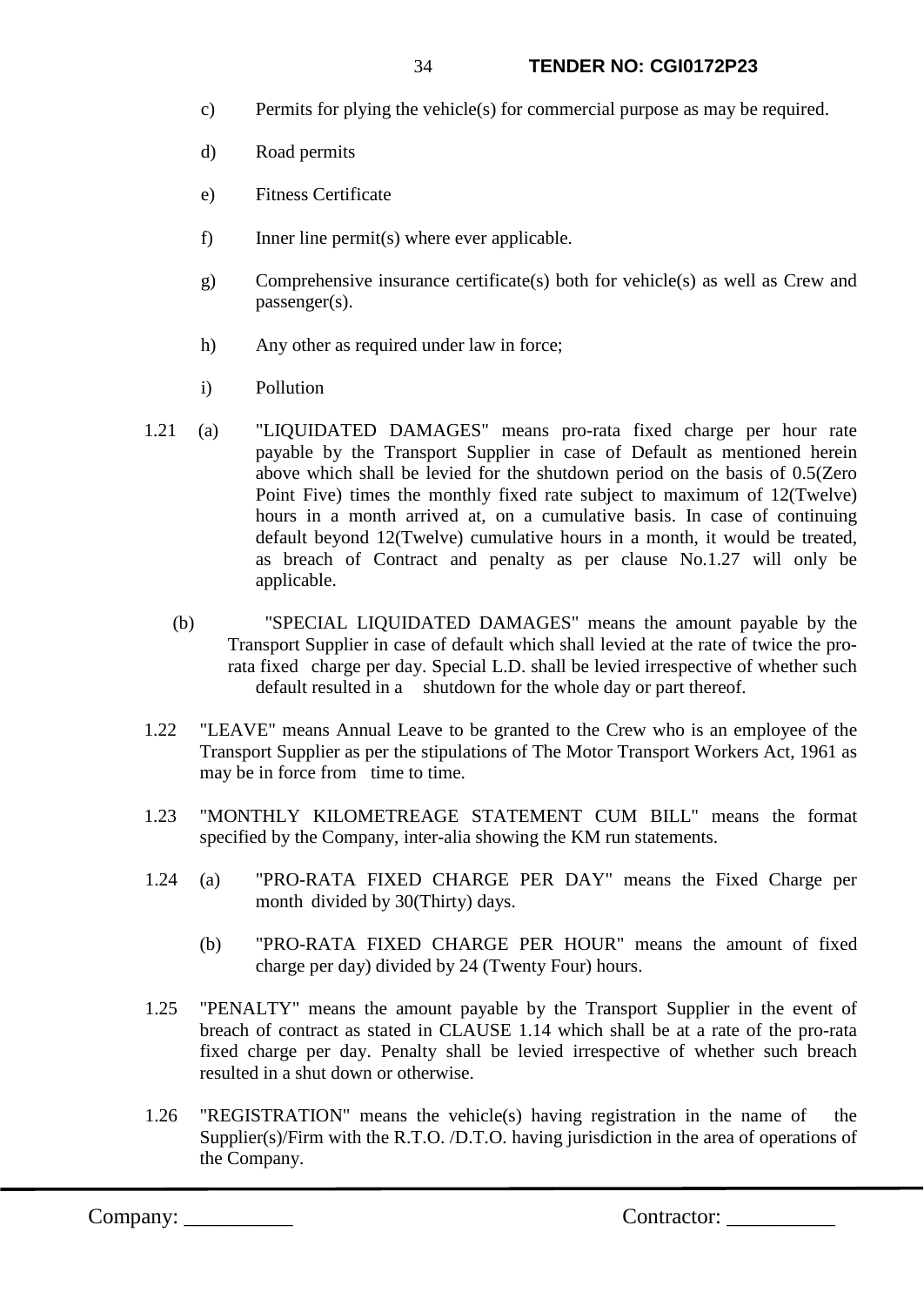c) Permits for plying the vehicle(s) for commercial purpose as may be required.

d) Road permits

e) Fitness Certificate

f) Inner line permit(s) where ever applicable.

g) Comprehensive insurance certificate(s) both for vehicle(s) as well as Crew and passenger(s).

h) Any other as required under law in force;

i) Pollution

1.21 (a) "LIQUIDATED DAMAGES" means pro-rata fixed charge per hour rate payable by the Transport Supplier in case of Default as mentioned herein above which shall be levied for the shutdown period on the basis of 0.5(Zero Point Five) times the monthly fixed rate subject to maximum of 12(Twelve) hours in a month arrived at, on a cumulative basis. In case of continuing default beyond 12(Twelve) cumulative hours in a month, it would be treated, as breach of Contract and penalty as per clause No.1.27 will only be applicable.

(b) "SPECIAL LIQUIDATED DAMAGES" means the amount payable by the Transport Supplier in case of default which shall levied at the rate of twice the pro-rata fixed charge per day. Special L.D. shall be levied irrespective of whether such default resulted in a shutdown for the whole day or part thereof.

1.22 "LEAVE" means Annual Leave to be granted to the Crew who is an employee of the Transport Supplier as per the stipulations of The Motor Transport Workers Act, 1961 as may be in force from time to time.

1.23 "MONTHLY KILOMETREAGE STATEMENT CUM BILL" means the format specified by the Company, inter-alia showing the KM run statements.

1.24 (a) "PRO-RATA FIXED CHARGE PER DAY" means the Fixed Charge per month divided by 30(Thirty) days.

(b) "PRO-RATA FIXED CHARGE PER HOUR" means the amount of fixed charge per day) divided by 24 (Twenty Four) hours.

1.25 "PENALTY" means the amount payable by the Transport Supplier in the event of breach of contract as stated in CLAUSE 1.14 which shall be at a rate of the pro-rata fixed charge per day. Penalty shall be levied irrespective of whether such breach resulted in a shut down or otherwise.

1.26 "REGISTRATION" means the vehicle(s) having registration in the name of the Supplier(s)/Firm with the R.T.O. /D.T.O. having jurisdiction in the area of operations of the Company.

Company: __________ Contractor: __________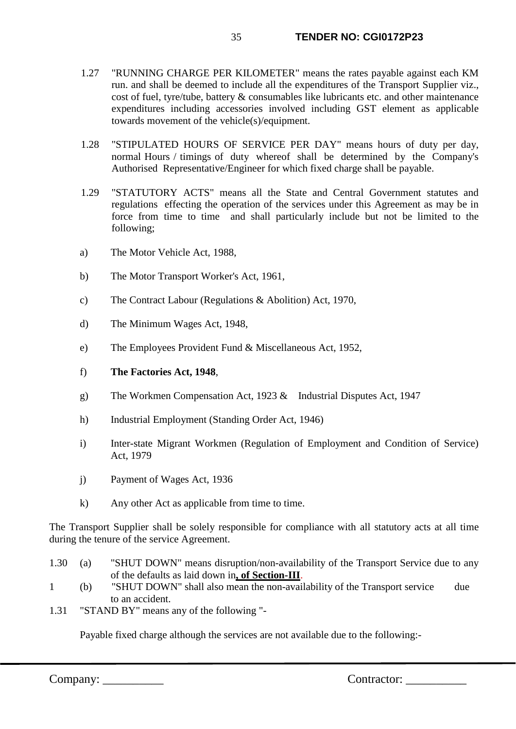1.27 "RUNNING CHARGE PER KILOMETER" means the rates payable against each KM run. and shall be deemed to include all the expenditures of the Transport Supplier viz., cost of fuel, tyre/tube, battery & consumables like lubricants etc. and other maintenance expenditures including accessories involved including GST element as applicable towards movement of the vehicle(s)/equipment.

1.28 "STIPULATED HOURS OF SERVICE PER DAY" means hours of duty per day, normal Hours / timings of duty whereof shall be determined by the Company's Authorised Representative/Engineer for which fixed charge shall be payable.

1.29 "STATUTORY ACTS" means all the State and Central Government statutes and regulations effecting the operation of the services under this Agreement as may be in force from time to time and shall particularly include but not be limited to the following;

a) The Motor Vehicle Act, 1988,

b) The Motor Transport Worker's Act, 1961,

c) The Contract Labour (Regulations & Abolition) Act, 1970,

d) The Minimum Wages Act, 1948,

e) The Employees Provident Fund & Miscellaneous Act, 1952,

f) **The Factories Act, 1948**,

g) The Workmen Compensation Act, 1923 & Industrial Disputes Act, 1947

h) Industrial Employment (Standing Order Act, 1946)

i) Inter-state Migrant Workmen (Regulation of Employment and Condition of Service) Act, 1979

j) Payment of Wages Act, 1936

k) Any other Act as applicable from time to time.

The Transport Supplier shall be solely responsible for compliance with all statutory acts at all time during the tenure of the service Agreement.

1.30 (a) "SHUT DOWN" means disruption/non-availability of the Transport Service due to any of the defaults as laid down in**, of Section-III**.

1 (b) "SHUT DOWN" shall also mean the non-availability of the Transport service due to an accident.

1.31 "STAND BY" means any of the following "-

Payable fixed charge although the services are not available due to the following:-

Company: __________ Contractor: __________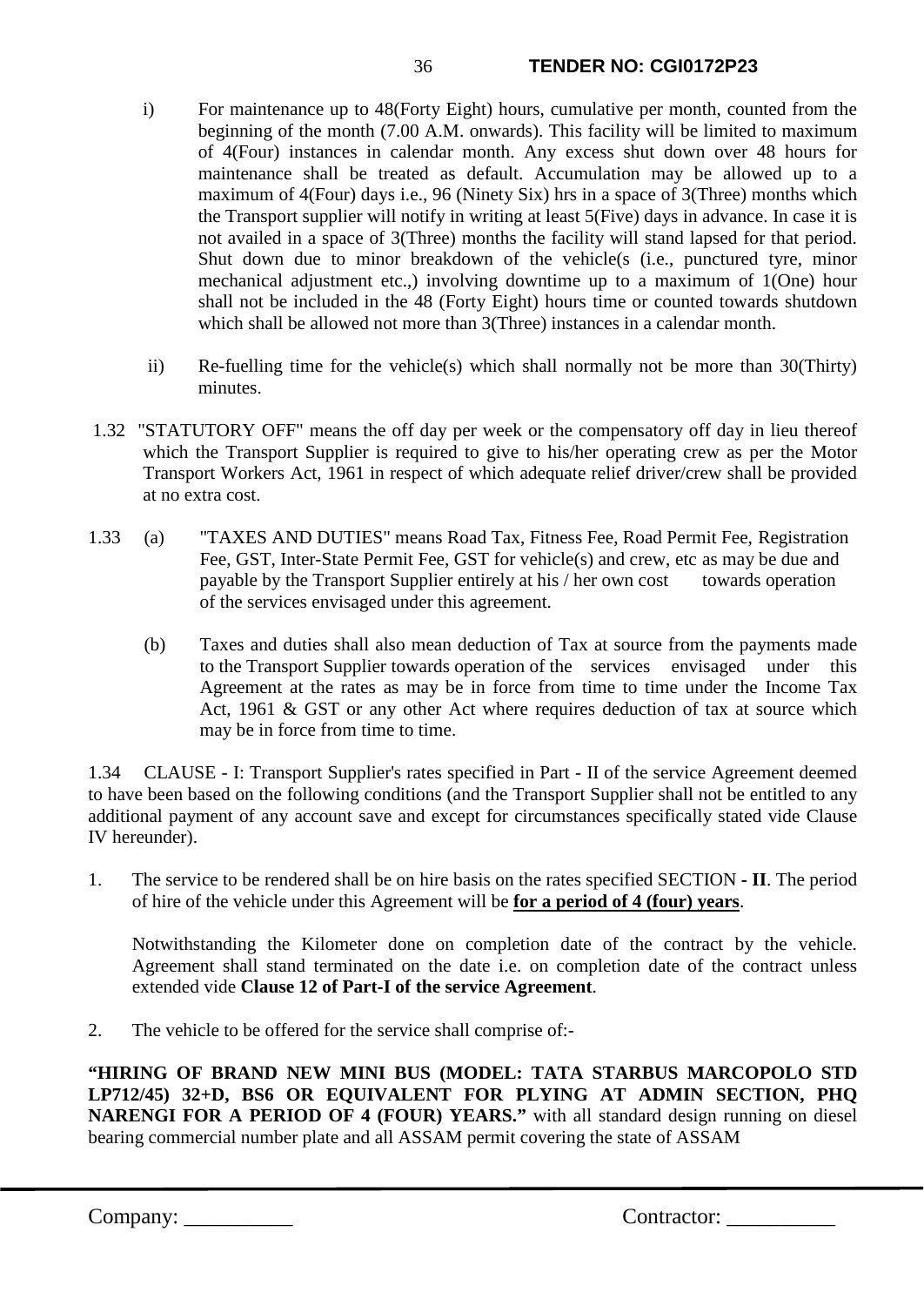i) For maintenance up to 48(Forty Eight) hours, cumulative per month, counted from the beginning of the month (7.00 A.M. onwards). This facility will be limited to maximum of 4(Four) instances in calendar month. Any excess shut down over 48 hours for maintenance shall be treated as default. Accumulation may be allowed up to a maximum of 4(Four) days i.e., 96 (Ninety Six) hrs in a space of 3(Three) months which the Transport supplier will notify in writing at least 5(Five) days in advance. In case it is not availed in a space of 3(Three) months the facility will stand lapsed for that period. Shut down due to minor breakdown of the vehicle(s (i.e., punctured tyre, minor mechanical adjustment etc.,) involving downtime up to a maximum of 1(One) hour shall not be included in the 48 (Forty Eight) hours time or counted towards shutdown which shall be allowed not more than 3(Three) instances in a calendar month.

ii) Re-fuelling time for the vehicle(s) which shall normally not be more than 30(Thirty) minutes.

1.32 "STATUTORY OFF" means the off day per week or the compensatory off day in lieu thereof which the Transport Supplier is required to give to his/her operating crew as per the Motor Transport Workers Act, 1961 in respect of which adequate relief driver/crew shall be provided at no extra cost.

1.33 (a) "TAXES AND DUTIES" means Road Tax, Fitness Fee, Road Permit Fee, Registration Fee, GST, Inter-State Permit Fee, GST for vehicle(s) and crew, etc as may be due and payable by the Transport Supplier entirely at his / her own cost towards operation of the services envisaged under this agreement.

(b) Taxes and duties shall also mean deduction of Tax at source from the payments made to the Transport Supplier towards operation of the services envisaged under this Agreement at the rates as may be in force from time to time under the Income Tax Act, 1961 & GST or any other Act where requires deduction of tax at source which may be in force from time to time.

1.34 CLAUSE - I: Transport Supplier's rates specified in Part - II of the service Agreement deemed to have been based on the following conditions (and the Transport Supplier shall not be entitled to any additional payment of any account save and except for circumstances specifically stated vide Clause IV hereunder).

1. The service to be rendered shall be on hire basis on the rates specified SECTION **- II**. The period of hire of the vehicle under this Agreement will be **<u>for a period of 4 (four) years</u>**.

   Notwithstanding the Kilometer done on completion date of the contract by the vehicle. Agreement shall stand terminated on the date i.e. on completion date of the contract unless extended vide **Clause 12 of Part-I of the service Agreement**.

2. The vehicle to be offered for the service shall comprise of:-

**"HIRING OF BRAND NEW MINI BUS (MODEL: TATA STARBUS MARCOPOLO STD LP712/45) 32+D, BS6 OR EQUIVALENT FOR PLYING AT ADMIN SECTION, PHQ NARENGI FOR A PERIOD OF 4 (FOUR) YEARS."** with all standard design running on diesel bearing commercial number plate and all ASSAM permit covering the state of ASSAM

Company: __________ Contractor: __________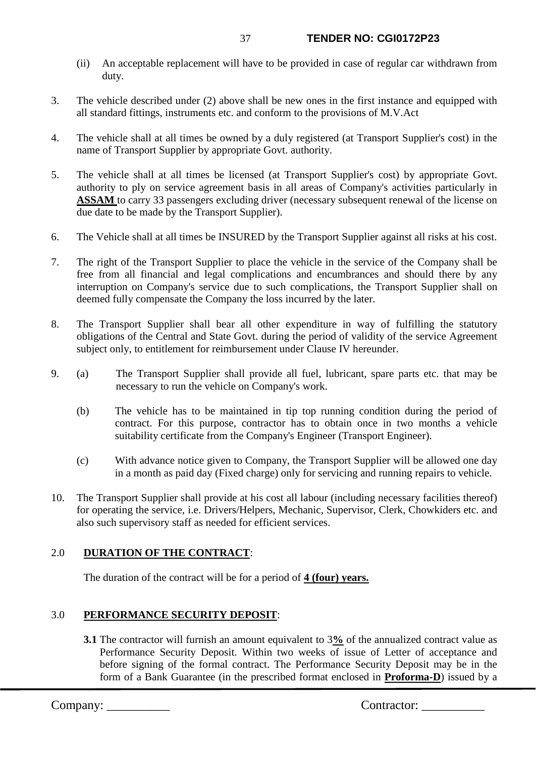(ii) An acceptable replacement will have to be provided in case of regular car withdrawn from duty.

3. The vehicle described under (2) above shall be new ones in the first instance and equipped with all standard fittings, instruments etc. and conform to the provisions of M.V.Act

4. The vehicle shall at all times be owned by a duly registered (at Transport Supplier's cost) in the name of Transport Supplier by appropriate Govt. authority.

5. The vehicle shall at all times be licensed (at Transport Supplier's cost) by appropriate Govt. authority to ply on service agreement basis in all areas of Company's activities particularly in **ASSAM** to carry 33 passengers excluding driver (necessary subsequent renewal of the license on due date to be made by the Transport Supplier).

6. The Vehicle shall at all times be INSURED by the Transport Supplier against all risks at his cost.

7. The right of the Transport Supplier to place the vehicle in the service of the Company shall be free from all financial and legal complications and encumbrances and should there by any interruption on Company's service due to such complications, the Transport Supplier shall on deemed fully compensate the Company the loss incurred by the later.

8. The Transport Supplier shall bear all other expenditure in way of fulfilling the statutory obligations of the Central and State Govt. during the period of validity of the service Agreement subject only, to entitlement for reimbursement under Clause IV hereunder.

9. (a) The Transport Supplier shall provide all fuel, lubricant, spare parts etc. that may be necessary to run the vehicle on Company's work.

   (b) The vehicle has to be maintained in tip top running condition during the period of contract. For this purpose, contractor has to obtain once in two months a vehicle suitability certificate from the Company's Engineer (Transport Engineer).

   (c) With advance notice given to Company, the Transport Supplier will be allowed one day in a month as paid day (Fixed charge) only for servicing and running repairs to vehicle.

10. The Transport Supplier shall provide at his cost all labour (including necessary facilities thereof) for operating the service, i.e. Drivers/Helpers, Mechanic, Supervisor, Clerk, Chowkiders etc. and also such supervisory staff as needed for efficient services.

## 2.0 DURATION OF THE CONTRACT:

The duration of the contract will be for a period of **4 (four) years.**

## 3.0 PERFORMANCE SECURITY DEPOSIT:

**3.1** The contractor will furnish an amount equivalent to 3**%** of the annualized contract value as Performance Security Deposit. Within two weeks of issue of Letter of acceptance and before signing of the formal contract. The Performance Security Deposit may be in the form of a Bank Guarantee (in the prescribed format enclosed in **Proforma-D**) issued by a

Company: __________ Contractor: __________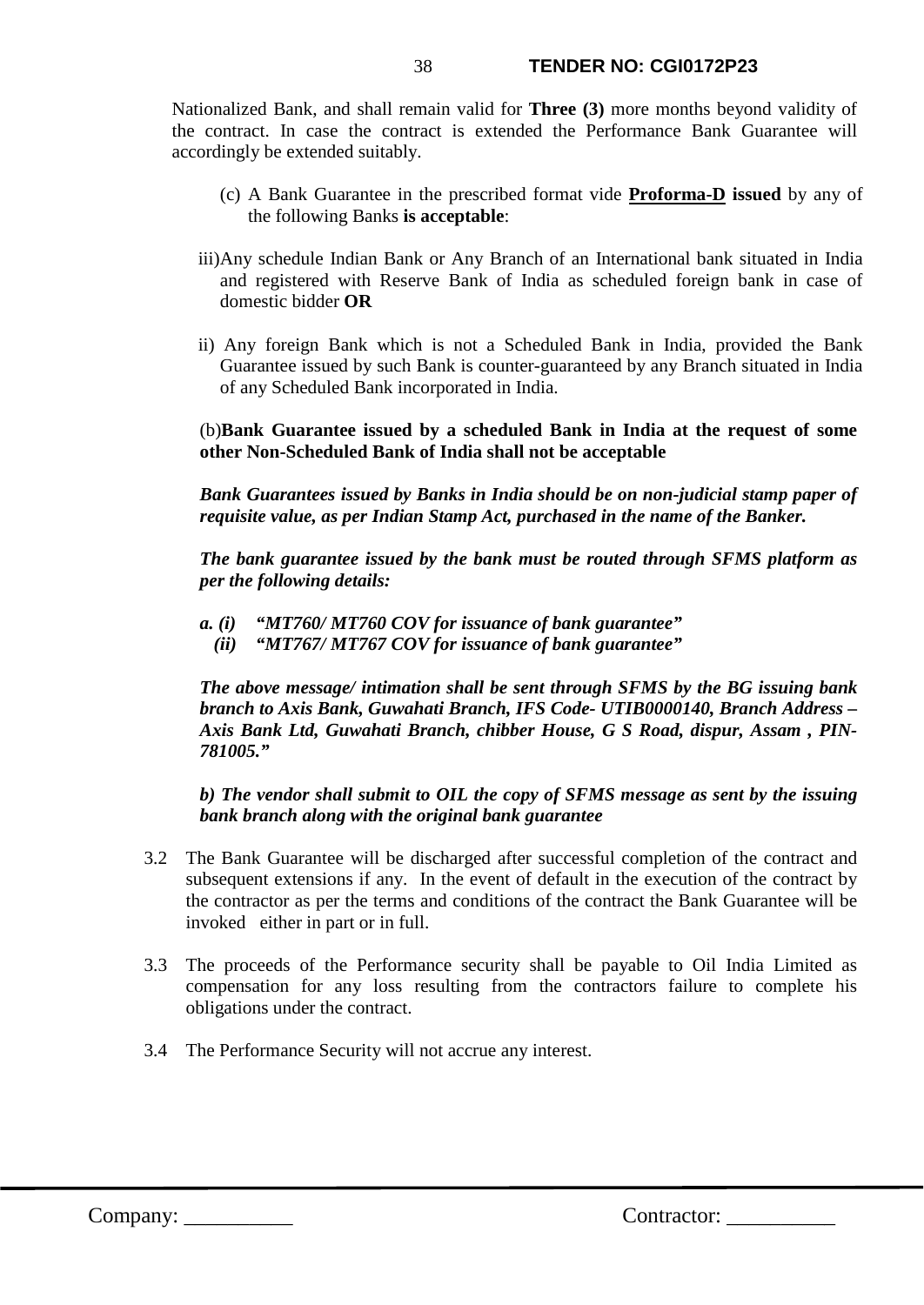Nationalized Bank, and shall remain valid for **Three (3)** more months beyond validity of the contract. In case the contract is extended the Performance Bank Guarantee will accordingly be extended suitably.

(c) A Bank Guarantee in the prescribed format vide **Proforma-D issued** by any of the following Banks **is acceptable**:

iii)Any schedule Indian Bank or Any Branch of an International bank situated in India and registered with Reserve Bank of India as scheduled foreign bank in case of domestic bidder **OR**

ii) Any foreign Bank which is not a Scheduled Bank in India, provided the Bank Guarantee issued by such Bank is counter-guaranteed by any Branch situated in India of any Scheduled Bank incorporated in India.

(b)**Bank Guarantee issued by a scheduled Bank in India at the request of some other Non-Scheduled Bank of India shall not be acceptable**

***Bank Guarantees issued by Banks in India should be on non-judicial stamp paper of requisite value, as per Indian Stamp Act, purchased in the name of the Banker.***

***The bank guarantee issued by the bank must be routed through SFMS platform as per the following details:***

***a. (i) "MT760/ MT760 COV for issuance of bank guarantee"***
***(ii) "MT767/ MT767 COV for issuance of bank guarantee"***

***The above message/ intimation shall be sent through SFMS by the BG issuing bank branch to Axis Bank, Guwahati Branch, IFS Code- UTIB0000140, Branch Address – Axis Bank Ltd, Guwahati Branch, chibber House, G S Road, dispur, Assam , PIN-781005."***

***b) The vendor shall submit to OIL the copy of SFMS message as sent by the issuing bank branch along with the original bank guarantee***

3.2 The Bank Guarantee will be discharged after successful completion of the contract and subsequent extensions if any. In the event of default in the execution of the contract by the contractor as per the terms and conditions of the contract the Bank Guarantee will be invoked either in part or in full.

3.3 The proceeds of the Performance security shall be payable to Oil India Limited as compensation for any loss resulting from the contractors failure to complete his obligations under the contract.

3.4 The Performance Security will not accrue any interest.

Company: __________ Contractor: __________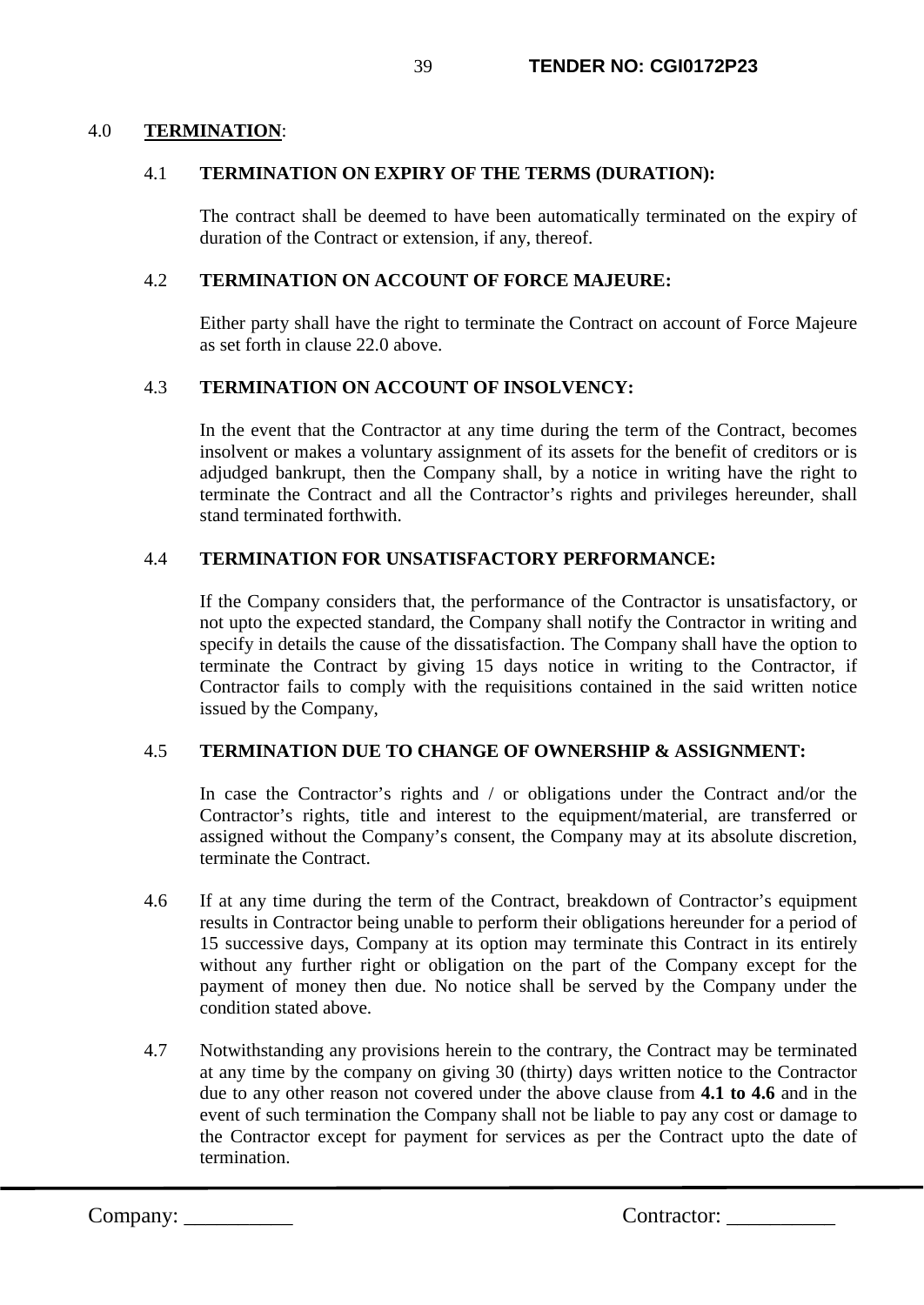## 4.0 **TERMINATION**:

### 4.1 **TERMINATION ON EXPIRY OF THE TERMS (DURATION):**

The contract shall be deemed to have been automatically terminated on the expiry of duration of the Contract or extension, if any, thereof.

### 4.2 **TERMINATION ON ACCOUNT OF FORCE MAJEURE:**

Either party shall have the right to terminate the Contract on account of Force Majeure as set forth in clause 22.0 above.

### 4.3 **TERMINATION ON ACCOUNT OF INSOLVENCY:**

In the event that the Contractor at any time during the term of the Contract, becomes insolvent or makes a voluntary assignment of its assets for the benefit of creditors or is adjudged bankrupt, then the Company shall, by a notice in writing have the right to terminate the Contract and all the Contractor's rights and privileges hereunder, shall stand terminated forthwith.

### 4.4 **TERMINATION FOR UNSATISFACTORY PERFORMANCE:**

If the Company considers that, the performance of the Contractor is unsatisfactory, or not upto the expected standard, the Company shall notify the Contractor in writing and specify in details the cause of the dissatisfaction. The Company shall have the option to terminate the Contract by giving 15 days notice in writing to the Contractor, if Contractor fails to comply with the requisitions contained in the said written notice issued by the Company,

### 4.5 **TERMINATION DUE TO CHANGE OF OWNERSHIP & ASSIGNMENT:**

In case the Contractor's rights and / or obligations under the Contract and/or the Contractor's rights, title and interest to the equipment/material, are transferred or assigned without the Company's consent, the Company may at its absolute discretion, terminate the Contract.

4.6 If at any time during the term of the Contract, breakdown of Contractor's equipment results in Contractor being unable to perform their obligations hereunder for a period of 15 successive days, Company at its option may terminate this Contract in its entirely without any further right or obligation on the part of the Company except for the payment of money then due. No notice shall be served by the Company under the condition stated above.

4.7 Notwithstanding any provisions herein to the contrary, the Contract may be terminated at any time by the company on giving 30 (thirty) days written notice to the Contractor due to any other reason not covered under the above clause from **4.1 to 4.6** and in the event of such termination the Company shall not be liable to pay any cost or damage to the Contractor except for payment for services as per the Contract upto the date of termination.

Company: __________ Contractor: __________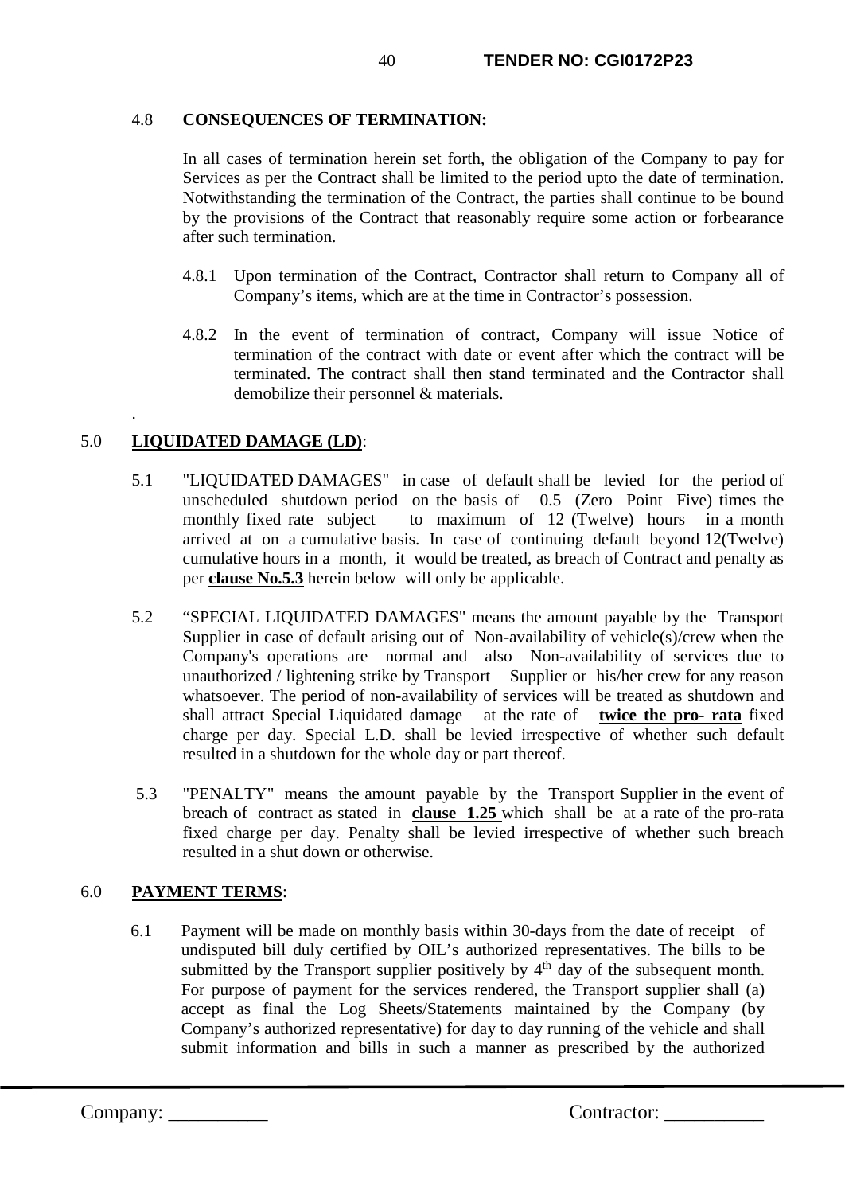4.8 **CONSEQUENCES OF TERMINATION:**

In all cases of termination herein set forth, the obligation of the Company to pay for Services as per the Contract shall be limited to the period upto the date of termination. Notwithstanding the termination of the Contract, the parties shall continue to be bound by the provisions of the Contract that reasonably require some action or forbearance after such termination.

4.8.1 Upon termination of the Contract, Contractor shall return to Company all of Company's items, which are at the time in Contractor's possession.

4.8.2 In the event of termination of contract, Company will issue Notice of termination of the contract with date or event after which the contract will be terminated. The contract shall then stand terminated and the Contractor shall demobilize their personnel & materials.

.

5.0 **LIQUIDATED DAMAGE (LD)**:

5.1 "LIQUIDATED DAMAGES" in case of default shall be levied for the period of unscheduled shutdown period on the basis of 0.5 (Zero Point Five) times the monthly fixed rate subject to maximum of 12 (Twelve) hours in a month arrived at on a cumulative basis. In case of continuing default beyond 12(Twelve) cumulative hours in a month, it would be treated, as breach of Contract and penalty as per **clause No.5.3** herein below will only be applicable.

5.2 "SPECIAL LIQUIDATED DAMAGES" means the amount payable by the Transport Supplier in case of default arising out of Non-availability of vehicle(s)/crew when the Company's operations are normal and also Non-availability of services due to unauthorized / lightening strike by Transport Supplier or his/her crew for any reason whatsoever. The period of non-availability of services will be treated as shutdown and shall attract Special Liquidated damage at the rate of **twice the pro- rata** fixed charge per day. Special L.D. shall be levied irrespective of whether such default resulted in a shutdown for the whole day or part thereof.

5.3 "PENALTY" means the amount payable by the Transport Supplier in the event of breach of contract as stated in **clause 1.25** which shall be at a rate of the pro-rata fixed charge per day. Penalty shall be levied irrespective of whether such breach resulted in a shut down or otherwise.

6.0 **PAYMENT TERMS**:

6.1 Payment will be made on monthly basis within 30-days from the date of receipt of undisputed bill duly certified by OIL's authorized representatives. The bills to be submitted by the Transport supplier positively by 4th day of the subsequent month. For purpose of payment for the services rendered, the Transport supplier shall (a) accept as final the Log Sheets/Statements maintained by the Company (by Company's authorized representative) for day to day running of the vehicle and shall submit information and bills in such a manner as prescribed by the authorized

Company: __________ Contractor: __________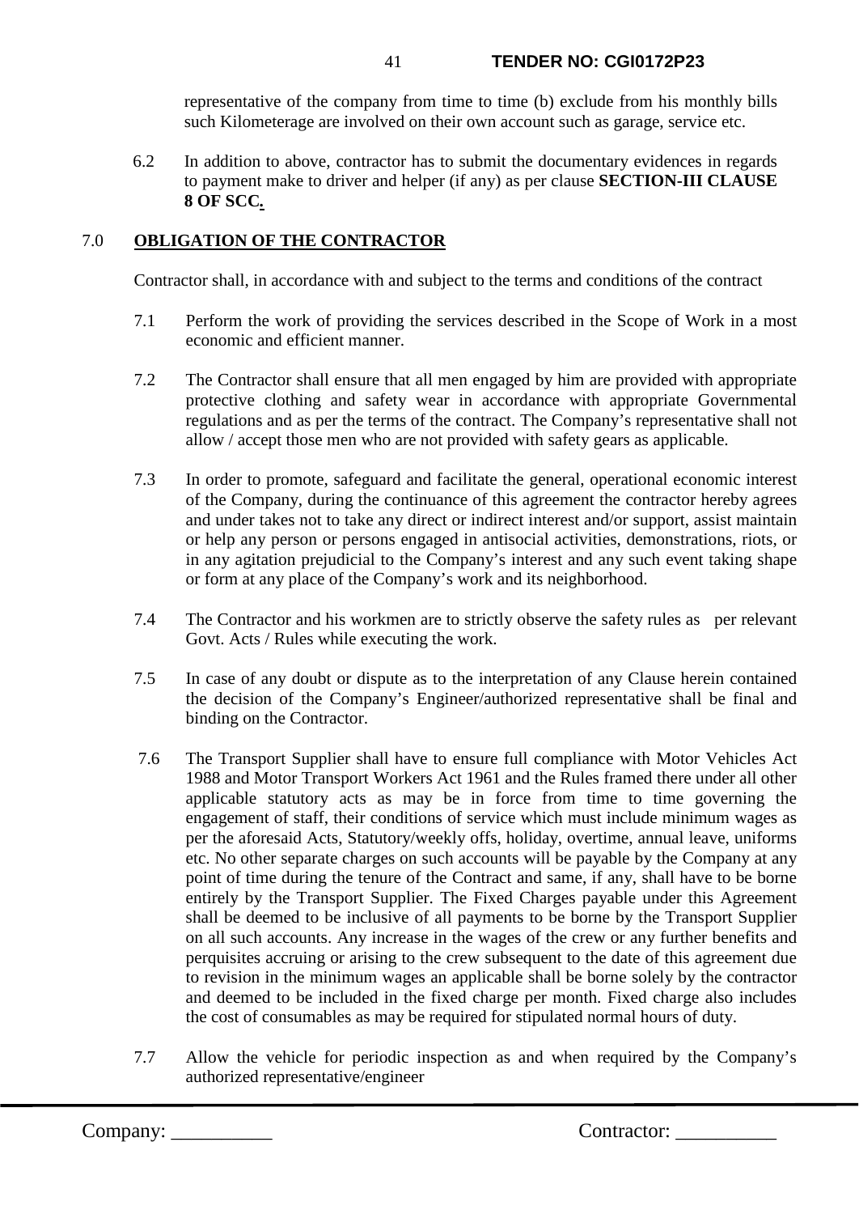representative of the company from time to time (b) exclude from his monthly bills such Kilometerage are involved on their own account such as garage, service etc.

6.2 In addition to above, contractor has to submit the documentary evidences in regards to payment make to driver and helper (if any) as per clause **SECTION-III CLAUSE 8 OF SCC.**

## 7.0 OBLIGATION OF THE CONTRACTOR

Contractor shall, in accordance with and subject to the terms and conditions of the contract

7.1 Perform the work of providing the services described in the Scope of Work in a most economic and efficient manner.

7.2 The Contractor shall ensure that all men engaged by him are provided with appropriate protective clothing and safety wear in accordance with appropriate Governmental regulations and as per the terms of the contract. The Company's representative shall not allow / accept those men who are not provided with safety gears as applicable.

7.3 In order to promote, safeguard and facilitate the general, operational economic interest of the Company, during the continuance of this agreement the contractor hereby agrees and under takes not to take any direct or indirect interest and/or support, assist maintain or help any person or persons engaged in antisocial activities, demonstrations, riots, or in any agitation prejudicial to the Company's interest and any such event taking shape or form at any place of the Company's work and its neighborhood.

7.4 The Contractor and his workmen are to strictly observe the safety rules as per relevant Govt. Acts / Rules while executing the work.

7.5 In case of any doubt or dispute as to the interpretation of any Clause herein contained the decision of the Company's Engineer/authorized representative shall be final and binding on the Contractor.

7.6 The Transport Supplier shall have to ensure full compliance with Motor Vehicles Act 1988 and Motor Transport Workers Act 1961 and the Rules framed there under all other applicable statutory acts as may be in force from time to time governing the engagement of staff, their conditions of service which must include minimum wages as per the aforesaid Acts, Statutory/weekly offs, holiday, overtime, annual leave, uniforms etc. No other separate charges on such accounts will be payable by the Company at any point of time during the tenure of the Contract and same, if any, shall have to be borne entirely by the Transport Supplier. The Fixed Charges payable under this Agreement shall be deemed to be inclusive of all payments to be borne by the Transport Supplier on all such accounts. Any increase in the wages of the crew or any further benefits and perquisites accruing or arising to the crew subsequent to the date of this agreement due to revision in the minimum wages an applicable shall be borne solely by the contractor and deemed to be included in the fixed charge per month. Fixed charge also includes the cost of consumables as may be required for stipulated normal hours of duty.

7.7 Allow the vehicle for periodic inspection as and when required by the Company's authorized representative/engineer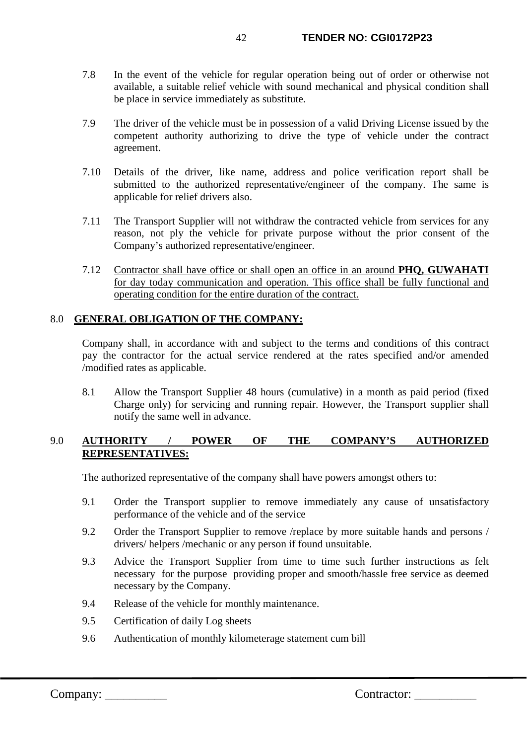7.8 In the event of the vehicle for regular operation being out of order or otherwise not available, a suitable relief vehicle with sound mechanical and physical condition shall be place in service immediately as substitute.

7.9 The driver of the vehicle must be in possession of a valid Driving License issued by the competent authority authorizing to drive the type of vehicle under the contract agreement.

7.10 Details of the driver, like name, address and police verification report shall be submitted to the authorized representative/engineer of the company. The same is applicable for relief drivers also.

7.11 The Transport Supplier will not withdraw the contracted vehicle from services for any reason, not ply the vehicle for private purpose without the prior consent of the Company's authorized representative/engineer.

7.12 <u>Contractor shall have office or shall open an office in an around **PHQ, GUWAHATI** for day today communication and operation. This office shall be fully functional and operating condition for the entire duration of the contract.</u>

## 8.0 GENERAL OBLIGATION OF THE COMPANY:

Company shall, in accordance with and subject to the terms and conditions of this contract pay the contractor for the actual service rendered at the rates specified and/or amended /modified rates as applicable.

8.1 Allow the Transport Supplier 48 hours (cumulative) in a month as paid period (fixed Charge only) for servicing and running repair. However, the Transport supplier shall notify the same well in advance.

## 9.0 AUTHORITY / POWER OF THE COMPANY'S AUTHORIZED REPRESENTATIVES:

The authorized representative of the company shall have powers amongst others to:

9.1 Order the Transport supplier to remove immediately any cause of unsatisfactory performance of the vehicle and of the service

9.2 Order the Transport Supplier to remove /replace by more suitable hands and persons / drivers/ helpers /mechanic or any person if found unsuitable.

9.3 Advice the Transport Supplier from time to time such further instructions as felt necessary for the purpose providing proper and smooth/hassle free service as deemed necessary by the Company.

9.4 Release of the vehicle for monthly maintenance.

9.5 Certification of daily Log sheets

9.6 Authentication of monthly kilometerage statement cum bill

Company: __________ Contractor: __________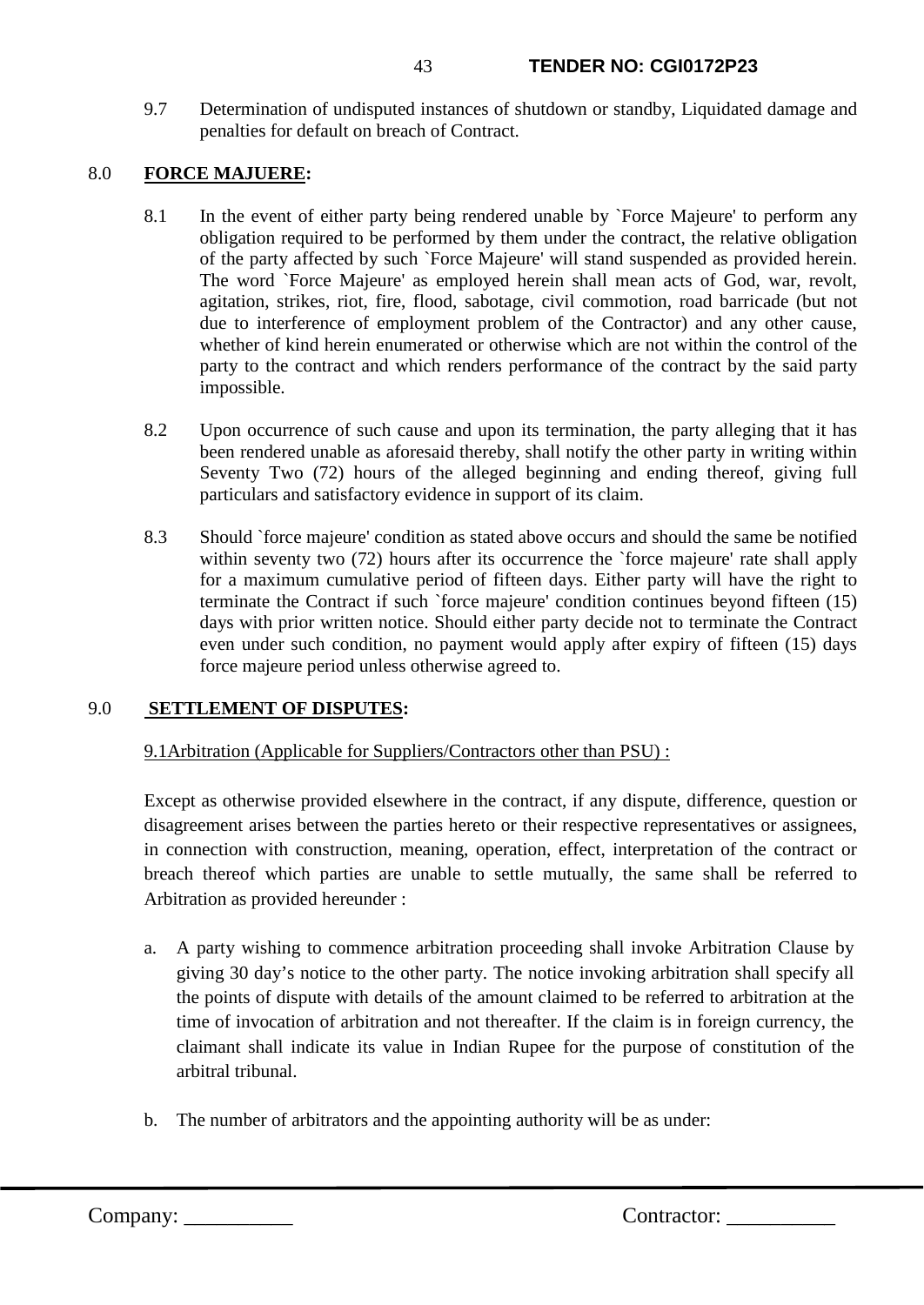9.7 Determination of undisputed instances of shutdown or standby, Liquidated damage and penalties for default on breach of Contract.

## 8.0 **FORCE MAJUERE:**

8.1 In the event of either party being rendered unable by `Force Majeure' to perform any obligation required to be performed by them under the contract, the relative obligation of the party affected by such `Force Majeure' will stand suspended as provided herein. The word `Force Majeure' as employed herein shall mean acts of God, war, revolt, agitation, strikes, riot, fire, flood, sabotage, civil commotion, road barricade (but not due to interference of employment problem of the Contractor) and any other cause, whether of kind herein enumerated or otherwise which are not within the control of the party to the contract and which renders performance of the contract by the said party impossible.

8.2 Upon occurrence of such cause and upon its termination, the party alleging that it has been rendered unable as aforesaid thereby, shall notify the other party in writing within Seventy Two (72) hours of the alleged beginning and ending thereof, giving full particulars and satisfactory evidence in support of its claim.

8.3 Should `force majeure' condition as stated above occurs and should the same be notified within seventy two (72) hours after its occurrence the `force majeure' rate shall apply for a maximum cumulative period of fifteen days. Either party will have the right to terminate the Contract if such `force majeure' condition continues beyond fifteen (15) days with prior written notice. Should either party decide not to terminate the Contract even under such condition, no payment would apply after expiry of fifteen (15) days force majeure period unless otherwise agreed to.

## 9.0 **SETTLEMENT OF DISPUTES:**

9.1Arbitration (Applicable for Suppliers/Contractors other than PSU) :

Except as otherwise provided elsewhere in the contract, if any dispute, difference, question or disagreement arises between the parties hereto or their respective representatives or assignees, in connection with construction, meaning, operation, effect, interpretation of the contract or breach thereof which parties are unable to settle mutually, the same shall be referred to Arbitration as provided hereunder :

a. A party wishing to commence arbitration proceeding shall invoke Arbitration Clause by giving 30 day's notice to the other party. The notice invoking arbitration shall specify all the points of dispute with details of the amount claimed to be referred to arbitration at the time of invocation of arbitration and not thereafter. If the claim is in foreign currency, the claimant shall indicate its value in Indian Rupee for the purpose of constitution of the arbitral tribunal.

b. The number of arbitrators and the appointing authority will be as under: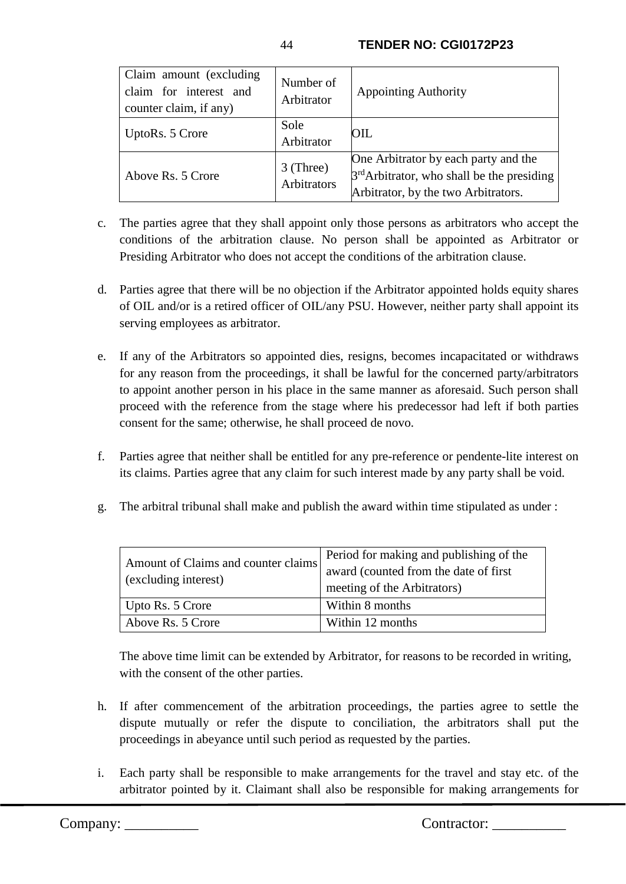| Claim amount (excluding claim for interest and counter claim, if any) | Number of Arbitrator | Appointing Authority |
| --- | --- | --- |
| UptoRs. 5 Crore | Sole Arbitrator | OIL |
| Above Rs. 5 Crore | 3 (Three) Arbitrators | One Arbitrator by each party and the 3rdArbitrator, who shall be the presiding Arbitrator, by the two Arbitrators. |

c. The parties agree that they shall appoint only those persons as arbitrators who accept the conditions of the arbitration clause. No person shall be appointed as Arbitrator or Presiding Arbitrator who does not accept the conditions of the arbitration clause.

d. Parties agree that there will be no objection if the Arbitrator appointed holds equity shares of OIL and/or is a retired officer of OIL/any PSU. However, neither party shall appoint its serving employees as arbitrator.

e. If any of the Arbitrators so appointed dies, resigns, becomes incapacitated or withdraws for any reason from the proceedings, it shall be lawful for the concerned party/arbitrators to appoint another person in his place in the same manner as aforesaid. Such person shall proceed with the reference from the stage where his predecessor had left if both parties consent for the same; otherwise, he shall proceed de novo.

f. Parties agree that neither shall be entitled for any pre-reference or pendente-lite interest on its claims. Parties agree that any claim for such interest made by any party shall be void.

g. The arbitral tribunal shall make and publish the award within time stipulated as under :

| Amount of Claims and counter claims (excluding interest) | Period for making and publishing of the award (counted from the date of first meeting of the Arbitrators) |
| --- | --- |
| Upto Rs. 5 Crore | Within 8 months |
| Above Rs. 5 Crore | Within 12 months |

The above time limit can be extended by Arbitrator, for reasons to be recorded in writing, with the consent of the other parties.

h. If after commencement of the arbitration proceedings, the parties agree to settle the dispute mutually or refer the dispute to conciliation, the arbitrators shall put the proceedings in abeyance until such period as requested by the parties.

i. Each party shall be responsible to make arrangements for the travel and stay etc. of the arbitrator pointed by it. Claimant shall also be responsible for making arrangements for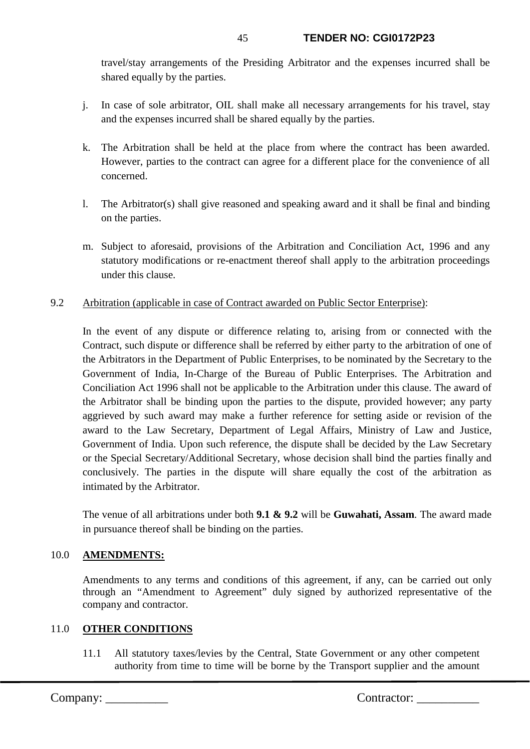travel/stay arrangements of the Presiding Arbitrator and the expenses incurred shall be shared equally by the parties.

j. In case of sole arbitrator, OIL shall make all necessary arrangements for his travel, stay and the expenses incurred shall be shared equally by the parties.

k. The Arbitration shall be held at the place from where the contract has been awarded. However, parties to the contract can agree for a different place for the convenience of all concerned.

l. The Arbitrator(s) shall give reasoned and speaking award and it shall be final and binding on the parties.

m. Subject to aforesaid, provisions of the Arbitration and Conciliation Act, 1996 and any statutory modifications or re-enactment thereof shall apply to the arbitration proceedings under this clause.

9.2 Arbitration (applicable in case of Contract awarded on Public Sector Enterprise):

In the event of any dispute or difference relating to, arising from or connected with the Contract, such dispute or difference shall be referred by either party to the arbitration of one of the Arbitrators in the Department of Public Enterprises, to be nominated by the Secretary to the Government of India, In-Charge of the Bureau of Public Enterprises. The Arbitration and Conciliation Act 1996 shall not be applicable to the Arbitration under this clause. The award of the Arbitrator shall be binding upon the parties to the dispute, provided however; any party aggrieved by such award may make a further reference for setting aside or revision of the award to the Law Secretary, Department of Legal Affairs, Ministry of Law and Justice, Government of India. Upon such reference, the dispute shall be decided by the Law Secretary or the Special Secretary/Additional Secretary, whose decision shall bind the parties finally and conclusively. The parties in the dispute will share equally the cost of the arbitration as intimated by the Arbitrator.

The venue of all arbitrations under both **9.1 & 9.2** will be **Guwahati, Assam**. The award made in pursuance thereof shall be binding on the parties.

## 10.0 AMENDMENTS:

Amendments to any terms and conditions of this agreement, if any, can be carried out only through an "Amendment to Agreement" duly signed by authorized representative of the company and contractor.

## 11.0 OTHER CONDITIONS

11.1 All statutory taxes/levies by the Central, State Government or any other competent authority from time to time will be borne by the Transport supplier and the amount

Company: __________ Contractor: __________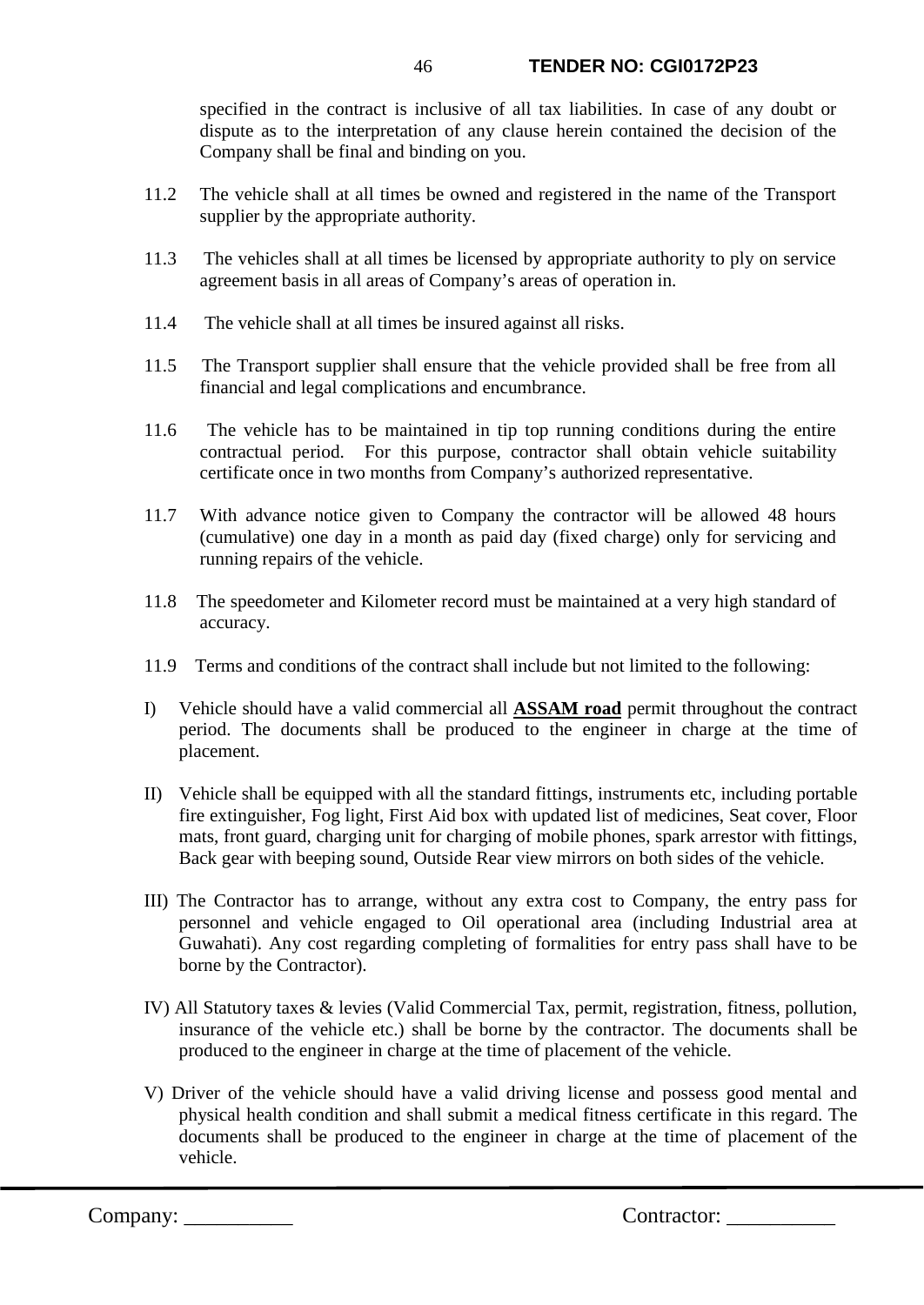specified in the contract is inclusive of all tax liabilities. In case of any doubt or dispute as to the interpretation of any clause herein contained the decision of the Company shall be final and binding on you.

11.2 The vehicle shall at all times be owned and registered in the name of the Transport supplier by the appropriate authority.

11.3 The vehicles shall at all times be licensed by appropriate authority to ply on service agreement basis in all areas of Company's areas of operation in.

11.4 The vehicle shall at all times be insured against all risks.

11.5 The Transport supplier shall ensure that the vehicle provided shall be free from all financial and legal complications and encumbrance.

11.6 The vehicle has to be maintained in tip top running conditions during the entire contractual period. For this purpose, contractor shall obtain vehicle suitability certificate once in two months from Company's authorized representative.

11.7 With advance notice given to Company the contractor will be allowed 48 hours (cumulative) one day in a month as paid day (fixed charge) only for servicing and running repairs of the vehicle.

11.8 The speedometer and Kilometer record must be maintained at a very high standard of accuracy.

11.9 Terms and conditions of the contract shall include but not limited to the following:

I) Vehicle should have a valid commercial all **ASSAM road** permit throughout the contract period. The documents shall be produced to the engineer in charge at the time of placement.

II) Vehicle shall be equipped with all the standard fittings, instruments etc, including portable fire extinguisher, Fog light, First Aid box with updated list of medicines, Seat cover, Floor mats, front guard, charging unit for charging of mobile phones, spark arrestor with fittings, Back gear with beeping sound, Outside Rear view mirrors on both sides of the vehicle.

III) The Contractor has to arrange, without any extra cost to Company, the entry pass for personnel and vehicle engaged to Oil operational area (including Industrial area at Guwahati). Any cost regarding completing of formalities for entry pass shall have to be borne by the Contractor).

IV) All Statutory taxes & levies (Valid Commercial Tax, permit, registration, fitness, pollution, insurance of the vehicle etc.) shall be borne by the contractor. The documents shall be produced to the engineer in charge at the time of placement of the vehicle.

V) Driver of the vehicle should have a valid driving license and possess good mental and physical health condition and shall submit a medical fitness certificate in this regard. The documents shall be produced to the engineer in charge at the time of placement of the vehicle.

Company: __________ Contractor: __________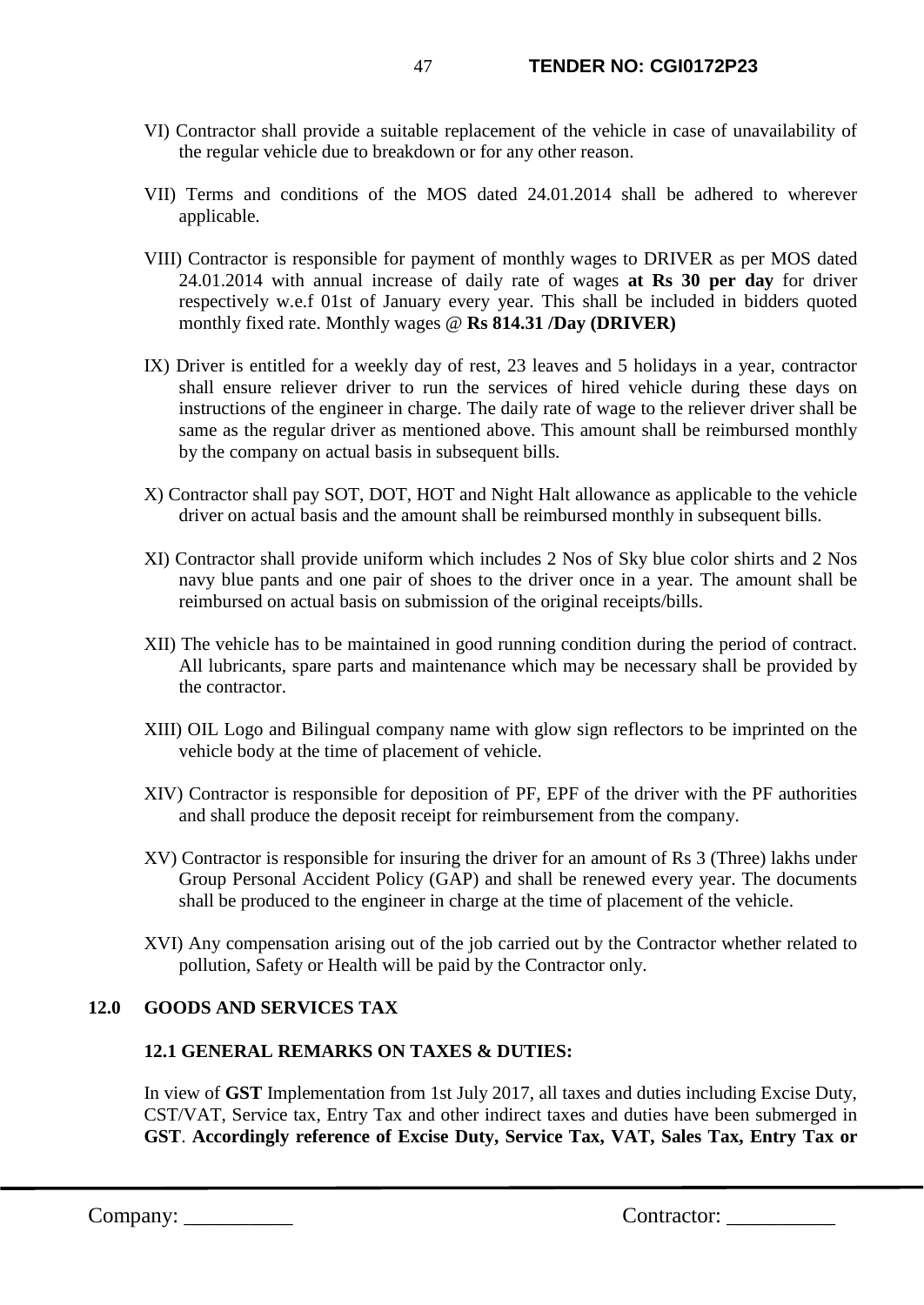VI) Contractor shall provide a suitable replacement of the vehicle in case of unavailability of the regular vehicle due to breakdown or for any other reason.

VII) Terms and conditions of the MOS dated 24.01.2014 shall be adhered to wherever applicable.

VIII) Contractor is responsible for payment of monthly wages to DRIVER as per MOS dated 24.01.2014 with annual increase of daily rate of wages **at Rs 30 per day** for driver respectively w.e.f 01st of January every year. This shall be included in bidders quoted monthly fixed rate. Monthly wages @ **Rs 814.31 /Day (DRIVER)**

IX) Driver is entitled for a weekly day of rest, 23 leaves and 5 holidays in a year, contractor shall ensure reliever driver to run the services of hired vehicle during these days on instructions of the engineer in charge. The daily rate of wage to the reliever driver shall be same as the regular driver as mentioned above. This amount shall be reimbursed monthly by the company on actual basis in subsequent bills.

X) Contractor shall pay SOT, DOT, HOT and Night Halt allowance as applicable to the vehicle driver on actual basis and the amount shall be reimbursed monthly in subsequent bills.

XI) Contractor shall provide uniform which includes 2 Nos of Sky blue color shirts and 2 Nos navy blue pants and one pair of shoes to the driver once in a year. The amount shall be reimbursed on actual basis on submission of the original receipts/bills.

XII) The vehicle has to be maintained in good running condition during the period of contract. All lubricants, spare parts and maintenance which may be necessary shall be provided by the contractor.

XIII) OIL Logo and Bilingual company name with glow sign reflectors to be imprinted on the vehicle body at the time of placement of vehicle.

XIV) Contractor is responsible for deposition of PF, EPF of the driver with the PF authorities and shall produce the deposit receipt for reimbursement from the company.

XV) Contractor is responsible for insuring the driver for an amount of Rs 3 (Three) lakhs under Group Personal Accident Policy (GAP) and shall be renewed every year. The documents shall be produced to the engineer in charge at the time of placement of the vehicle.

XVI) Any compensation arising out of the job carried out by the Contractor whether related to pollution, Safety or Health will be paid by the Contractor only.

## 12.0 GOODS AND SERVICES TAX

### 12.1 GENERAL REMARKS ON TAXES & DUTIES:

In view of **GST** Implementation from 1st July 2017, all taxes and duties including Excise Duty, CST/VAT, Service tax, Entry Tax and other indirect taxes and duties have been submerged in **GST**. **Accordingly reference of Excise Duty, Service Tax, VAT, Sales Tax, Entry Tax or**

Company: __________ Contractor: __________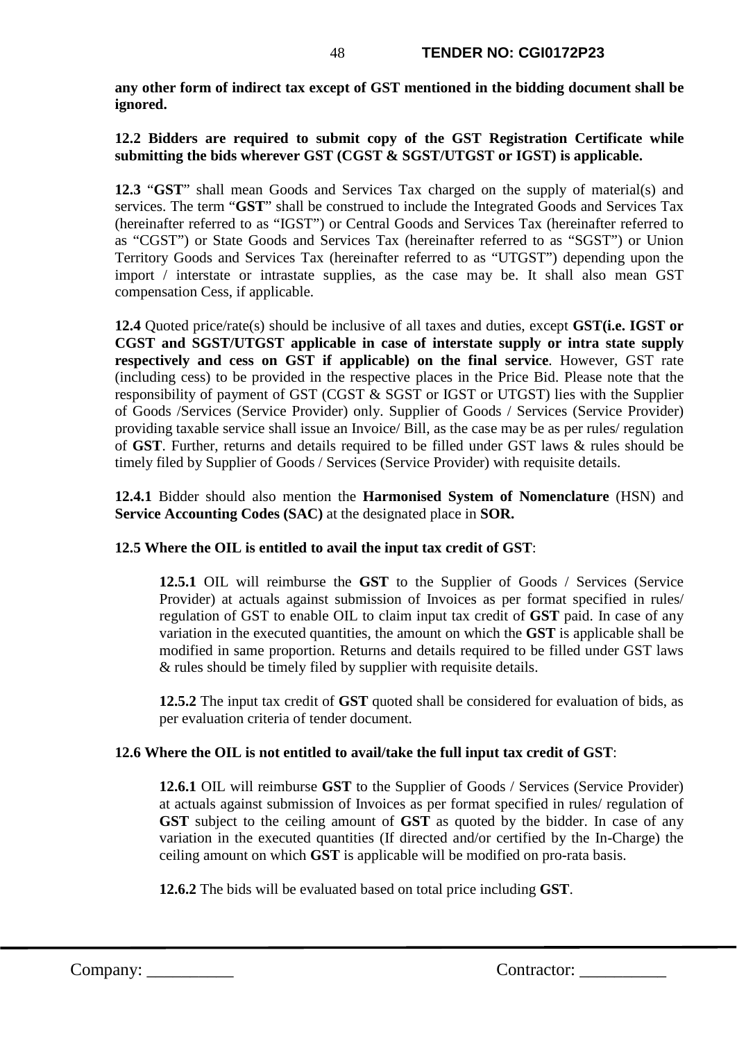**any other form of indirect tax except of GST mentioned in the bidding document shall be ignored.**

**12.2 Bidders are required to submit copy of the GST Registration Certificate while submitting the bids wherever GST (CGST & SGST/UTGST or IGST) is applicable.**

**12.3** "**GST**" shall mean Goods and Services Tax charged on the supply of material(s) and services. The term "**GST**" shall be construed to include the Integrated Goods and Services Tax (hereinafter referred to as "IGST") or Central Goods and Services Tax (hereinafter referred to as "CGST") or State Goods and Services Tax (hereinafter referred to as "SGST") or Union Territory Goods and Services Tax (hereinafter referred to as "UTGST") depending upon the import / interstate or intrastate supplies, as the case may be. It shall also mean GST compensation Cess, if applicable.

**12.4** Quoted price/rate(s) should be inclusive of all taxes and duties, except **GST(i.e. IGST or CGST and SGST/UTGST applicable in case of interstate supply or intra state supply respectively and cess on GST if applicable) on the final service**. However, GST rate (including cess) to be provided in the respective places in the Price Bid. Please note that the responsibility of payment of GST (CGST & SGST or IGST or UTGST) lies with the Supplier of Goods /Services (Service Provider) only. Supplier of Goods / Services (Service Provider) providing taxable service shall issue an Invoice/ Bill, as the case may be as per rules/ regulation of **GST**. Further, returns and details required to be filled under GST laws & rules should be timely filed by Supplier of Goods / Services (Service Provider) with requisite details.

**12.4.1** Bidder should also mention the **Harmonised System of Nomenclature** (HSN) and **Service Accounting Codes (SAC)** at the designated place in **SOR.**

**12.5 Where the OIL is entitled to avail the input tax credit of GST**:

> **12.5.1** OIL will reimburse the **GST** to the Supplier of Goods / Services (Service Provider) at actuals against submission of Invoices as per format specified in rules/ regulation of GST to enable OIL to claim input tax credit of **GST** paid. In case of any variation in the executed quantities, the amount on which the **GST** is applicable shall be modified in same proportion. Returns and details required to be filled under GST laws & rules should be timely filed by supplier with requisite details.
>
> **12.5.2** The input tax credit of **GST** quoted shall be considered for evaluation of bids, as per evaluation criteria of tender document.

**12.6 Where the OIL is not entitled to avail/take the full input tax credit of GST**:

> **12.6.1** OIL will reimburse **GST** to the Supplier of Goods / Services (Service Provider) at actuals against submission of Invoices as per format specified in rules/ regulation of **GST** subject to the ceiling amount of **GST** as quoted by the bidder. In case of any variation in the executed quantities (If directed and/or certified by the In-Charge) the ceiling amount on which **GST** is applicable will be modified on pro-rata basis.
>
> **12.6.2** The bids will be evaluated based on total price including **GST**.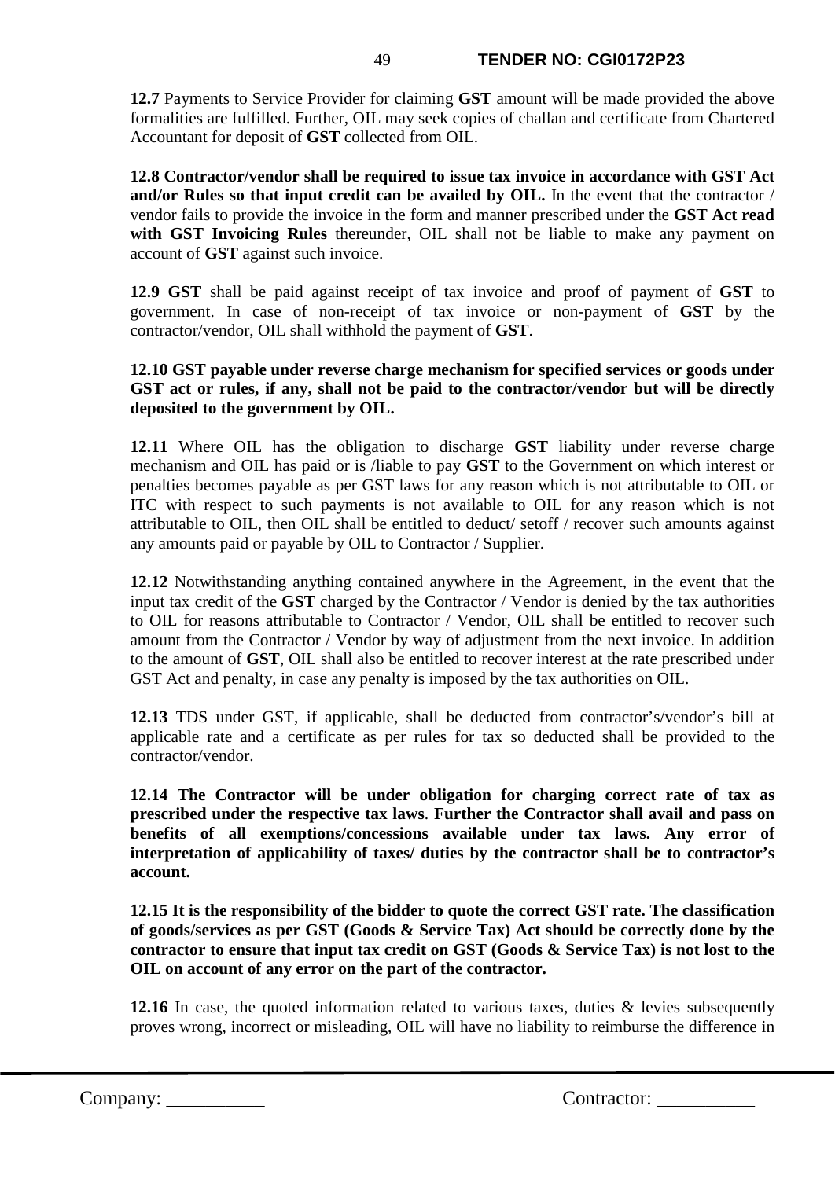**12.7** Payments to Service Provider for claiming **GST** amount will be made provided the above formalities are fulfilled. Further, OIL may seek copies of challan and certificate from Chartered Accountant for deposit of **GST** collected from OIL.

**12.8 Contractor/vendor shall be required to issue tax invoice in accordance with GST Act and/or Rules so that input credit can be availed by OIL.** In the event that the contractor / vendor fails to provide the invoice in the form and manner prescribed under the **GST Act read with GST Invoicing Rules** thereunder, OIL shall not be liable to make any payment on account of **GST** against such invoice.

**12.9 GST** shall be paid against receipt of tax invoice and proof of payment of **GST** to government. In case of non-receipt of tax invoice or non-payment of **GST** by the contractor/vendor, OIL shall withhold the payment of **GST**.

**12.10 GST payable under reverse charge mechanism for specified services or goods under GST act or rules, if any, shall not be paid to the contractor/vendor but will be directly deposited to the government by OIL.**

**12.11** Where OIL has the obligation to discharge **GST** liability under reverse charge mechanism and OIL has paid or is /liable to pay **GST** to the Government on which interest or penalties becomes payable as per GST laws for any reason which is not attributable to OIL or ITC with respect to such payments is not available to OIL for any reason which is not attributable to OIL, then OIL shall be entitled to deduct/ setoff / recover such amounts against any amounts paid or payable by OIL to Contractor / Supplier.

**12.12** Notwithstanding anything contained anywhere in the Agreement, in the event that the input tax credit of the **GST** charged by the Contractor / Vendor is denied by the tax authorities to OIL for reasons attributable to Contractor / Vendor, OIL shall be entitled to recover such amount from the Contractor / Vendor by way of adjustment from the next invoice. In addition to the amount of **GST**, OIL shall also be entitled to recover interest at the rate prescribed under GST Act and penalty, in case any penalty is imposed by the tax authorities on OIL.

**12.13** TDS under GST, if applicable, shall be deducted from contractor's/vendor's bill at applicable rate and a certificate as per rules for tax so deducted shall be provided to the contractor/vendor.

**12.14 The Contractor will be under obligation for charging correct rate of tax as prescribed under the respective tax laws**. **Further the Contractor shall avail and pass on benefits of all exemptions/concessions available under tax laws. Any error of interpretation of applicability of taxes/ duties by the contractor shall be to contractor's account.**

**12.15 It is the responsibility of the bidder to quote the correct GST rate. The classification of goods/services as per GST (Goods & Service Tax) Act should be correctly done by the contractor to ensure that input tax credit on GST (Goods & Service Tax) is not lost to the OIL on account of any error on the part of the contractor.**

**12.16** In case, the quoted information related to various taxes, duties & levies subsequently proves wrong, incorrect or misleading, OIL will have no liability to reimburse the difference in

Company: __________ Contractor: __________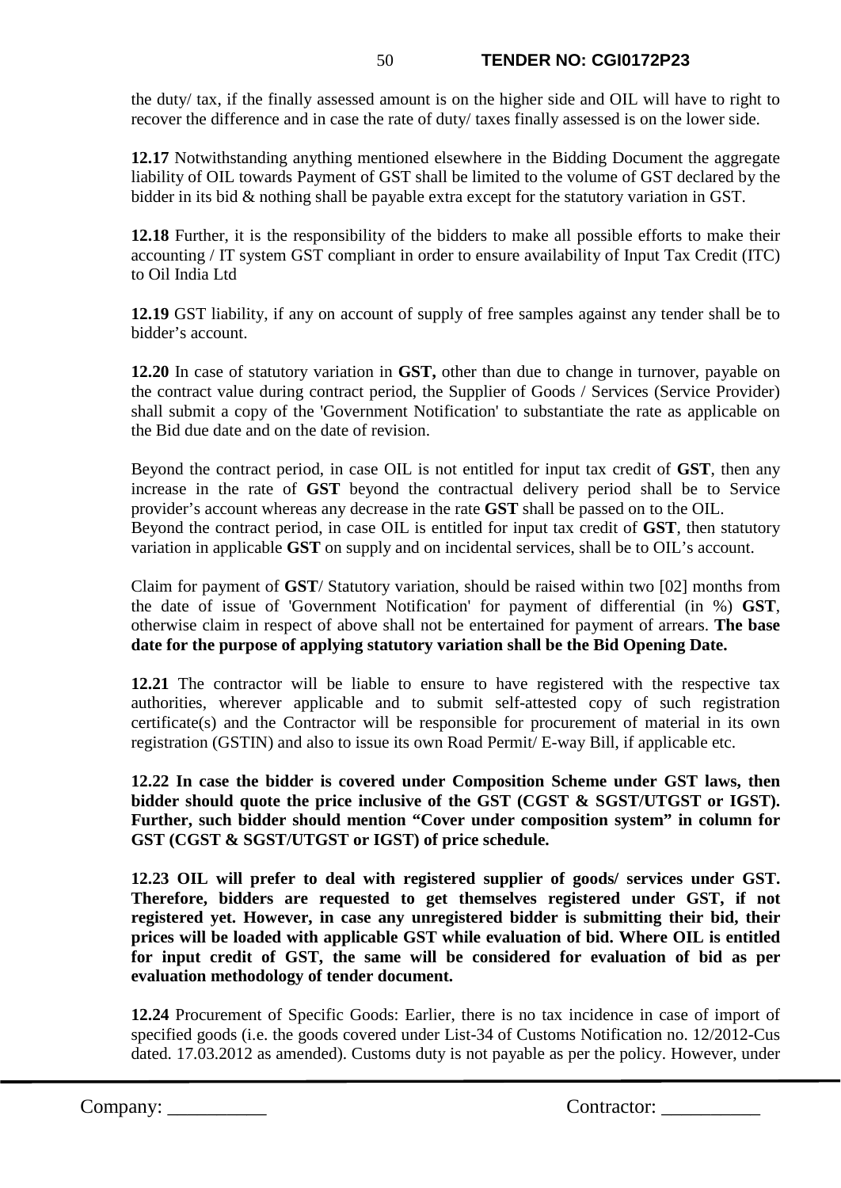the duty/ tax, if the finally assessed amount is on the higher side and OIL will have to right to recover the difference and in case the rate of duty/ taxes finally assessed is on the lower side.

**12.17** Notwithstanding anything mentioned elsewhere in the Bidding Document the aggregate liability of OIL towards Payment of GST shall be limited to the volume of GST declared by the bidder in its bid & nothing shall be payable extra except for the statutory variation in GST.

**12.18** Further, it is the responsibility of the bidders to make all possible efforts to make their accounting / IT system GST compliant in order to ensure availability of Input Tax Credit (ITC) to Oil India Ltd

**12.19** GST liability, if any on account of supply of free samples against any tender shall be to bidder's account.

**12.20** In case of statutory variation in **GST,** other than due to change in turnover, payable on the contract value during contract period, the Supplier of Goods / Services (Service Provider) shall submit a copy of the 'Government Notification' to substantiate the rate as applicable on the Bid due date and on the date of revision.

Beyond the contract period, in case OIL is not entitled for input tax credit of **GST**, then any increase in the rate of **GST** beyond the contractual delivery period shall be to Service provider's account whereas any decrease in the rate **GST** shall be passed on to the OIL.
Beyond the contract period, in case OIL is entitled for input tax credit of **GST**, then statutory variation in applicable **GST** on supply and on incidental services, shall be to OIL's account.

Claim for payment of **GST**/ Statutory variation, should be raised within two [02] months from the date of issue of 'Government Notification' for payment of differential (in %) **GST**, otherwise claim in respect of above shall not be entertained for payment of arrears. **The base date for the purpose of applying statutory variation shall be the Bid Opening Date.**

**12.21** The contractor will be liable to ensure to have registered with the respective tax authorities, wherever applicable and to submit self-attested copy of such registration certificate(s) and the Contractor will be responsible for procurement of material in its own registration (GSTIN) and also to issue its own Road Permit/ E-way Bill, if applicable etc.

**12.22 In case the bidder is covered under Composition Scheme under GST laws, then bidder should quote the price inclusive of the GST (CGST & SGST/UTGST or IGST). Further, such bidder should mention "Cover under composition system" in column for GST (CGST & SGST/UTGST or IGST) of price schedule.**

**12.23 OIL will prefer to deal with registered supplier of goods/ services under GST. Therefore, bidders are requested to get themselves registered under GST, if not registered yet. However, in case any unregistered bidder is submitting their bid, their prices will be loaded with applicable GST while evaluation of bid. Where OIL is entitled for input credit of GST, the same will be considered for evaluation of bid as per evaluation methodology of tender document.**

**12.24** Procurement of Specific Goods: Earlier, there is no tax incidence in case of import of specified goods (i.e. the goods covered under List-34 of Customs Notification no. 12/2012-Cus dated. 17.03.2012 as amended). Customs duty is not payable as per the policy. However, under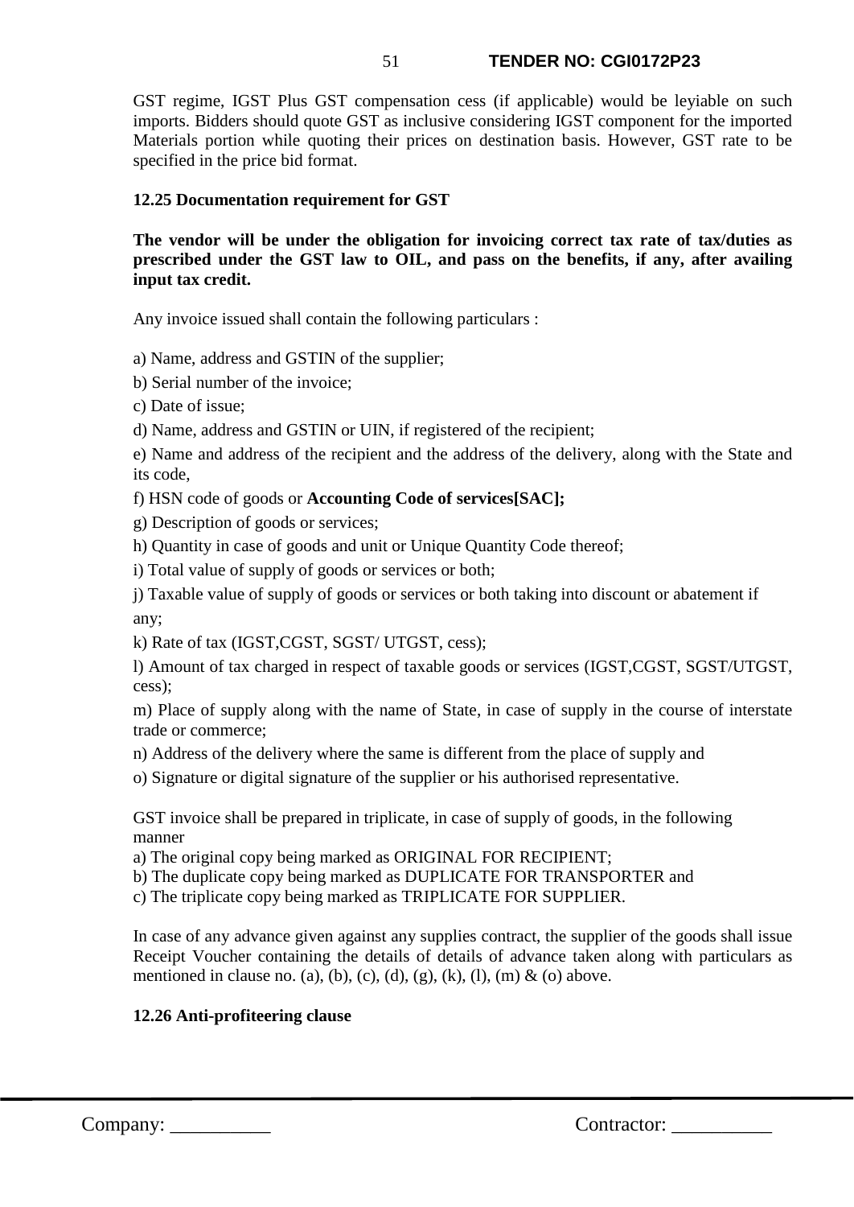GST regime, IGST Plus GST compensation cess (if applicable) would be leyiable on such imports. Bidders should quote GST as inclusive considering IGST component for the imported Materials portion while quoting their prices on destination basis. However, GST rate to be specified in the price bid format.

**12.25 Documentation requirement for GST**

**The vendor will be under the obligation for invoicing correct tax rate of tax/duties as prescribed under the GST law to OIL, and pass on the benefits, if any, after availing input tax credit.**

Any invoice issued shall contain the following particulars :

a) Name, address and GSTIN of the supplier;

b) Serial number of the invoice;

c) Date of issue;

d) Name, address and GSTIN or UIN, if registered of the recipient;

e) Name and address of the recipient and the address of the delivery, along with the State and its code,

f) HSN code of goods or **Accounting Code of services[SAC];**

g) Description of goods or services;

h) Quantity in case of goods and unit or Unique Quantity Code thereof;

i) Total value of supply of goods or services or both;

j) Taxable value of supply of goods or services or both taking into discount or abatement if any;

k) Rate of tax (IGST,CGST, SGST/ UTGST, cess);

l) Amount of tax charged in respect of taxable goods or services (IGST,CGST, SGST/UTGST, cess);

m) Place of supply along with the name of State, in case of supply in the course of interstate trade or commerce;

n) Address of the delivery where the same is different from the place of supply and

o) Signature or digital signature of the supplier or his authorised representative.

GST invoice shall be prepared in triplicate, in case of supply of goods, in the following manner

a) The original copy being marked as ORIGINAL FOR RECIPIENT;

b) The duplicate copy being marked as DUPLICATE FOR TRANSPORTER and

c) The triplicate copy being marked as TRIPLICATE FOR SUPPLIER.

In case of any advance given against any supplies contract, the supplier of the goods shall issue Receipt Voucher containing the details of details of advance taken along with particulars as mentioned in clause no. (a), (b), (c), (d), (g), (k), (l), (m) & (o) above.

**12.26 Anti-profiteering clause**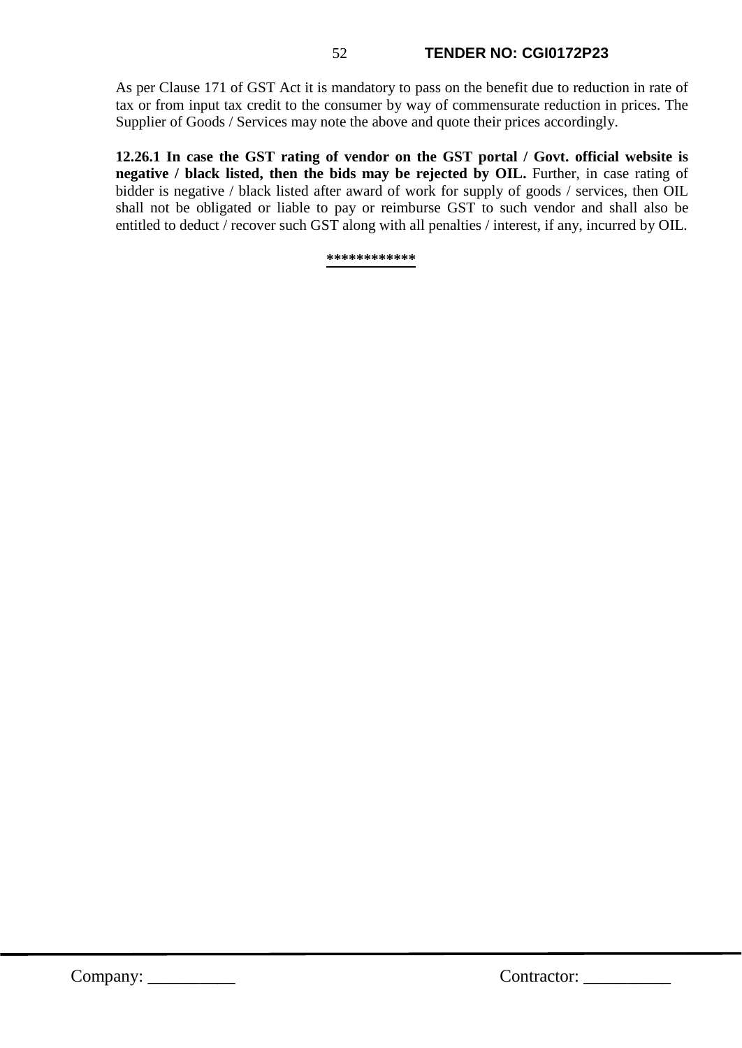As per Clause 171 of GST Act it is mandatory to pass on the benefit due to reduction in rate of tax or from input tax credit to the consumer by way of commensurate reduction in prices. The Supplier of Goods / Services may note the above and quote their prices accordingly.

**12.26.1 In case the GST rating of vendor on the GST portal / Govt. official website is negative / black listed, then the bids may be rejected by OIL.** Further, in case rating of bidder is negative / black listed after award of work for supply of goods / services, then OIL shall not be obligated or liable to pay or reimburse GST to such vendor and shall also be entitled to deduct / recover such GST along with all penalties / interest, if any, incurred by OIL.

************

Company: __________ Contractor: __________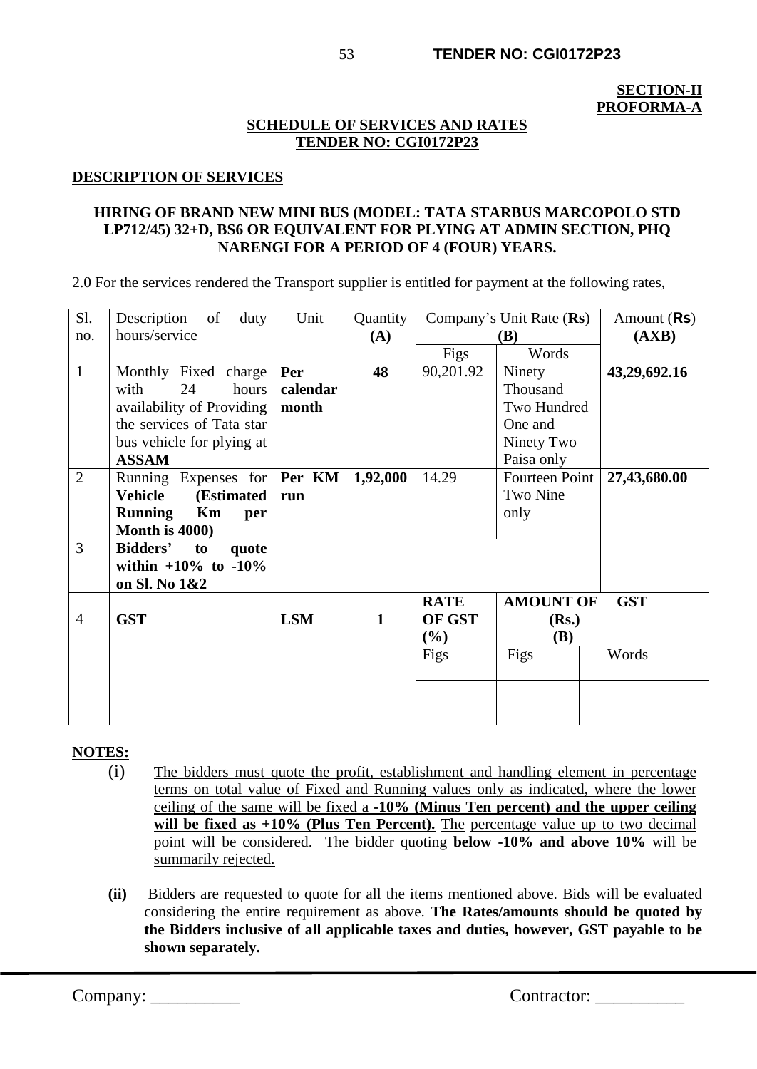**SECTION-II**
**PROFORMA-A**

**SCHEDULE OF SERVICES AND RATES**
**TENDER NO: CGI0172P23**

**DESCRIPTION OF SERVICES**

**HIRING OF BRAND NEW MINI BUS (MODEL: TATA STARBUS MARCOPOLO STD LP712/45) 32+D, BS6 OR EQUIVALENT FOR PLYING AT ADMIN SECTION, PHQ NARENGI FOR A PERIOD OF 4 (FOUR) YEARS.**

2.0 For the services rendered the Transport supplier is entitled for payment at the following rates,

| Sl. no. | Description of duty hours/service | Unit | Quantity (A) | Company's Unit Rate (Rs) (B) | | Amount (Rs) (AXB) |
|---|---|---|---|---|---|---|
| | | | | Figs | Words | |
| 1 | Monthly Fixed charge with 24 hours availability of Providing the services of Tata star bus vehicle for plying at **ASSAM** | **Per calendar month** | **48** | 90,201.92 | Ninety Thousand Two Hundred One and Ninety Two Paisa only | **43,29,692.16** |
| 2 | Running Expenses for **Vehicle (Estimated Running Km per Month is 4000)** | **Per KM run** | **1,92,000** | 14.29 | Fourteen Point Two Nine only | **27,43,680.00** |
| 3 | **Bidders' to quote within +10% to -10% on Sl. No 1&2** | | | | | |
| 4 | **GST** | **LSM** | **1** | **RATE OF GST (%)** | **AMOUNT OF (Rs.) (B)** | **GST** |
| | | | | Figs | Figs | Words |
| | | | | | | |

**NOTES:**

(i) The bidders must quote the profit, establishment and handling element in percentage terms on total value of Fixed and Running values only as indicated, where the lower ceiling of the same will be fixed a **-10% (Minus Ten percent) and the upper ceiling will be fixed as +10% (Plus Ten Percent).** The percentage value up to two decimal point will be considered. The bidder quoting **below -10% and above 10%** will be summarily rejected.

**(ii)** Bidders are requested to quote for all the items mentioned above. Bids will be evaluated considering the entire requirement as above. **The Rates/amounts should be quoted by the Bidders inclusive of all applicable taxes and duties, however, GST payable to be shown separately.**

Company: __________ Contractor: __________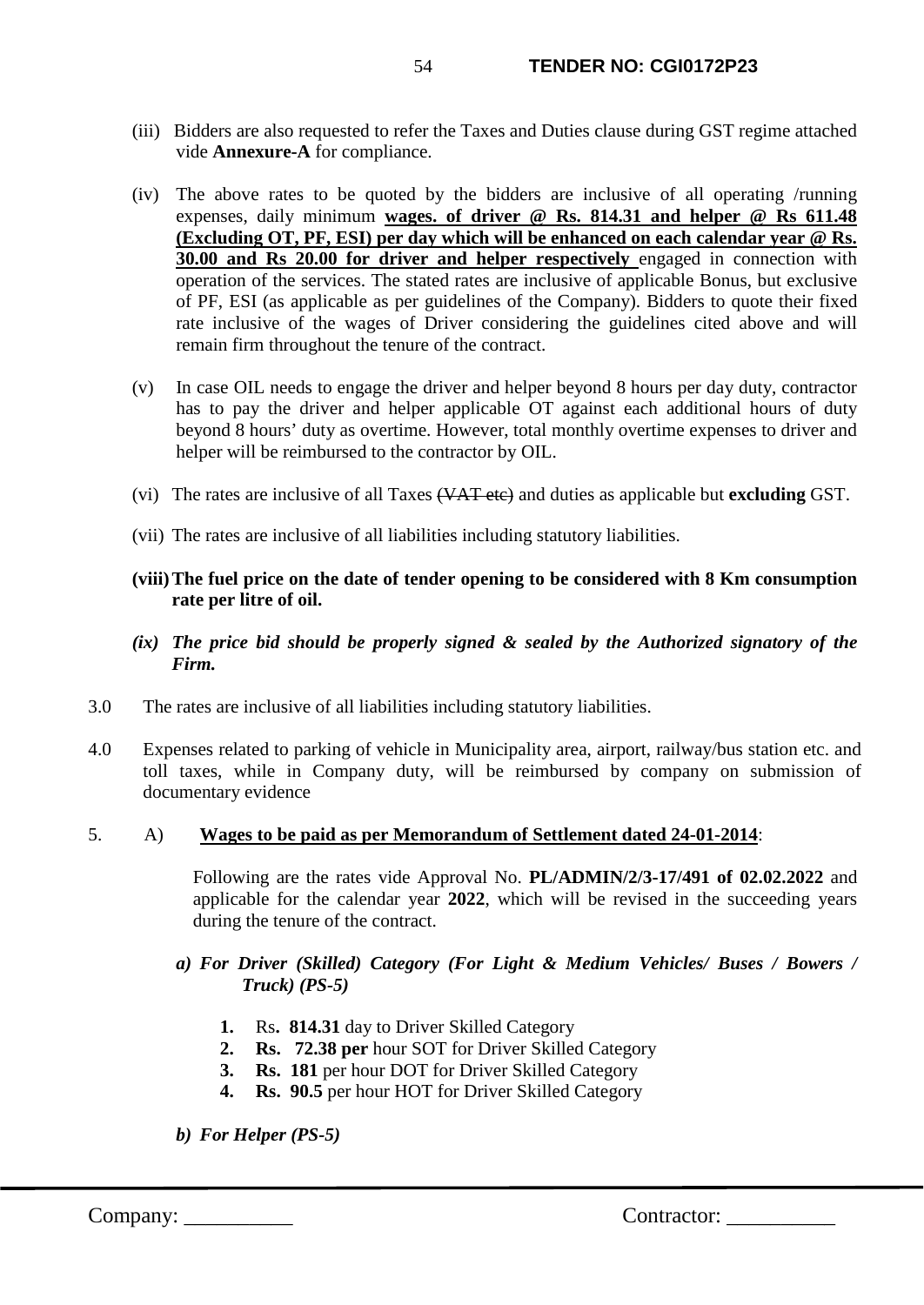(iii) Bidders are also requested to refer the Taxes and Duties clause during GST regime attached vide **Annexure-A** for compliance.

(iv) The above rates to be quoted by the bidders are inclusive of all operating /running expenses, daily minimum **<u>wages. of driver @ Rs. 814.31 and helper @ Rs 611.48 (Excluding OT, PF, ESI) per day which will be enhanced on each calendar year @ Rs. 30.00 and Rs 20.00 for driver and helper respectively</u>** engaged in connection with operation of the services. The stated rates are inclusive of applicable Bonus, but exclusive of PF, ESI (as applicable as per guidelines of the Company). Bidders to quote their fixed rate inclusive of the wages of Driver considering the guidelines cited above and will remain firm throughout the tenure of the contract.

(v) In case OIL needs to engage the driver and helper beyond 8 hours per day duty, contractor has to pay the driver and helper applicable OT against each additional hours of duty beyond 8 hours' duty as overtime. However, total monthly overtime expenses to driver and helper will be reimbursed to the contractor by OIL.

(vi) The rates are inclusive of all Taxes ~~(VAT etc)~~ and duties as applicable but **excluding** GST.

(vii) The rates are inclusive of all liabilities including statutory liabilities.

**(viii) The fuel price on the date of tender opening to be considered with 8 Km consumption rate per litre of oil.**

***(ix) The price bid should be properly signed & sealed by the Authorized signatory of the Firm.***

3.0 The rates are inclusive of all liabilities including statutory liabilities.

4.0 Expenses related to parking of vehicle in Municipality area, airport, railway/bus station etc. and toll taxes, while in Company duty, will be reimbursed by company on submission of documentary evidence

5. A) **<u>Wages to be paid as per Memorandum of Settlement dated 24-01-2014</u>**:

Following are the rates vide Approval No. **PL/ADMIN/2/3-17/491 of 02.02.2022** and applicable for the calendar year **2022**, which will be revised in the succeeding years during the tenure of the contract.

***a) For Driver (Skilled) Category (For Light & Medium Vehicles/ Buses / Bowers / Truck) (PS-5)***

1. Rs**. 814.31** day to Driver Skilled Category
2. **Rs. 72.38 per** hour SOT for Driver Skilled Category
3. **Rs. 181** per hour DOT for Driver Skilled Category
4. **Rs. 90.5** per hour HOT for Driver Skilled Category

***b) For Helper (PS-5)***

Company: __________ Contractor: __________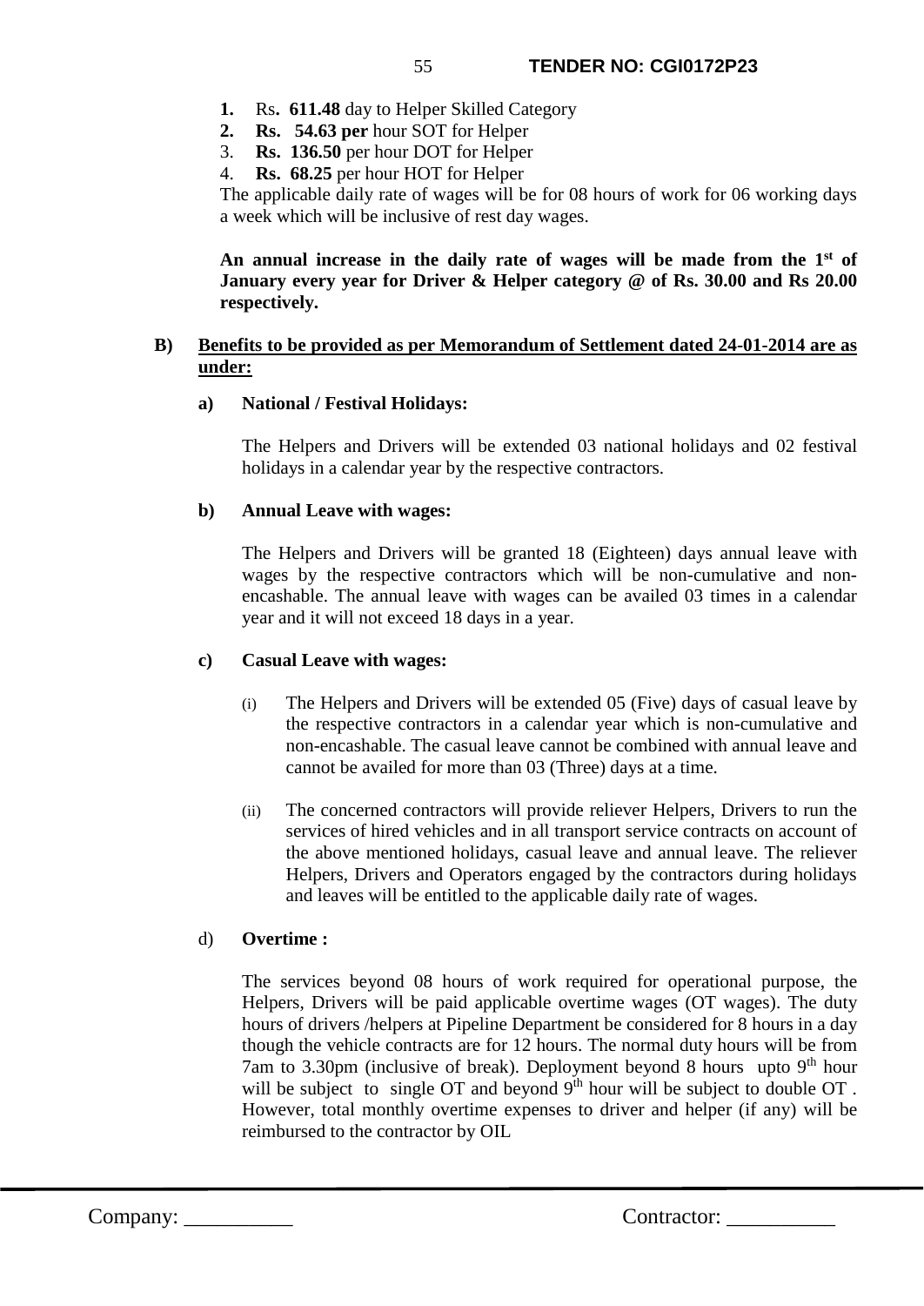1. Rs**. 611.48** day to Helper Skilled Category
2. **Rs. 54.63 per** hour SOT for Helper
3. **Rs. 136.50** per hour DOT for Helper
4. **Rs. 68.25** per hour HOT for Helper

The applicable daily rate of wages will be for 08 hours of work for 06 working days a week which will be inclusive of rest day wages.

**An annual increase in the daily rate of wages will be made from the 1st of January every year for Driver & Helper category @ of Rs. 30.00 and Rs 20.00 respectively.**

**B) <u>Benefits to be provided as per Memorandum of Settlement dated 24-01-2014 are as under:</u>**

**a) National / Festival Holidays:**

The Helpers and Drivers will be extended 03 national holidays and 02 festival holidays in a calendar year by the respective contractors.

**b) Annual Leave with wages:**

The Helpers and Drivers will be granted 18 (Eighteen) days annual leave with wages by the respective contractors which will be non-cumulative and non-encashable. The annual leave with wages can be availed 03 times in a calendar year and it will not exceed 18 days in a year.

**c) Casual Leave with wages:**

(i) The Helpers and Drivers will be extended 05 (Five) days of casual leave by the respective contractors in a calendar year which is non-cumulative and non-encashable. The casual leave cannot be combined with annual leave and cannot be availed for more than 03 (Three) days at a time.

(ii) The concerned contractors will provide reliever Helpers, Drivers to run the services of hired vehicles and in all transport service contracts on account of the above mentioned holidays, casual leave and annual leave. The reliever Helpers, Drivers and Operators engaged by the contractors during holidays and leaves will be entitled to the applicable daily rate of wages.

d) **Overtime :**

The services beyond 08 hours of work required for operational purpose, the Helpers, Drivers will be paid applicable overtime wages (OT wages). The duty hours of drivers /helpers at Pipeline Department be considered for 8 hours in a day though the vehicle contracts are for 12 hours. The normal duty hours will be from 7am to 3.30pm (inclusive of break). Deployment beyond 8 hours upto 9th hour will be subject to single OT and beyond 9th hour will be subject to double OT . However, total monthly overtime expenses to driver and helper (if any) will be reimbursed to the contractor by OIL

Company: __________ Contractor: __________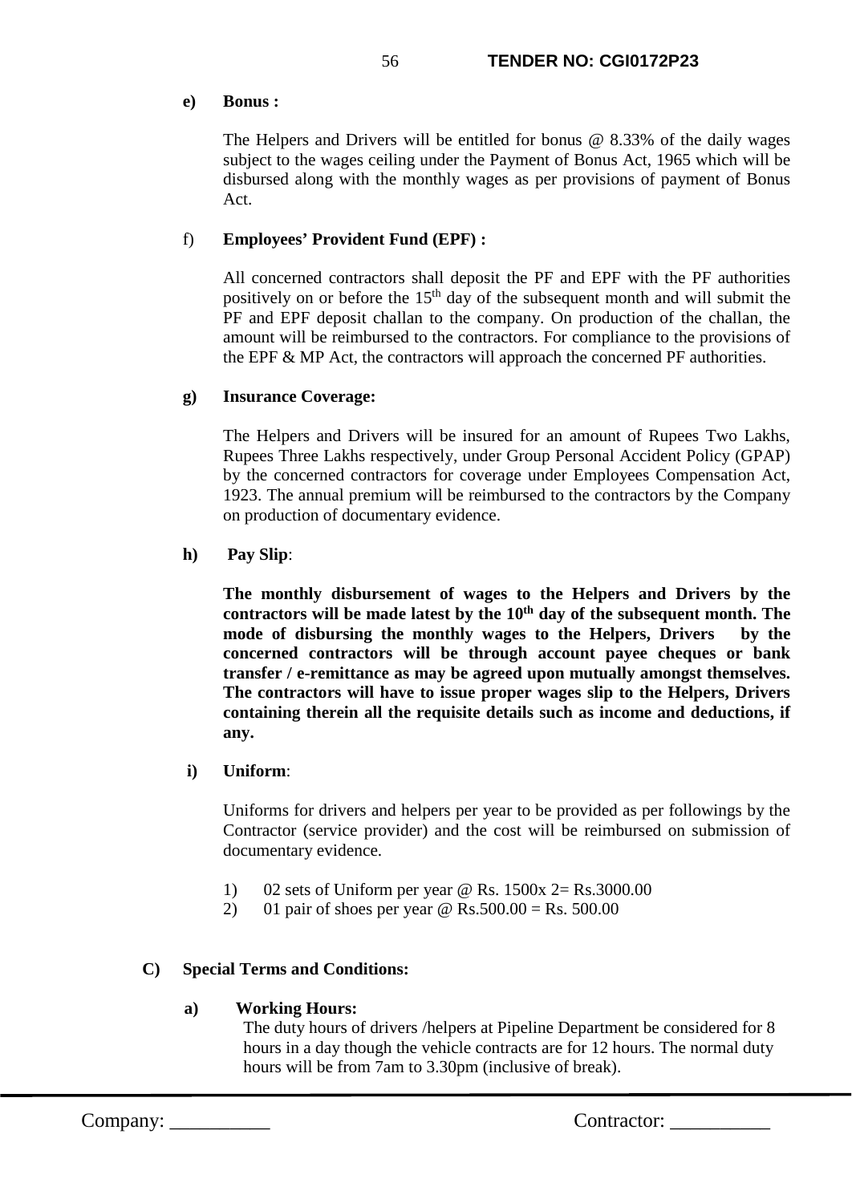**e) Bonus :**

The Helpers and Drivers will be entitled for bonus @ 8.33% of the daily wages subject to the wages ceiling under the Payment of Bonus Act, 1965 which will be disbursed along with the monthly wages as per provisions of payment of Bonus Act.

f) **Employees' Provident Fund (EPF) :**

All concerned contractors shall deposit the PF and EPF with the PF authorities positively on or before the 15th day of the subsequent month and will submit the PF and EPF deposit challan to the company. On production of the challan, the amount will be reimbursed to the contractors. For compliance to the provisions of the EPF & MP Act, the contractors will approach the concerned PF authorities.

**g) Insurance Coverage:**

The Helpers and Drivers will be insured for an amount of Rupees Two Lakhs, Rupees Three Lakhs respectively, under Group Personal Accident Policy (GPAP) by the concerned contractors for coverage under Employees Compensation Act, 1923. The annual premium will be reimbursed to the contractors by the Company on production of documentary evidence.

**h) Pay Slip**:

**The monthly disbursement of wages to the Helpers and Drivers by the contractors will be made latest by the 10th day of the subsequent month. The mode of disbursing the monthly wages to the Helpers, Drivers by the concerned contractors will be through account payee cheques or bank transfer / e-remittance as may be agreed upon mutually amongst themselves. The contractors will have to issue proper wages slip to the Helpers, Drivers containing therein all the requisite details such as income and deductions, if any.**

**i) Uniform**:

Uniforms for drivers and helpers per year to be provided as per followings by the Contractor (service provider) and the cost will be reimbursed on submission of documentary evidence.

1) 02 sets of Uniform per year @ Rs. 1500x 2= Rs.3000.00
2) 01 pair of shoes per year @ Rs.500.00 = Rs. 500.00

**C) Special Terms and Conditions:**

**a) Working Hours:**

The duty hours of drivers /helpers at Pipeline Department be considered for 8 hours in a day though the vehicle contracts are for 12 hours. The normal duty hours will be from 7am to 3.30pm (inclusive of break).

Company: __________ Contractor: __________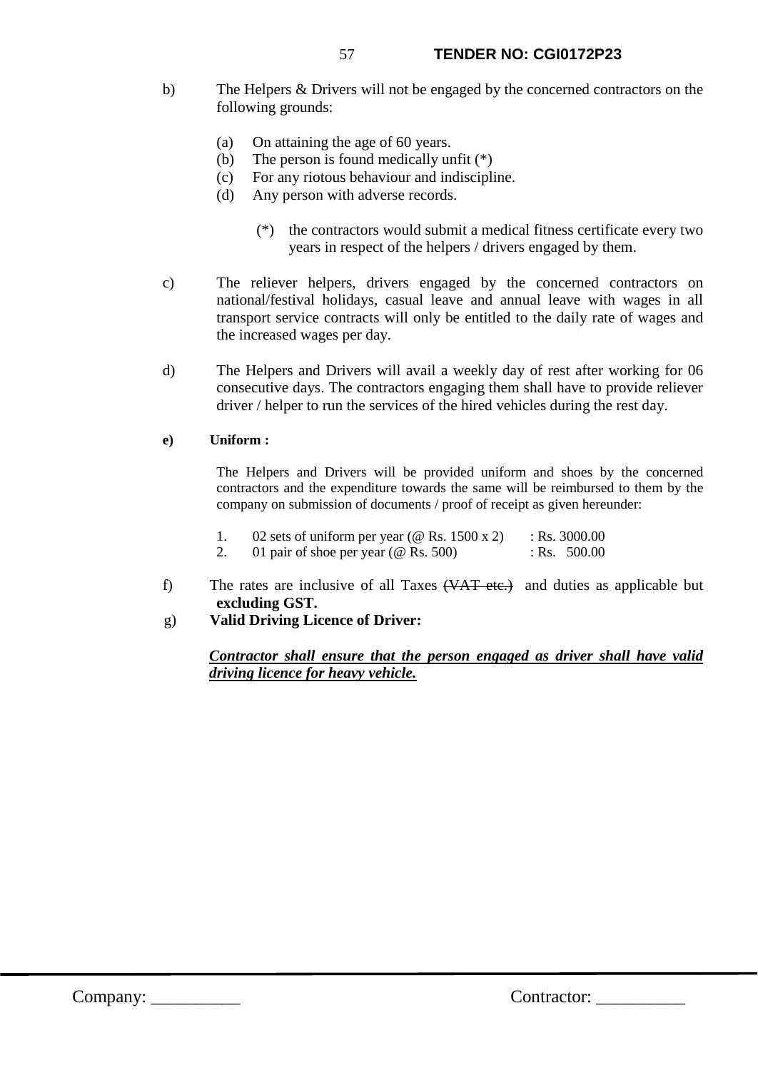b) The Helpers & Drivers will not be engaged by the concerned contractors on the following grounds:

(a) On attaining the age of 60 years.
(b) The person is found medically unfit (*)
(c) For any riotous behaviour and indiscipline.
(d) Any person with adverse records.

(*) the contractors would submit a medical fitness certificate every two years in respect of the helpers / drivers engaged by them.

c) The reliever helpers, drivers engaged by the concerned contractors on national/festival holidays, casual leave and annual leave with wages in all transport service contracts will only be entitled to the daily rate of wages and the increased wages per day.

d) The Helpers and Drivers will avail a weekly day of rest after working for 06 consecutive days. The contractors engaging them shall have to provide reliever driver / helper to run the services of the hired vehicles during the rest day.

**e) Uniform :**

The Helpers and Drivers will be provided uniform and shoes by the concerned contractors and the expenditure towards the same will be reimbursed to them by the company on submission of documents / proof of receipt as given hereunder:

1. 02 sets of uniform per year (@ Rs. 1500 x 2) : Rs. 3000.00
2. 01 pair of shoe per year (@ Rs. 500) : Rs. 500.00

f) The rates are inclusive of all Taxes ~~(VAT etc.)~~ and duties as applicable but **excluding GST.**

g) **Valid Driving Licence of Driver:**

***<u>Contractor shall ensure that the person engaged as driver shall have valid driving licence for heavy vehicle.</u>***

Company: __________ Contractor: __________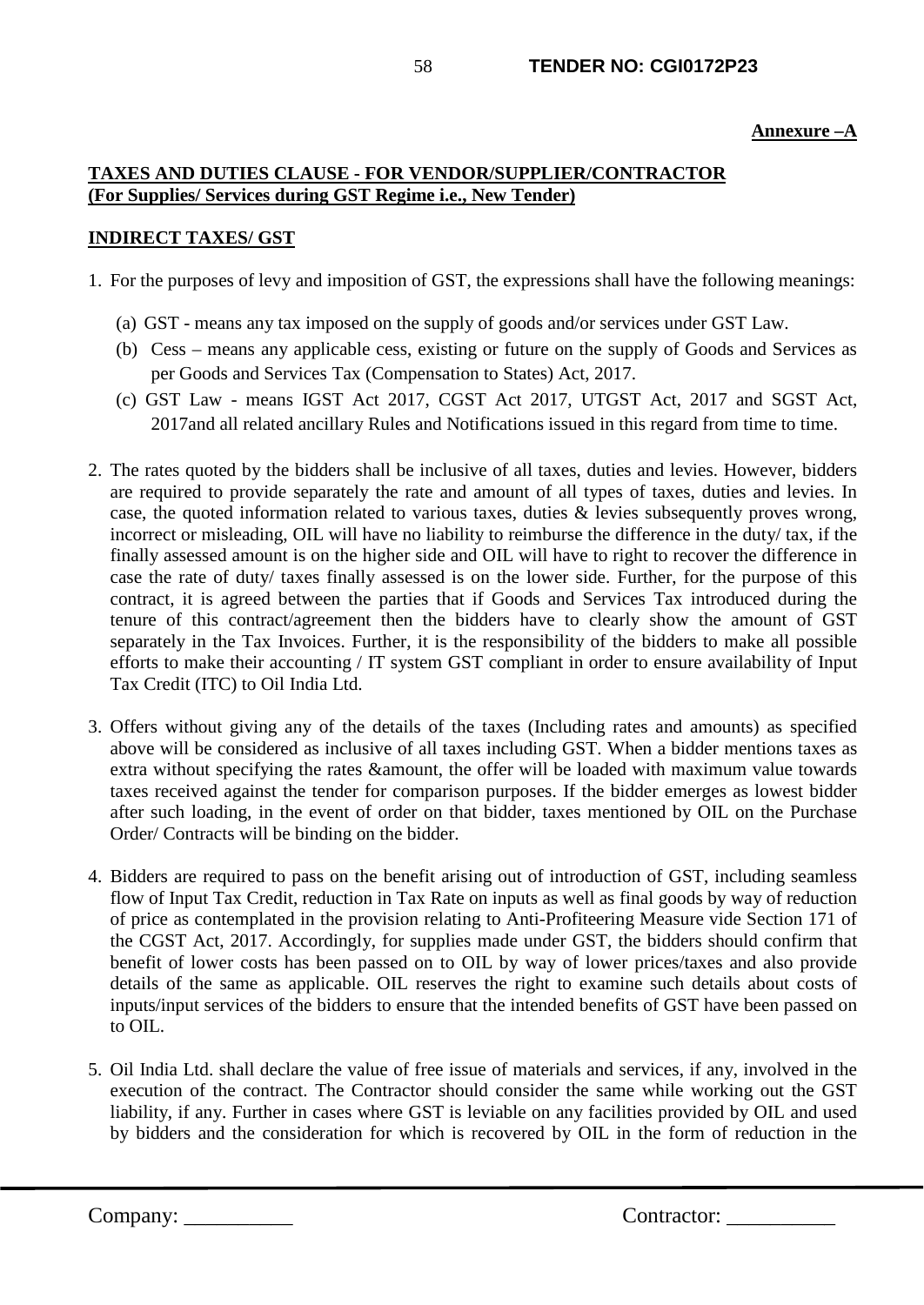**Annexure –A**

**TAXES AND DUTIES CLAUSE - FOR VENDOR/SUPPLIER/CONTRACTOR**
**(For Supplies/ Services during GST Regime i.e., New Tender)**

**INDIRECT TAXES/ GST**

1. For the purposes of levy and imposition of GST, the expressions shall have the following meanings:

   (a) GST - means any tax imposed on the supply of goods and/or services under GST Law.

   (b) Cess – means any applicable cess, existing or future on the supply of Goods and Services as per Goods and Services Tax (Compensation to States) Act, 2017.

   (c) GST Law - means IGST Act 2017, CGST Act 2017, UTGST Act, 2017 and SGST Act, 2017and all related ancillary Rules and Notifications issued in this regard from time to time.

2. The rates quoted by the bidders shall be inclusive of all taxes, duties and levies. However, bidders are required to provide separately the rate and amount of all types of taxes, duties and levies. In case, the quoted information related to various taxes, duties & levies subsequently proves wrong, incorrect or misleading, OIL will have no liability to reimburse the difference in the duty/ tax, if the finally assessed amount is on the higher side and OIL will have to right to recover the difference in case the rate of duty/ taxes finally assessed is on the lower side. Further, for the purpose of this contract, it is agreed between the parties that if Goods and Services Tax introduced during the tenure of this contract/agreement then the bidders have to clearly show the amount of GST separately in the Tax Invoices. Further, it is the responsibility of the bidders to make all possible efforts to make their accounting / IT system GST compliant in order to ensure availability of Input Tax Credit (ITC) to Oil India Ltd.

3. Offers without giving any of the details of the taxes (Including rates and amounts) as specified above will be considered as inclusive of all taxes including GST. When a bidder mentions taxes as extra without specifying the rates &amount, the offer will be loaded with maximum value towards taxes received against the tender for comparison purposes. If the bidder emerges as lowest bidder after such loading, in the event of order on that bidder, taxes mentioned by OIL on the Purchase Order/ Contracts will be binding on the bidder.

4. Bidders are required to pass on the benefit arising out of introduction of GST, including seamless flow of Input Tax Credit, reduction in Tax Rate on inputs as well as final goods by way of reduction of price as contemplated in the provision relating to Anti-Profiteering Measure vide Section 171 of the CGST Act, 2017. Accordingly, for supplies made under GST, the bidders should confirm that benefit of lower costs has been passed on to OIL by way of lower prices/taxes and also provide details of the same as applicable. OIL reserves the right to examine such details about costs of inputs/input services of the bidders to ensure that the intended benefits of GST have been passed on to OIL.

5. Oil India Ltd. shall declare the value of free issue of materials and services, if any, involved in the execution of the contract. The Contractor should consider the same while working out the GST liability, if any. Further in cases where GST is leviable on any facilities provided by OIL and used by bidders and the consideration for which is recovered by OIL in the form of reduction in the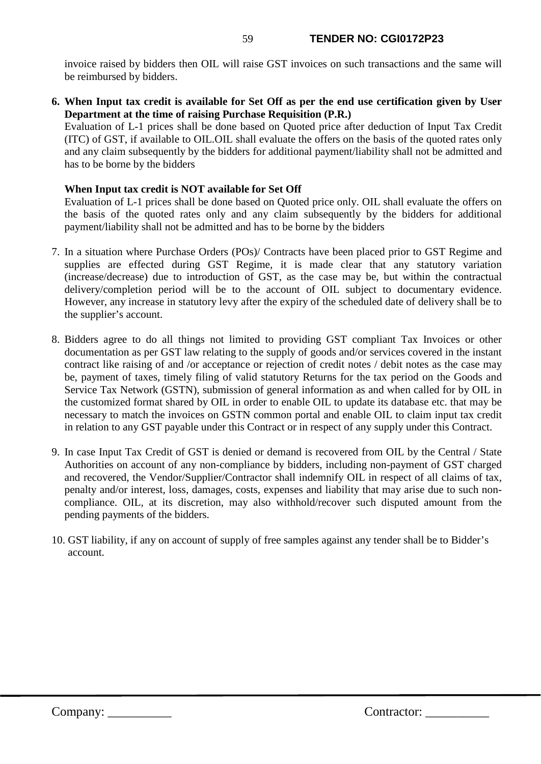invoice raised by bidders then OIL will raise GST invoices on such transactions and the same will be reimbursed by bidders.

6. **When Input tax credit is available for Set Off as per the end use certification given by User Department at the time of raising Purchase Requisition (P.R.)**

   Evaluation of L-1 prices shall be done based on Quoted price after deduction of Input Tax Credit (ITC) of GST, if available to OIL.OIL shall evaluate the offers on the basis of the quoted rates only and any claim subsequently by the bidders for additional payment/liability shall not be admitted and has to be borne by the bidders

   **When Input tax credit is NOT available for Set Off**

   Evaluation of L-1 prices shall be done based on Quoted price only. OIL shall evaluate the offers on the basis of the quoted rates only and any claim subsequently by the bidders for additional payment/liability shall not be admitted and has to be borne by the bidders

7. In a situation where Purchase Orders (POs)/ Contracts have been placed prior to GST Regime and supplies are effected during GST Regime, it is made clear that any statutory variation (increase/decrease) due to introduction of GST, as the case may be, but within the contractual delivery/completion period will be to the account of OIL subject to documentary evidence. However, any increase in statutory levy after the expiry of the scheduled date of delivery shall be to the supplier's account.

8. Bidders agree to do all things not limited to providing GST compliant Tax Invoices or other documentation as per GST law relating to the supply of goods and/or services covered in the instant contract like raising of and /or acceptance or rejection of credit notes / debit notes as the case may be, payment of taxes, timely filing of valid statutory Returns for the tax period on the Goods and Service Tax Network (GSTN), submission of general information as and when called for by OIL in the customized format shared by OIL in order to enable OIL to update its database etc. that may be necessary to match the invoices on GSTN common portal and enable OIL to claim input tax credit in relation to any GST payable under this Contract or in respect of any supply under this Contract.

9. In case Input Tax Credit of GST is denied or demand is recovered from OIL by the Central / State Authorities on account of any non-compliance by bidders, including non-payment of GST charged and recovered, the Vendor/Supplier/Contractor shall indemnify OIL in respect of all claims of tax, penalty and/or interest, loss, damages, costs, expenses and liability that may arise due to such non-compliance. OIL, at its discretion, may also withhold/recover such disputed amount from the pending payments of the bidders.

10. GST liability, if any on account of supply of free samples against any tender shall be to Bidder's account.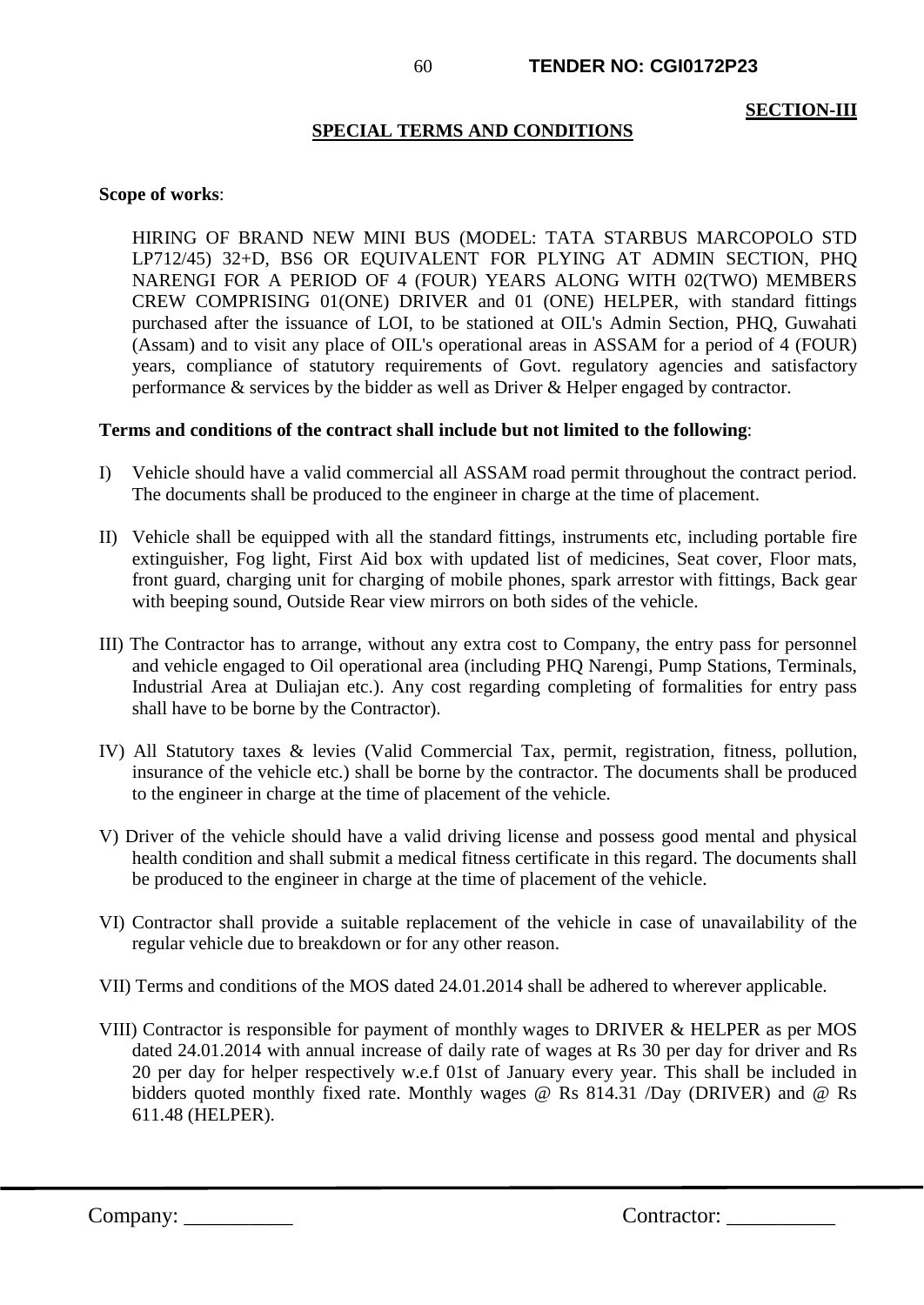**SECTION-III**

## SPECIAL TERMS AND CONDITIONS

**Scope of works**:

HIRING OF BRAND NEW MINI BUS (MODEL: TATA STARBUS MARCOPOLO STD LP712/45) 32+D, BS6 OR EQUIVALENT FOR PLYING AT ADMIN SECTION, PHQ NARENGI FOR A PERIOD OF 4 (FOUR) YEARS ALONG WITH 02(TWO) MEMBERS CREW COMPRISING 01(ONE) DRIVER and 01 (ONE) HELPER, with standard fittings purchased after the issuance of LOI, to be stationed at OIL's Admin Section, PHQ, Guwahati (Assam) and to visit any place of OIL's operational areas in ASSAM for a period of 4 (FOUR) years, compliance of statutory requirements of Govt. regulatory agencies and satisfactory performance & services by the bidder as well as Driver & Helper engaged by contractor.

**Terms and conditions of the contract shall include but not limited to the following**:

I) Vehicle should have a valid commercial all ASSAM road permit throughout the contract period. The documents shall be produced to the engineer in charge at the time of placement.

II) Vehicle shall be equipped with all the standard fittings, instruments etc, including portable fire extinguisher, Fog light, First Aid box with updated list of medicines, Seat cover, Floor mats, front guard, charging unit for charging of mobile phones, spark arrestor with fittings, Back gear with beeping sound, Outside Rear view mirrors on both sides of the vehicle.

III) The Contractor has to arrange, without any extra cost to Company, the entry pass for personnel and vehicle engaged to Oil operational area (including PHQ Narengi, Pump Stations, Terminals, Industrial Area at Duliajan etc.). Any cost regarding completing of formalities for entry pass shall have to be borne by the Contractor).

IV) All Statutory taxes & levies (Valid Commercial Tax, permit, registration, fitness, pollution, insurance of the vehicle etc.) shall be borne by the contractor. The documents shall be produced to the engineer in charge at the time of placement of the vehicle.

V) Driver of the vehicle should have a valid driving license and possess good mental and physical health condition and shall submit a medical fitness certificate in this regard. The documents shall be produced to the engineer in charge at the time of placement of the vehicle.

VI) Contractor shall provide a suitable replacement of the vehicle in case of unavailability of the regular vehicle due to breakdown or for any other reason.

VII) Terms and conditions of the MOS dated 24.01.2014 shall be adhered to wherever applicable.

VIII) Contractor is responsible for payment of monthly wages to DRIVER & HELPER as per MOS dated 24.01.2014 with annual increase of daily rate of wages at Rs 30 per day for driver and Rs 20 per day for helper respectively w.e.f 01st of January every year. This shall be included in bidders quoted monthly fixed rate. Monthly wages @ Rs 814.31 /Day (DRIVER) and @ Rs 611.48 (HELPER).

Company: __________ Contractor: __________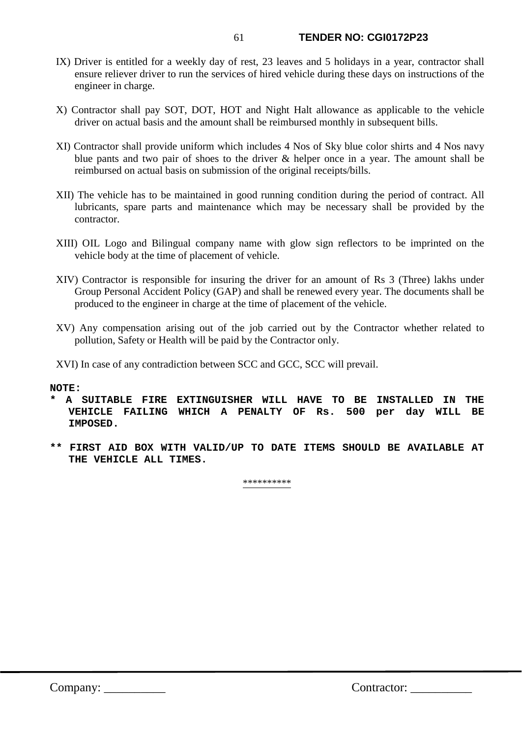IX) Driver is entitled for a weekly day of rest, 23 leaves and 5 holidays in a year, contractor shall ensure reliever driver to run the services of hired vehicle during these days on instructions of the engineer in charge.

X) Contractor shall pay SOT, DOT, HOT and Night Halt allowance as applicable to the vehicle driver on actual basis and the amount shall be reimbursed monthly in subsequent bills.

XI) Contractor shall provide uniform which includes 4 Nos of Sky blue color shirts and 4 Nos navy blue pants and two pair of shoes to the driver & helper once in a year. The amount shall be reimbursed on actual basis on submission of the original receipts/bills.

XII) The vehicle has to be maintained in good running condition during the period of contract. All lubricants, spare parts and maintenance which may be necessary shall be provided by the contractor.

XIII) OIL Logo and Bilingual company name with glow sign reflectors to be imprinted on the vehicle body at the time of placement of vehicle.

XIV) Contractor is responsible for insuring the driver for an amount of Rs 3 (Three) lakhs under Group Personal Accident Policy (GAP) and shall be renewed every year. The documents shall be produced to the engineer in charge at the time of placement of the vehicle.

XV) Any compensation arising out of the job carried out by the Contractor whether related to pollution, Safety or Health will be paid by the Contractor only.

XVI) In case of any contradiction between SCC and GCC, SCC will prevail.

**NOTE:**

**\* A SUITABLE FIRE EXTINGUISHER WILL HAVE TO BE INSTALLED IN THE VEHICLE FAILING WHICH A PENALTY OF Rs. 500 per day WILL BE IMPOSED.**

**\*\* FIRST AID BOX WITH VALID/UP TO DATE ITEMS SHOULD BE AVAILABLE AT THE VEHICLE ALL TIMES.**

**********

Company: __________ Contractor: __________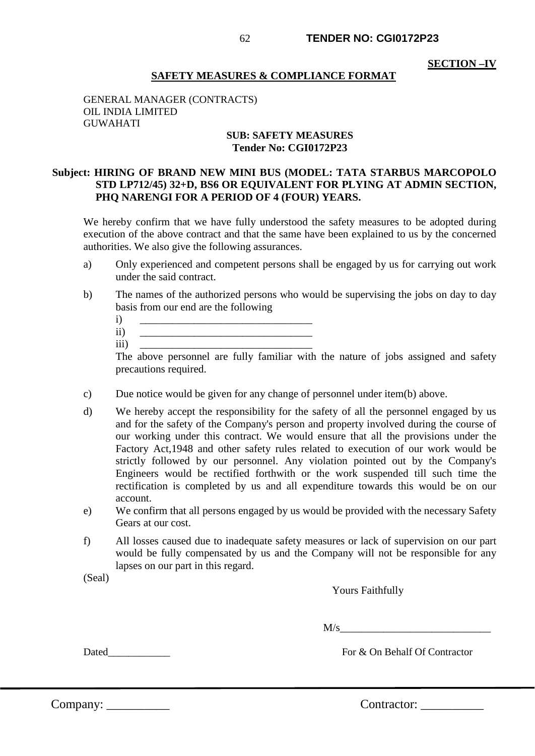**SECTION –IV**

## SAFETY MEASURES & COMPLIANCE FORMAT

GENERAL MANAGER (CONTRACTS)
OIL INDIA LIMITED
GUWAHATI

**SUB: SAFETY MEASURES**
**Tender No: CGI0172P23**

**Subject: HIRING OF BRAND NEW MINI BUS (MODEL: TATA STARBUS MARCOPOLO STD LP712/45) 32+D, BS6 OR EQUIVALENT FOR PLYING AT ADMIN SECTION, PHQ NARENGI FOR A PERIOD OF 4 (FOUR) YEARS.**

We hereby confirm that we have fully understood the safety measures to be adopted during execution of the above contract and that the same have been explained to us by the concerned authorities. We also give the following assurances.

a) Only experienced and competent persons shall be engaged by us for carrying out work under the said contract.

b) The names of the authorized persons who would be supervising the jobs on day to day basis from our end are the following
   i) ________________________________
   ii) ________________________________
   iii) ________________________________

   The above personnel are fully familiar with the nature of jobs assigned and safety precautions required.

c) Due notice would be given for any change of personnel under item(b) above.

d) We hereby accept the responsibility for the safety of all the personnel engaged by us and for the safety of the Company's person and property involved during the course of our working under this contract. We would ensure that all the provisions under the Factory Act,1948 and other safety rules related to execution of our work would be strictly followed by our personnel. Any violation pointed out by the Company's Engineers would be rectified forthwith or the work suspended till such time the rectification is completed by us and all expenditure towards this would be on our account.

e) We confirm that all persons engaged by us would be provided with the necessary Safety Gears at our cost.

f) All losses caused due to inadequate safety measures or lack of supervision on our part would be fully compensated by us and the Company will not be responsible for any lapses on our part in this regard.

(Seal)

Yours Faithfully

M/s____________________________

Dated____________

For & On Behalf Of Contractor

Company: __________ Contractor: __________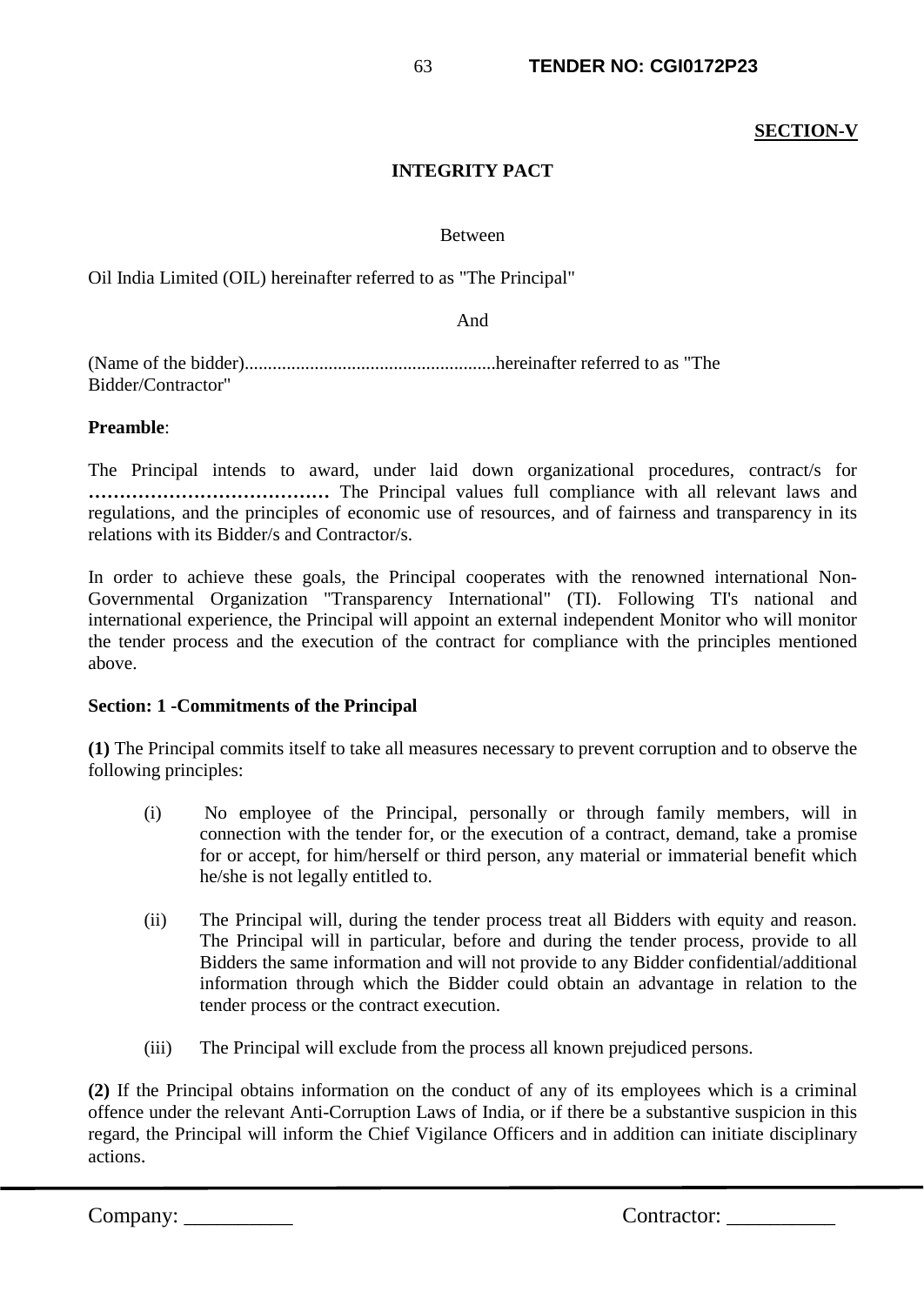**SECTION-V**

# INTEGRITY PACT

Between

Oil India Limited (OIL) hereinafter referred to as "The Principal"

And

(Name of the bidder)......................................................hereinafter referred to as "The Bidder/Contractor"

**Preamble**:

The Principal intends to award, under laid down organizational procedures, contract/s for **…………………………………** The Principal values full compliance with all relevant laws and regulations, and the principles of economic use of resources, and of fairness and transparency in its relations with its Bidder/s and Contractor/s.

In order to achieve these goals, the Principal cooperates with the renowned international Non-Governmental Organization "Transparency International" (TI). Following TI's national and international experience, the Principal will appoint an external independent Monitor who will monitor the tender process and the execution of the contract for compliance with the principles mentioned above.

**Section: 1 -Commitments of the Principal**

**(1)** The Principal commits itself to take all measures necessary to prevent corruption and to observe the following principles:

(i) No employee of the Principal, personally or through family members, will in connection with the tender for, or the execution of a contract, demand, take a promise for or accept, for him/herself or third person, any material or immaterial benefit which he/she is not legally entitled to.

(ii) The Principal will, during the tender process treat all Bidders with equity and reason. The Principal will in particular, before and during the tender process, provide to all Bidders the same information and will not provide to any Bidder confidential/additional information through which the Bidder could obtain an advantage in relation to the tender process or the contract execution.

(iii) The Principal will exclude from the process all known prejudiced persons.

**(2)** If the Principal obtains information on the conduct of any of its employees which is a criminal offence under the relevant Anti-Corruption Laws of India, or if there be a substantive suspicion in this regard, the Principal will inform the Chief Vigilance Officers and in addition can initiate disciplinary actions.

Company: __________ Contractor: __________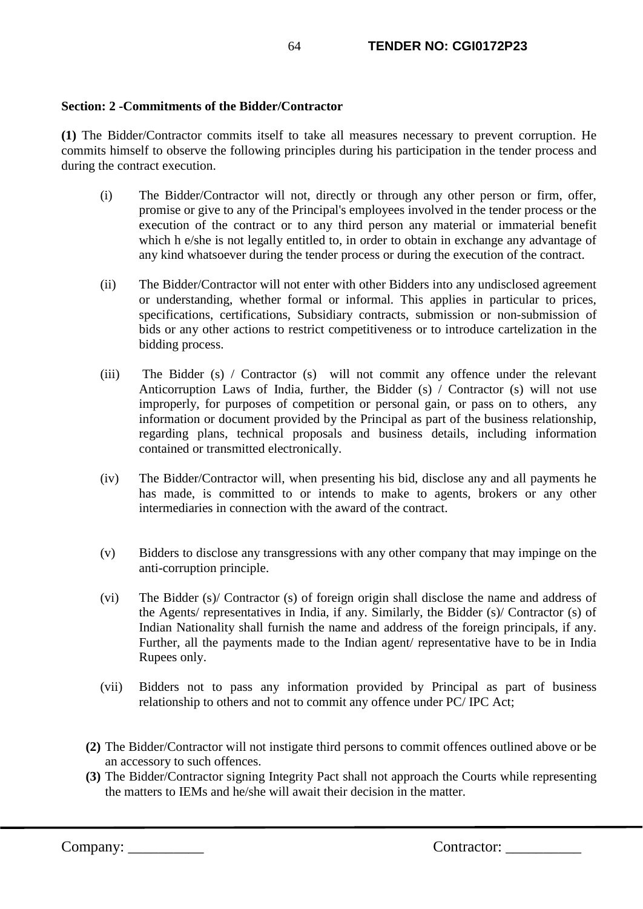**Section: 2 -Commitments of the Bidder/Contractor**

**(1)** The Bidder/Contractor commits itself to take all measures necessary to prevent corruption. He commits himself to observe the following principles during his participation in the tender process and during the contract execution.

(i) The Bidder/Contractor will not, directly or through any other person or firm, offer, promise or give to any of the Principal's employees involved in the tender process or the execution of the contract or to any third person any material or immaterial benefit which h e/she is not legally entitled to, in order to obtain in exchange any advantage of any kind whatsoever during the tender process or during the execution of the contract.

(ii) The Bidder/Contractor will not enter with other Bidders into any undisclosed agreement or understanding, whether formal or informal. This applies in particular to prices, specifications, certifications, Subsidiary contracts, submission or non-submission of bids or any other actions to restrict competitiveness or to introduce cartelization in the bidding process.

(iii) The Bidder (s) / Contractor (s) will not commit any offence under the relevant Anticorruption Laws of India, further, the Bidder (s) / Contractor (s) will not use improperly, for purposes of competition or personal gain, or pass on to others, any information or document provided by the Principal as part of the business relationship, regarding plans, technical proposals and business details, including information contained or transmitted electronically.

(iv) The Bidder/Contractor will, when presenting his bid, disclose any and all payments he has made, is committed to or intends to make to agents, brokers or any other intermediaries in connection with the award of the contract.

(v) Bidders to disclose any transgressions with any other company that may impinge on the anti-corruption principle.

(vi) The Bidder (s)/ Contractor (s) of foreign origin shall disclose the name and address of the Agents/ representatives in India, if any. Similarly, the Bidder (s)/ Contractor (s) of Indian Nationality shall furnish the name and address of the foreign principals, if any. Further, all the payments made to the Indian agent/ representative have to be in India Rupees only.

(vii) Bidders not to pass any information provided by Principal as part of business relationship to others and not to commit any offence under PC/ IPC Act;

**(2)** The Bidder/Contractor will not instigate third persons to commit offences outlined above or be an accessory to such offences.

**(3)** The Bidder/Contractor signing Integrity Pact shall not approach the Courts while representing the matters to IEMs and he/she will await their decision in the matter.

Company: __________ Contractor: __________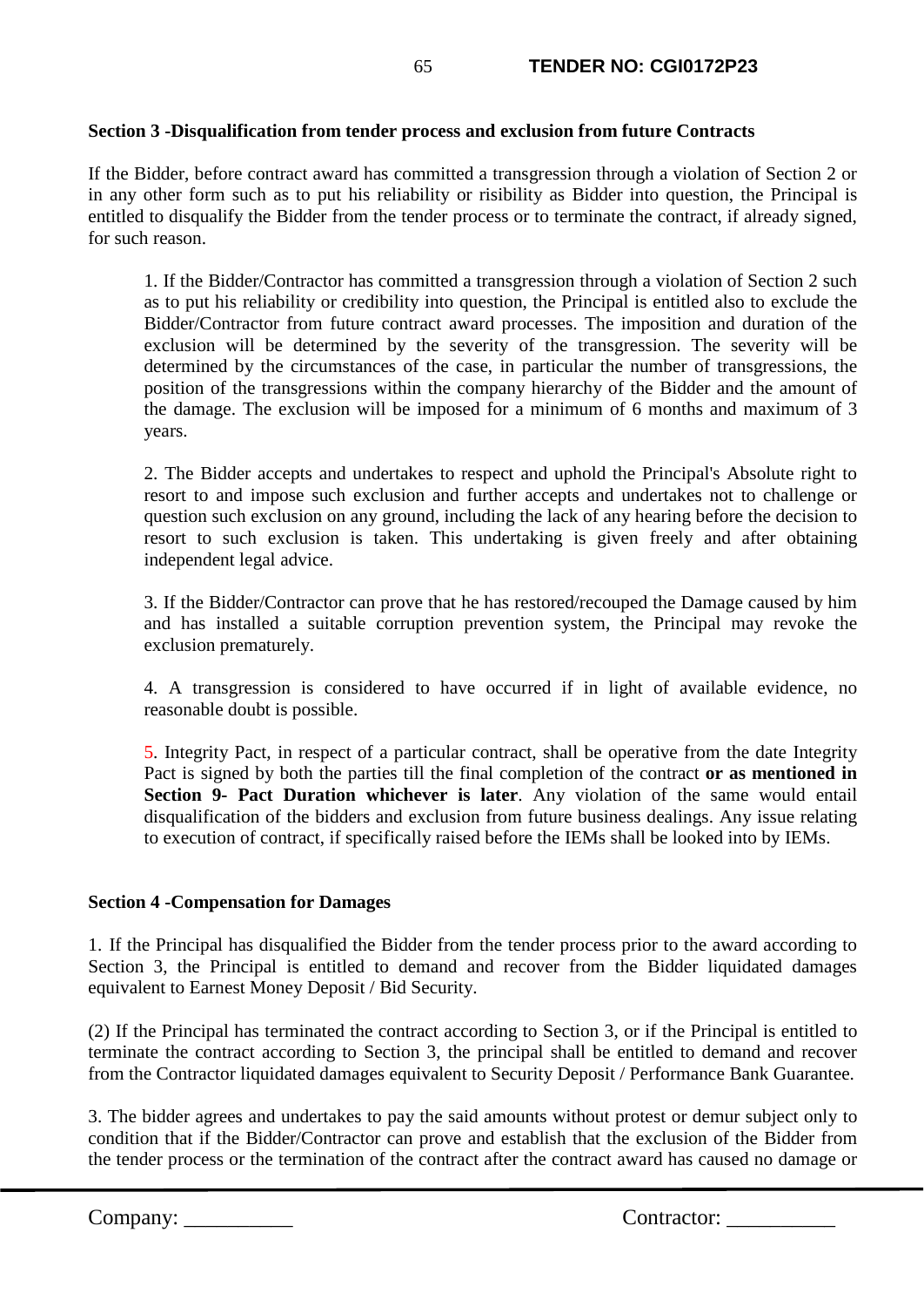**Section 3 -Disqualification from tender process and exclusion from future Contracts**

If the Bidder, before contract award has committed a transgression through a violation of Section 2 or in any other form such as to put his reliability or risibility as Bidder into question, the Principal is entitled to disqualify the Bidder from the tender process or to terminate the contract, if already signed, for such reason.

1. If the Bidder/Contractor has committed a transgression through a violation of Section 2 such as to put his reliability or credibility into question, the Principal is entitled also to exclude the Bidder/Contractor from future contract award processes. The imposition and duration of the exclusion will be determined by the severity of the transgression. The severity will be determined by the circumstances of the case, in particular the number of transgressions, the position of the transgressions within the company hierarchy of the Bidder and the amount of the damage. The exclusion will be imposed for a minimum of 6 months and maximum of 3 years.

2. The Bidder accepts and undertakes to respect and uphold the Principal's Absolute right to resort to and impose such exclusion and further accepts and undertakes not to challenge or question such exclusion on any ground, including the lack of any hearing before the decision to resort to such exclusion is taken. This undertaking is given freely and after obtaining independent legal advice.

3. If the Bidder/Contractor can prove that he has restored/recouped the Damage caused by him and has installed a suitable corruption prevention system, the Principal may revoke the exclusion prematurely.

4. A transgression is considered to have occurred if in light of available evidence, no reasonable doubt is possible.

5. Integrity Pact, in respect of a particular contract, shall be operative from the date Integrity Pact is signed by both the parties till the final completion of the contract **or as mentioned in Section 9- Pact Duration whichever is later**. Any violation of the same would entail disqualification of the bidders and exclusion from future business dealings. Any issue relating to execution of contract, if specifically raised before the IEMs shall be looked into by IEMs.

**Section 4 -Compensation for Damages**

1. If the Principal has disqualified the Bidder from the tender process prior to the award according to Section 3, the Principal is entitled to demand and recover from the Bidder liquidated damages equivalent to Earnest Money Deposit / Bid Security.

(2) If the Principal has terminated the contract according to Section 3, or if the Principal is entitled to terminate the contract according to Section 3, the principal shall be entitled to demand and recover from the Contractor liquidated damages equivalent to Security Deposit / Performance Bank Guarantee.

3. The bidder agrees and undertakes to pay the said amounts without protest or demur subject only to condition that if the Bidder/Contractor can prove and establish that the exclusion of the Bidder from the tender process or the termination of the contract after the contract award has caused no damage or

Company: __________ Contractor: __________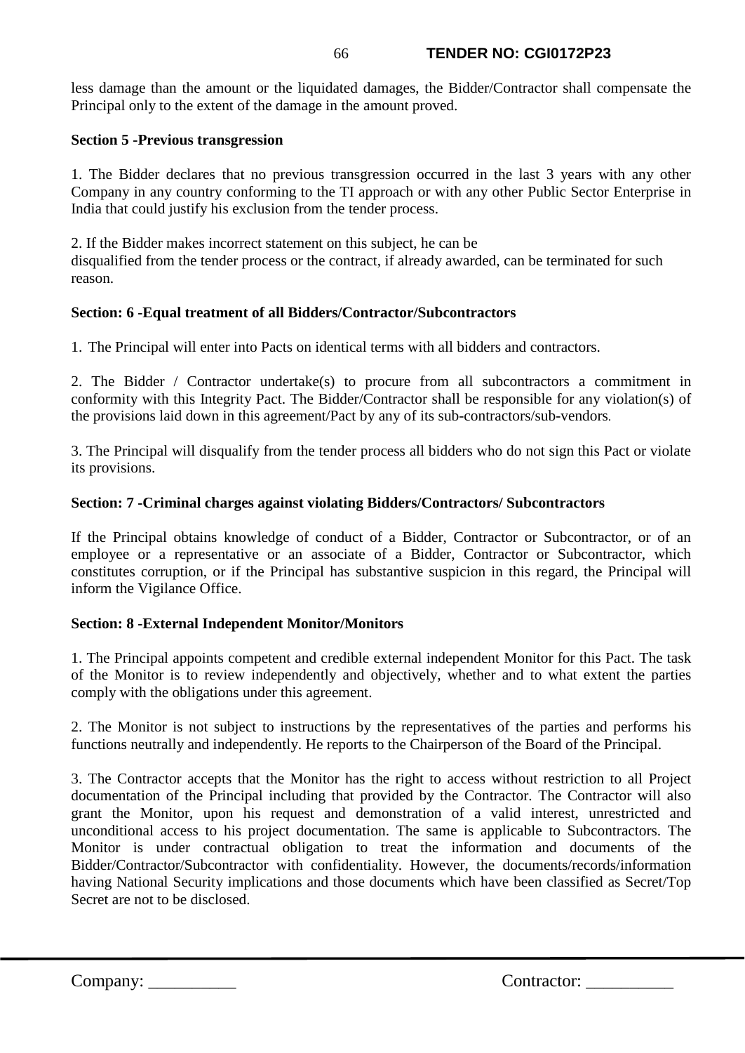less damage than the amount or the liquidated damages, the Bidder/Contractor shall compensate the Principal only to the extent of the damage in the amount proved.

**Section 5 -Previous transgression**

1. The Bidder declares that no previous transgression occurred in the last 3 years with any other Company in any country conforming to the TI approach or with any other Public Sector Enterprise in India that could justify his exclusion from the tender process.

2. If the Bidder makes incorrect statement on this subject, he can be disqualified from the tender process or the contract, if already awarded, can be terminated for such reason.

**Section: 6 -Equal treatment of all Bidders/Contractor/Subcontractors**

1. The Principal will enter into Pacts on identical terms with all bidders and contractors.

2. The Bidder / Contractor undertake(s) to procure from all subcontractors a commitment in conformity with this Integrity Pact. The Bidder/Contractor shall be responsible for any violation(s) of the provisions laid down in this agreement/Pact by any of its sub-contractors/sub-vendors.

3. The Principal will disqualify from the tender process all bidders who do not sign this Pact or violate its provisions.

**Section: 7 -Criminal charges against violating Bidders/Contractors/ Subcontractors**

If the Principal obtains knowledge of conduct of a Bidder, Contractor or Subcontractor, or of an employee or a representative or an associate of a Bidder, Contractor or Subcontractor, which constitutes corruption, or if the Principal has substantive suspicion in this regard, the Principal will inform the Vigilance Office.

**Section: 8 -External Independent Monitor/Monitors**

1. The Principal appoints competent and credible external independent Monitor for this Pact. The task of the Monitor is to review independently and objectively, whether and to what extent the parties comply with the obligations under this agreement.

2. The Monitor is not subject to instructions by the representatives of the parties and performs his functions neutrally and independently. He reports to the Chairperson of the Board of the Principal.

3. The Contractor accepts that the Monitor has the right to access without restriction to all Project documentation of the Principal including that provided by the Contractor. The Contractor will also grant the Monitor, upon his request and demonstration of a valid interest, unrestricted and unconditional access to his project documentation. The same is applicable to Subcontractors. The Monitor is under contractual obligation to treat the information and documents of the Bidder/Contractor/Subcontractor with confidentiality. However, the documents/records/information having National Security implications and those documents which have been classified as Secret/Top Secret are not to be disclosed.

Company: __________ Contractor: __________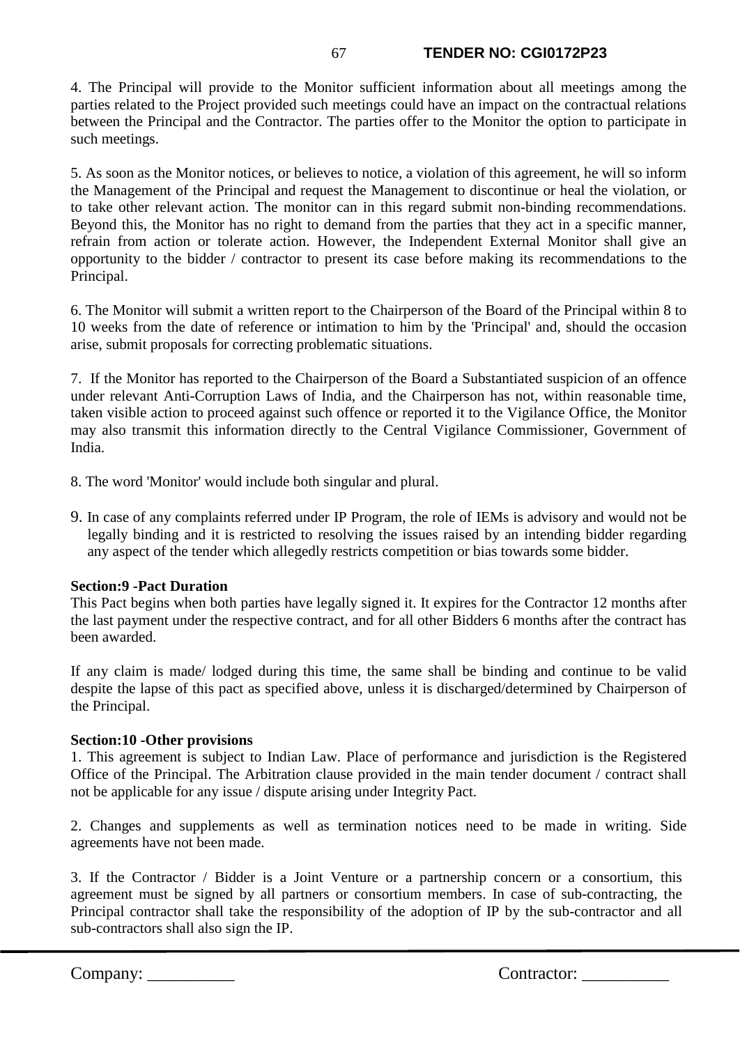4. The Principal will provide to the Monitor sufficient information about all meetings among the parties related to the Project provided such meetings could have an impact on the contractual relations between the Principal and the Contractor. The parties offer to the Monitor the option to participate in such meetings.

5. As soon as the Monitor notices, or believes to notice, a violation of this agreement, he will so inform the Management of the Principal and request the Management to discontinue or heal the violation, or to take other relevant action. The monitor can in this regard submit non-binding recommendations. Beyond this, the Monitor has no right to demand from the parties that they act in a specific manner, refrain from action or tolerate action. However, the Independent External Monitor shall give an opportunity to the bidder / contractor to present its case before making its recommendations to the Principal.

6. The Monitor will submit a written report to the Chairperson of the Board of the Principal within 8 to 10 weeks from the date of reference or intimation to him by the 'Principal' and, should the occasion arise, submit proposals for correcting problematic situations.

7. If the Monitor has reported to the Chairperson of the Board a Substantiated suspicion of an offence under relevant Anti-Corruption Laws of India, and the Chairperson has not, within reasonable time, taken visible action to proceed against such offence or reported it to the Vigilance Office, the Monitor may also transmit this information directly to the Central Vigilance Commissioner, Government of India.

8. The word 'Monitor' would include both singular and plural.

9. In case of any complaints referred under IP Program, the role of IEMs is advisory and would not be legally binding and it is restricted to resolving the issues raised by an intending bidder regarding any aspect of the tender which allegedly restricts competition or bias towards some bidder.

**Section:9 -Pact Duration**

This Pact begins when both parties have legally signed it. It expires for the Contractor 12 months after the last payment under the respective contract, and for all other Bidders 6 months after the contract has been awarded.

If any claim is made/ lodged during this time, the same shall be binding and continue to be valid despite the lapse of this pact as specified above, unless it is discharged/determined by Chairperson of the Principal.

**Section:10 -Other provisions**

1. This agreement is subject to Indian Law. Place of performance and jurisdiction is the Registered Office of the Principal. The Arbitration clause provided in the main tender document / contract shall not be applicable for any issue / dispute arising under Integrity Pact.

2. Changes and supplements as well as termination notices need to be made in writing. Side agreements have not been made.

3. If the Contractor / Bidder is a Joint Venture or a partnership concern or a consortium, this agreement must be signed by all partners or consortium members. In case of sub-contracting, the Principal contractor shall take the responsibility of the adoption of IP by the sub-contractor and all sub-contractors shall also sign the IP.

Company: __________ Contractor: __________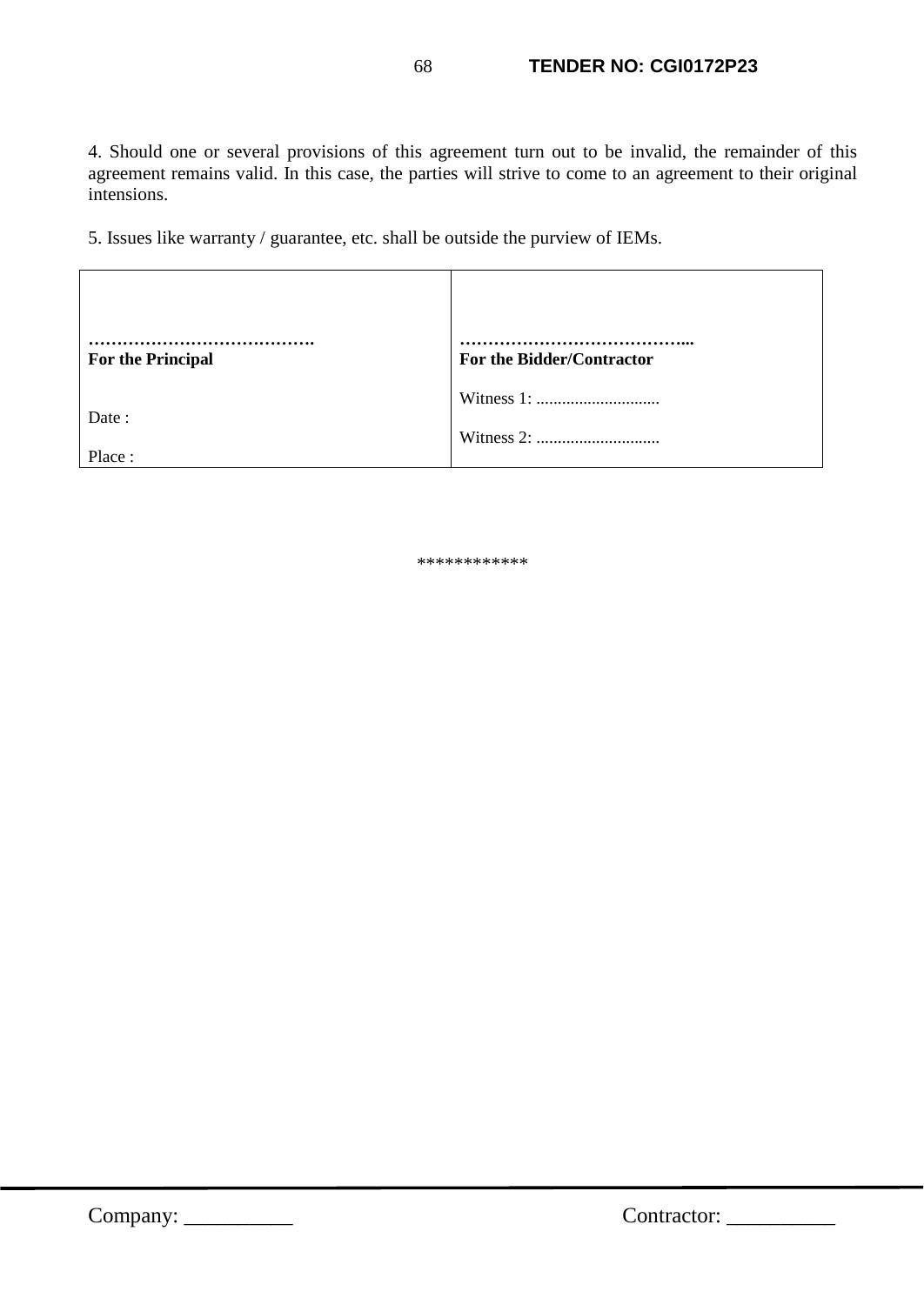4. Should one or several provisions of this agreement turn out to be invalid, the remainder of this agreement remains valid. In this case, the parties will strive to come to an agreement to their original intensions.

5. Issues like warranty / guarantee, etc. shall be outside the purview of IEMs.

| | |
|---|---|
| **………………………………….**<br>**For the Principal**<br><br>Date :<br><br>Place : | **…………………………………...**<br>**For the Bidder/Contractor**<br><br>Witness 1: .............................<br><br>Witness 2: ............................. |

***********

Company: __________ Contractor: __________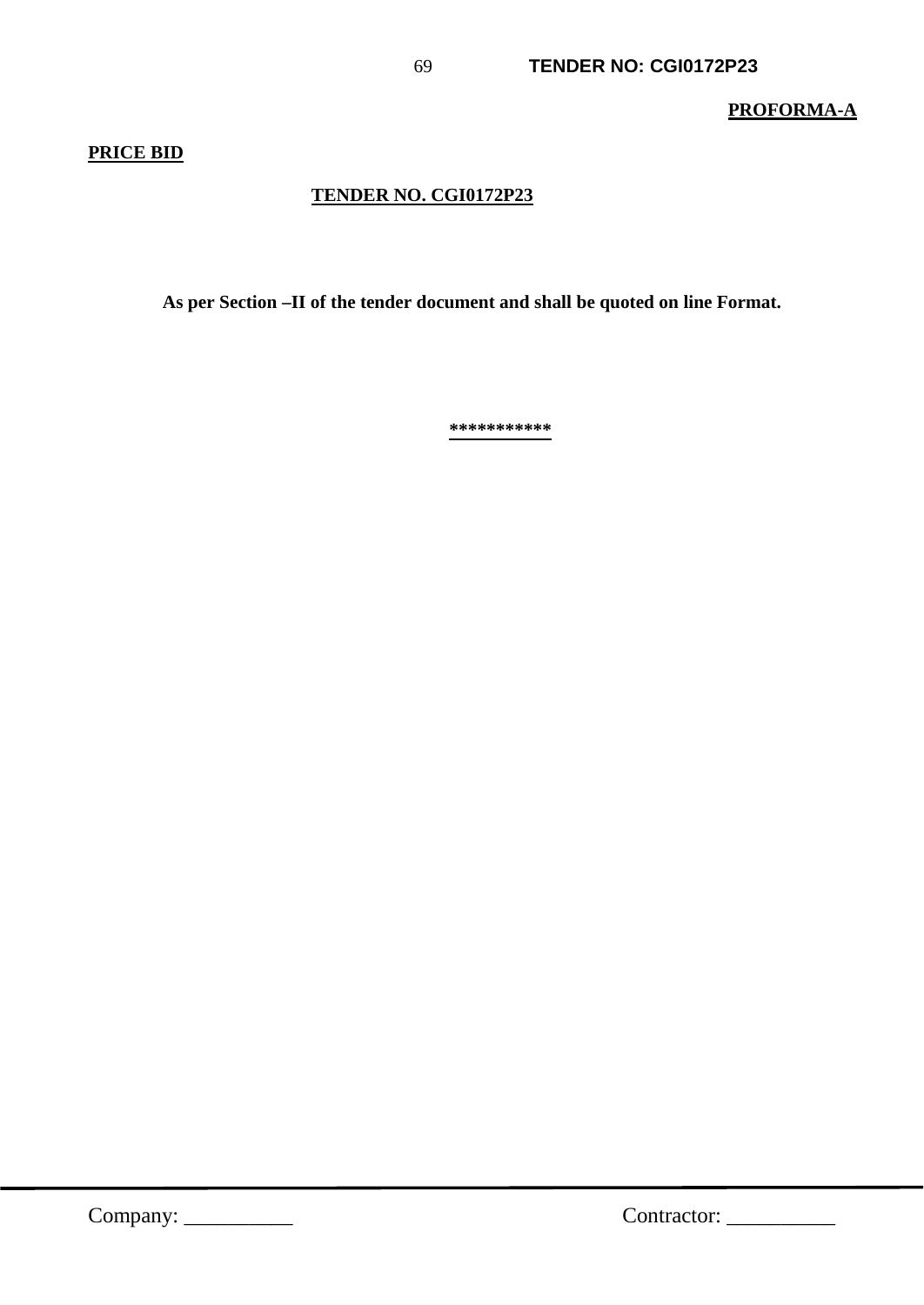**PROFORMA-A**

**PRICE BID**

**TENDER NO. CGI0172P23**

**As per Section –II of the tender document and shall be quoted on line Format.**

***********

Company: __________ Contractor: __________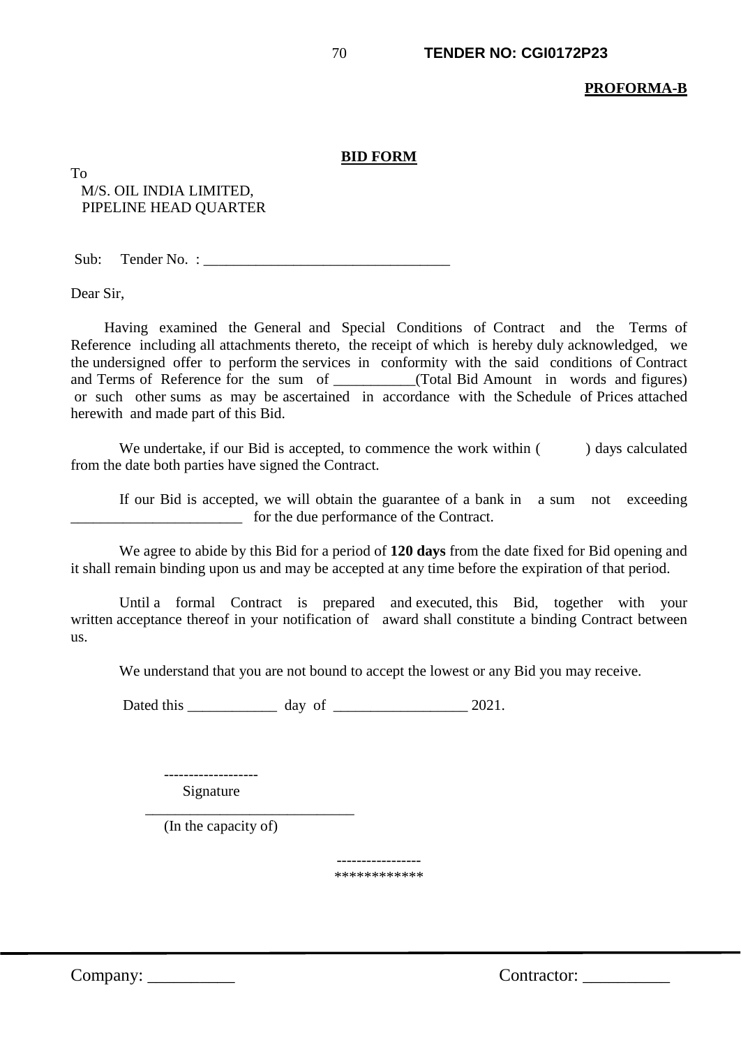**PROFORMA-B**

## BID FORM

To
M/S. OIL INDIA LIMITED,
PIPELINE HEAD QUARTER

Sub: Tender No. : _________________________________

Dear Sir,

Having examined the General and Special Conditions of Contract and the Terms of Reference including all attachments thereto, the receipt of which is hereby duly acknowledged, we the undersigned offer to perform the services in conformity with the said conditions of Contract and Terms of Reference for the sum of ___________(Total Bid Amount in words and figures) or such other sums as may be ascertained in accordance with the Schedule of Prices attached herewith and made part of this Bid.

We undertake, if our Bid is accepted, to commence the work within ( ) days calculated from the date both parties have signed the Contract.

If our Bid is accepted, we will obtain the guarantee of a bank in a sum not exceeding _______________________ for the due performance of the Contract.

We agree to abide by this Bid for a period of **120 days** from the date fixed for Bid opening and it shall remain binding upon us and may be accepted at any time before the expiration of that period.

Until a formal Contract is prepared and executed, this Bid, together with your written acceptance thereof in your notification of award shall constitute a binding Contract between us.

We understand that you are not bound to accept the lowest or any Bid you may receive.

Dated this ____________ day of __________________ 2021.

-------------------
Signature

_____________________________
(In the capacity of)

-----------------
************

Company: __________ Contractor: __________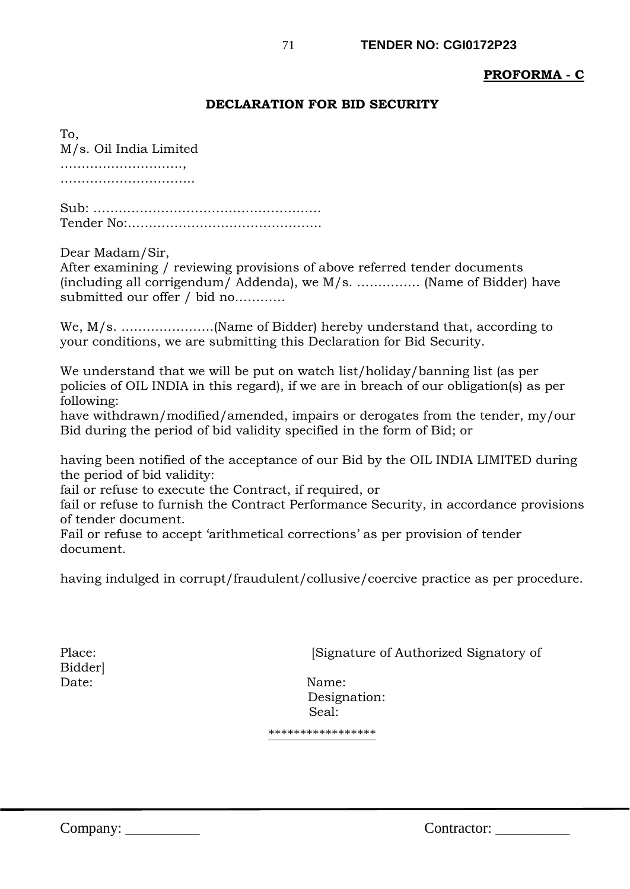**PROFORMA - C**

**DECLARATION FOR BID SECURITY**

To,
M/s. Oil India Limited
…………………………,
……………………………

Sub: ………………………………………………
Tender No:……………………………………….

Dear Madam/Sir,
After examining / reviewing provisions of above referred tender documents (including all corrigendum/ Addenda), we M/s. …………… (Name of Bidder) have submitted our offer / bid no…………

We, M/s. ………………….(Name of Bidder) hereby understand that, according to your conditions, we are submitting this Declaration for Bid Security.

We understand that we will be put on watch list/holiday/banning list (as per policies of OIL INDIA in this regard), if we are in breach of our obligation(s) as per following:
have withdrawn/modified/amended, impairs or derogates from the tender, my/our Bid during the period of bid validity specified in the form of Bid; or

having been notified of the acceptance of our Bid by the OIL INDIA LIMITED during the period of bid validity:
fail or refuse to execute the Contract, if required, or
fail or refuse to furnish the Contract Performance Security, in accordance provisions of tender document.
Fail or refuse to accept 'arithmetical corrections' as per provision of tender document.

having indulged in corrupt/fraudulent/collusive/coercive practice as per procedure.

Place: [Signature of Authorized Signatory of Bidder]
Date: Name:
Designation:
Seal:

\*\*\*\*\*\*\*\*\*\*\*\*\*\*\*\*\*

Company: __________ Contractor: __________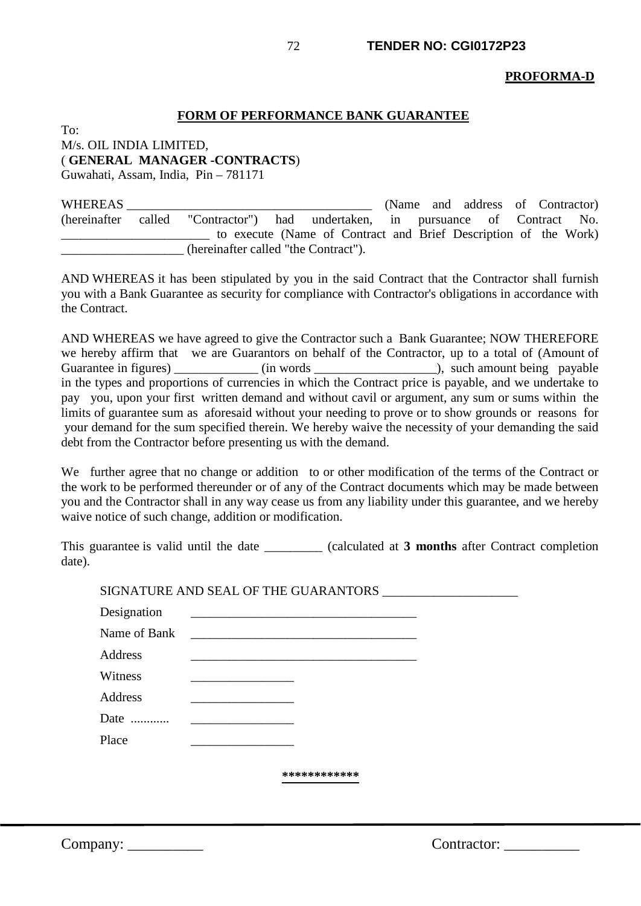**PROFORMA-D**

## FORM OF PERFORMANCE BANK GUARANTEE

To:
M/s. OIL INDIA LIMITED,
( **GENERAL MANAGER -CONTRACTS**)
Guwahati, Assam, India, Pin – 781171

WHEREAS _______________________________________ (Name and address of Contractor) (hereinafter called "Contractor") had undertaken, in pursuance of Contract No. _______________________ to execute (Name of Contract and Brief Description of the Work) ___________________ (hereinafter called "the Contract").

AND WHEREAS it has been stipulated by you in the said Contract that the Contractor shall furnish you with a Bank Guarantee as security for compliance with Contractor's obligations in accordance with the Contract.

AND WHEREAS we have agreed to give the Contractor such a Bank Guarantee; NOW THEREFORE we hereby affirm that we are Guarantors on behalf of the Contractor, up to a total of (Amount of Guarantee in figures) _____________ (in words ___________________), such amount being payable in the types and proportions of currencies in which the Contract price is payable, and we undertake to pay you, upon your first written demand and without cavil or argument, any sum or sums within the limits of guarantee sum as aforesaid without your needing to prove or to show grounds or reasons for your demand for the sum specified therein. We hereby waive the necessity of your demanding the said debt from the Contractor before presenting us with the demand.

We further agree that no change or addition to or other modification of the terms of the Contract or the work to be performed thereunder or of any of the Contract documents which may be made between you and the Contractor shall in any way cease us from any liability under this guarantee, and we hereby waive notice of such change, addition or modification.

This guarantee is valid until the date _________ (calculated at **3 months** after Contract completion date).

SIGNATURE AND SEAL OF THE GUARANTORS ____________________

Designation ___________________________________

Name of Bank ___________________________________

Address ___________________________________

Witness ________________

Address ________________

Date ............ ________________

Place ________________

************

Company: __________ Contractor: __________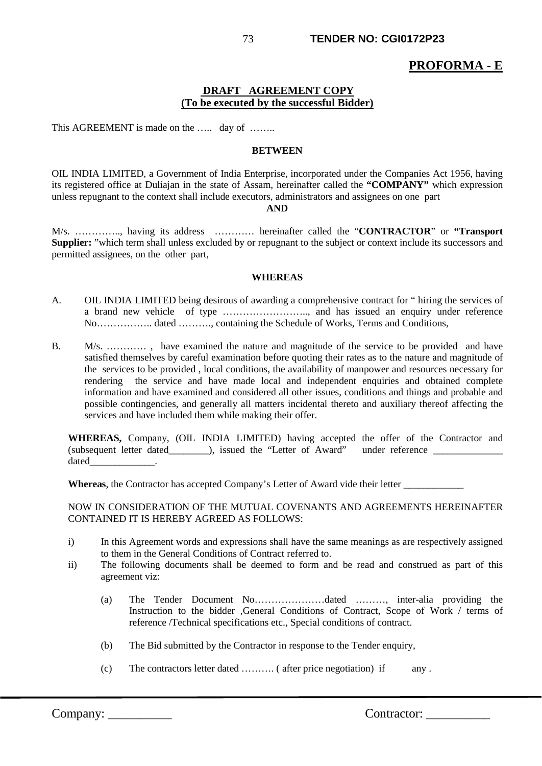**PROFORMA - E**

**DRAFT AGREEMENT COPY**
**(To be executed by the successful Bidder)**

This AGREEMENT is made on the ….. day of ……..

**BETWEEN**

OIL INDIA LIMITED, a Government of India Enterprise, incorporated under the Companies Act 1956, having its registered office at Duliajan in the state of Assam, hereinafter called the **"COMPANY"** which expression unless repugnant to the context shall include executors, administrators and assignees on one part

**AND**

M/s. ………….., having its address ………… hereinafter called the "**CONTRACTOR**" or **"Transport Supplier:** "which term shall unless excluded by or repugnant to the subject or context include its successors and permitted assignees, on the other part,

**WHEREAS**

A. OIL INDIA LIMITED being desirous of awarding a comprehensive contract for " hiring the services of a brand new vehicle of type …………………….., and has issued an enquiry under reference No…………….. dated ………., containing the Schedule of Works, Terms and Conditions,

B. M/s. ………… , have examined the nature and magnitude of the service to be provided and have satisfied themselves by careful examination before quoting their rates as to the nature and magnitude of the services to be provided , local conditions, the availability of manpower and resources necessary for rendering the service and have made local and independent enquiries and obtained complete information and have examined and considered all other issues, conditions and things and probable and possible contingencies, and generally all matters incidental thereto and auxiliary thereof affecting the services and have included them while making their offer.

**WHEREAS,** Company, (OIL INDIA LIMITED) having accepted the offer of the Contractor and (subsequent letter dated________), issued the "Letter of Award" under reference ______________ dated_____________.

**Whereas**, the Contractor has accepted Company's Letter of Award vide their letter ____________

NOW IN CONSIDERATION OF THE MUTUAL COVENANTS AND AGREEMENTS HEREINAFTER CONTAINED IT IS HEREBY AGREED AS FOLLOWS:

i) In this Agreement words and expressions shall have the same meanings as are respectively assigned to them in the General Conditions of Contract referred to.

ii) The following documents shall be deemed to form and be read and construed as part of this agreement viz:

(a) The Tender Document No…………………dated ………, inter-alia providing the Instruction to the bidder ,General Conditions of Contract, Scope of Work / terms of reference /Technical specifications etc., Special conditions of contract.

(b) The Bid submitted by the Contractor in response to the Tender enquiry,

(c) The contractors letter dated ………. ( after price negotiation) if any .

Company: __________ Contractor: __________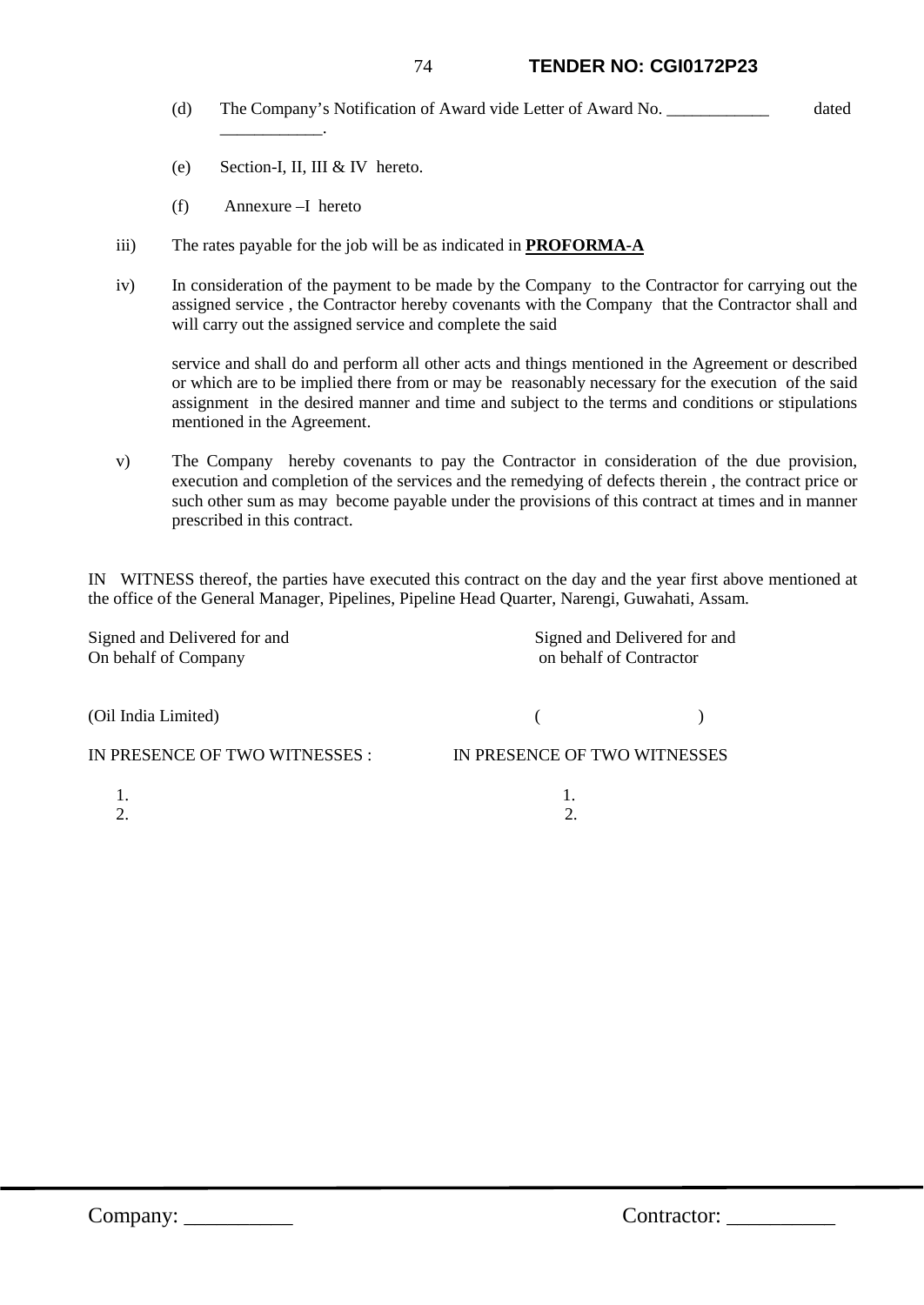(d) The Company's Notification of Award vide Letter of Award No. ____________ dated ____________.

(e) Section-I, II, III & IV hereto.

(f) Annexure –I hereto

iii) The rates payable for the job will be as indicated in **PROFORMA-A**

iv) In consideration of the payment to be made by the Company to the Contractor for carrying out the assigned service , the Contractor hereby covenants with the Company that the Contractor shall and will carry out the assigned service and complete the said

service and shall do and perform all other acts and things mentioned in the Agreement or described or which are to be implied there from or may be reasonably necessary for the execution of the said assignment in the desired manner and time and subject to the terms and conditions or stipulations mentioned in the Agreement.

v) The Company hereby covenants to pay the Contractor in consideration of the due provision, execution and completion of the services and the remedying of defects therein , the contract price or such other sum as may become payable under the provisions of this contract at times and in manner prescribed in this contract.

IN WITNESS thereof, the parties have executed this contract on the day and the year first above mentioned at the office of the General Manager, Pipelines, Pipeline Head Quarter, Narengi, Guwahati, Assam.

| | |
|---|---|
| Signed and Delivered for and On behalf of Company | Signed and Delivered for and on behalf of Contractor |
| (Oil India Limited) | ( ) |
| IN PRESENCE OF TWO WITNESSES : | IN PRESENCE OF TWO WITNESSES |
| 1. | 1. |
| 2. | 2. |

Company: __________ Contractor: __________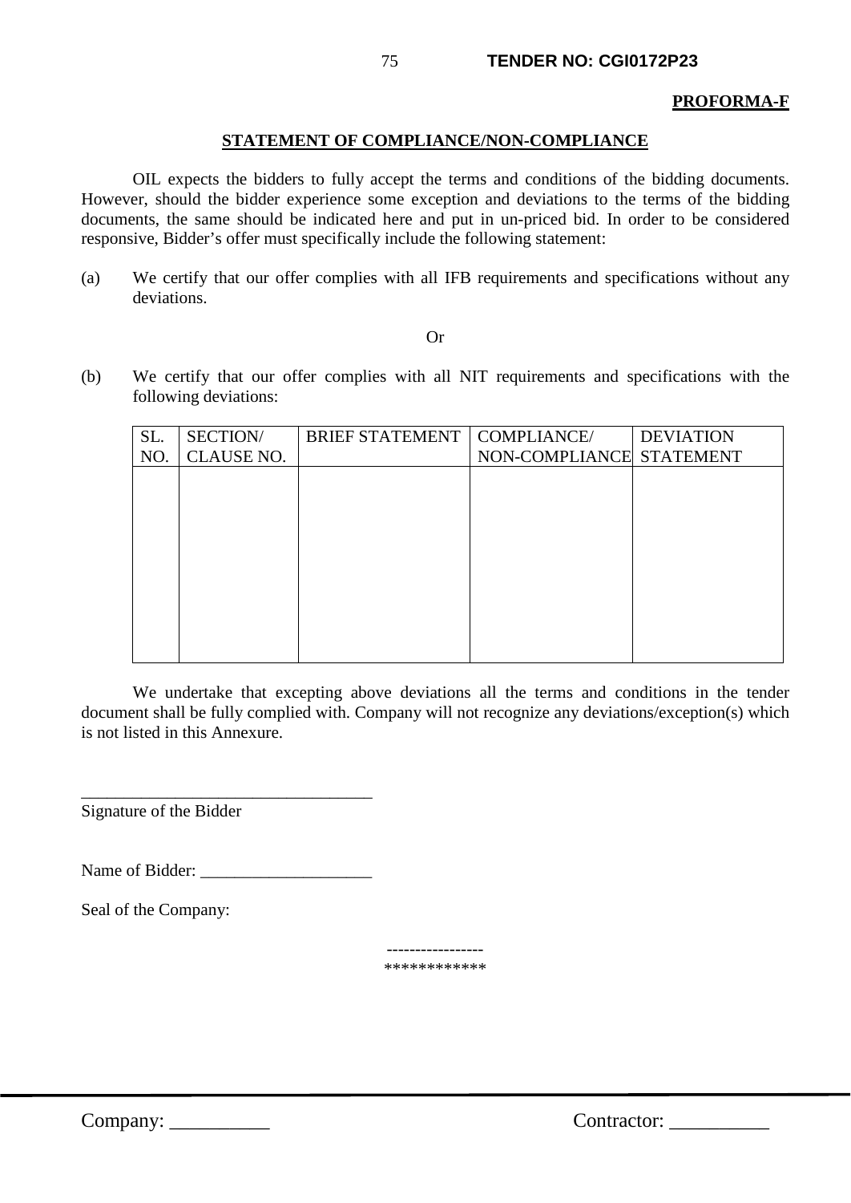**PROFORMA-F**

## STATEMENT OF COMPLIANCE/NON-COMPLIANCE

OIL expects the bidders to fully accept the terms and conditions of the bidding documents. However, should the bidder experience some exception and deviations to the terms of the bidding documents, the same should be indicated here and put in un-priced bid. In order to be considered responsive, Bidder's offer must specifically include the following statement:

(a) We certify that our offer complies with all IFB requirements and specifications without any deviations.

Or

(b) We certify that our offer complies with all NIT requirements and specifications with the following deviations:

| SL. NO. | SECTION/ CLAUSE NO. | BRIEF STATEMENT | COMPLIANCE/ NON-COMPLIANCE | DEVIATION STATEMENT |
|---|---|---|---|---|
| | | | | |

We undertake that excepting above deviations all the terms and conditions in the tender document shall be fully complied with. Company will not recognize any deviations/exception(s) which is not listed in this Annexure.

\_\_\_\_\_\_\_\_\_\_\_\_\_\_\_\_\_\_\_\_\_\_\_\_\_\_\_\_\_\_\_\_\_\_
Signature of the Bidder

Name of Bidder: \_\_\_\_\_\_\_\_\_\_\_\_\_\_\_\_\_\_\_\_

Seal of the Company:

-----------------
************

Company: \_\_\_\_\_\_\_\_\_\_ Contractor: \_\_\_\_\_\_\_\_\_\_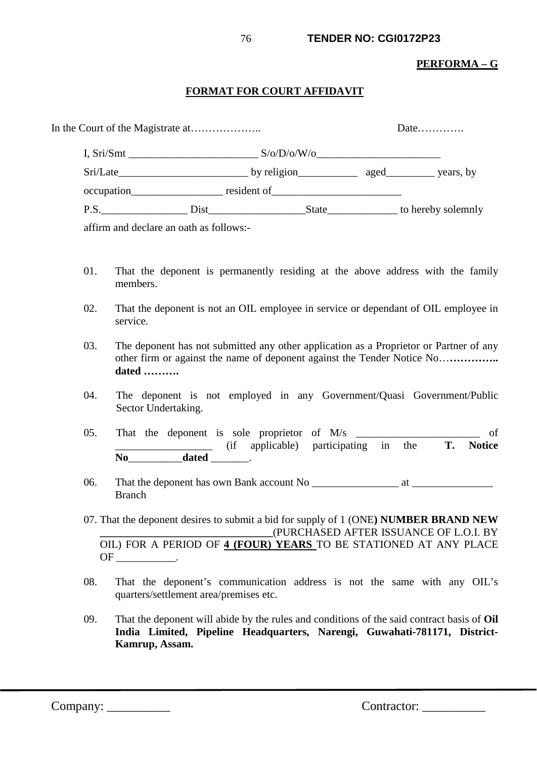**PERFORMA – G**

**FORMAT FOR COURT AFFIDAVIT**

In the Court of the Magistrate at……………….. Date………….

I, Sri/Smt ________________________ S/o/D/o/W/o_______________________

Sri/Late________________________ by religion___________ aged_________ years, by

occupation_________________ resident of________________________

P.S.________________ Dist__________________State_____________ to hereby solemnly

affirm and declare an oath as follows:-

01. That the deponent is permanently residing at the above address with the family members.

02. That the deponent is not an OIL employee in service or dependant of OIL employee in service.

03. The deponent has not submitted any other application as a Proprietor or Partner of any other firm or against the name of deponent against the Tender Notice No…**………….. dated ……….**

04. The deponent is not employed in any Government/Quasi Government/Public Sector Undertaking.

05. That the deponent is sole proprietor of M/s _______________________ of __________________ (if applicable) participating in the **T. Notice No__________dated** _______.

06. That the deponent has own Bank account No ________________ at _______________ Branch

07. That the deponent desires to submit a bid for supply of 1 (ONE**) NUMBER BRAND NEW ______________________________**(PURCHASED AFTER ISSUANCE OF L.O.I. BY OIL) FOR A PERIOD OF **4 (FOUR) YEARS** TO BE STATIONED AT ANY PLACE OF ___________.

08. That the deponent's communication address is not the same with any OIL's quarters/settlement area/premises etc.

09. That the deponent will abide by the rules and conditions of the said contract basis of **Oil India Limited, Pipeline Headquarters, Narengi, Guwahati-781171, District-Kamrup, Assam.**

Company: __________ Contractor: __________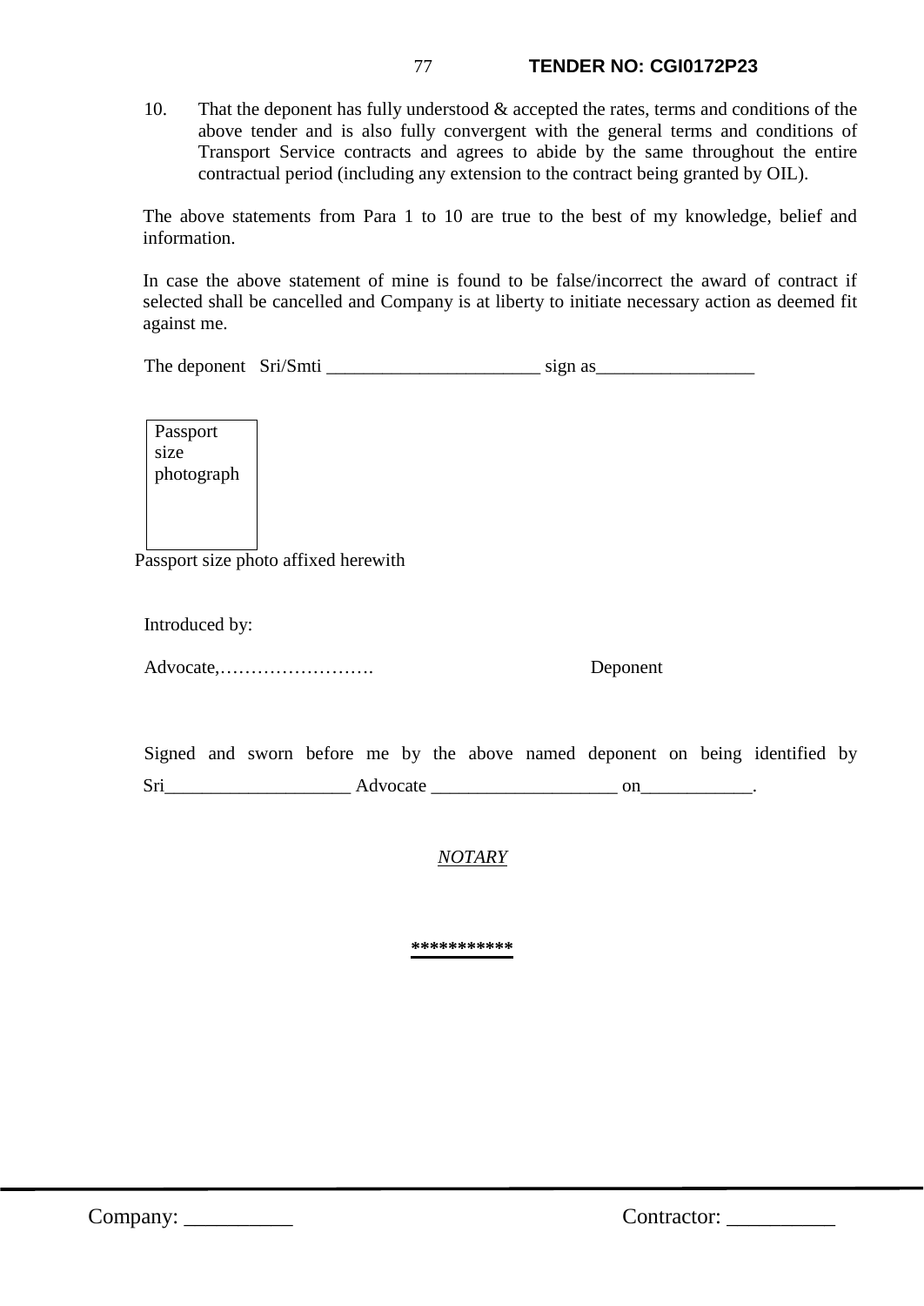10. That the deponent has fully understood & accepted the rates, terms and conditions of the above tender and is also fully convergent with the general terms and conditions of Transport Service contracts and agrees to abide by the same throughout the entire contractual period (including any extension to the contract being granted by OIL).

The above statements from Para 1 to 10 are true to the best of my knowledge, belief and information.

In case the above statement of mine is found to be false/incorrect the award of contract if selected shall be cancelled and Company is at liberty to initiate necessary action as deemed fit against me.

The deponent Sri/Smti _______________________ sign as_________________

Passport size photograph

Passport size photo affixed herewith

Introduced by:

Advocate,……………………. Deponent

Signed and sworn before me by the above named deponent on being identified by Sri____________________ Advocate ____________________ on____________.

*NOTARY*

***********

Company: __________ Contractor: __________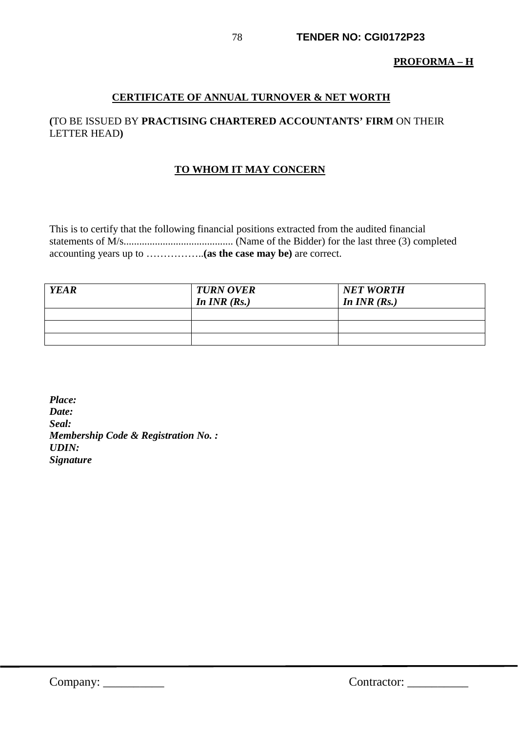**PROFORMA – H**

## CERTIFICATE OF ANNUAL TURNOVER & NET WORTH

**(**TO BE ISSUED BY **PRACTISING CHARTERED ACCOUNTANTS' FIRM** ON THEIR LETTER HEAD**)**

### TO WHOM IT MAY CONCERN

This is to certify that the following financial positions extracted from the audited financial statements of M/s.......................................... (Name of the Bidder) for the last three (3) completed accounting years up to ……………..**(as the case may be)** are correct.

| ***YEAR*** | ***TURN OVER In INR (Rs.)*** | ***NET WORTH In INR (Rs.)*** |
|---|---|---|
| | | |
| | | |
| | | |

***Place:***
***Date:***
***Seal:***
***Membership Code & Registration No. :***
***UDIN:***
***Signature***

Company: __________ Contractor: __________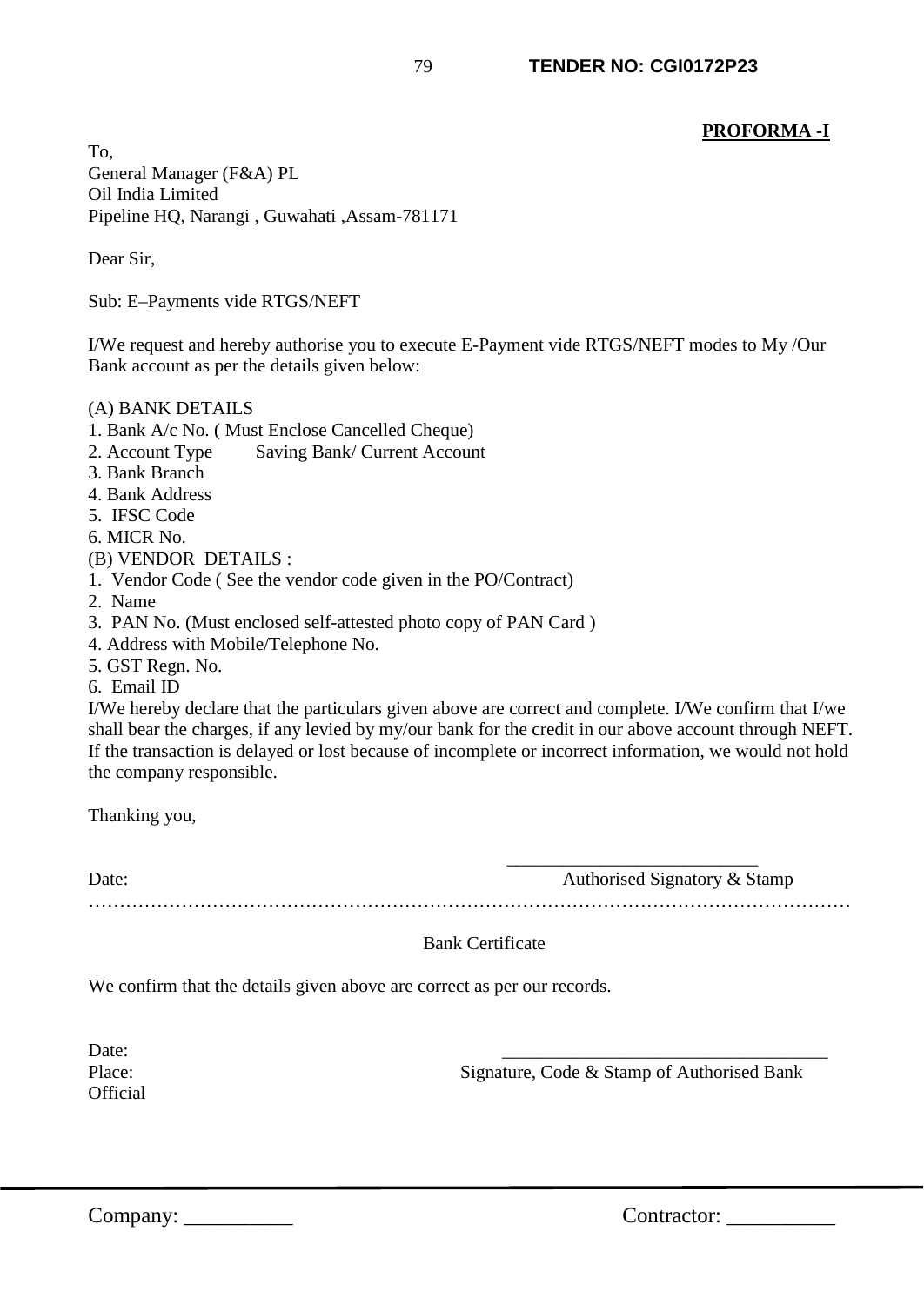**PROFORMA -I**

To,
General Manager (F&A) PL
Oil India Limited
Pipeline HQ, Narangi , Guwahati ,Assam-781171

Dear Sir,

Sub: E–Payments vide RTGS/NEFT

I/We request and hereby authorise you to execute E-Payment vide RTGS/NEFT modes to My /Our Bank account as per the details given below:

(A) BANK DETAILS
1. Bank A/c No. ( Must Enclose Cancelled Cheque)
2. Account Type     Saving Bank/ Current Account
3. Bank Branch
4. Bank Address
5. IFSC Code
6. MICR No.

(B) VENDOR DETAILS :
1. Vendor Code ( See the vendor code given in the PO/Contract)
2. Name
3. PAN No. (Must enclosed self-attested photo copy of PAN Card )
4. Address with Mobile/Telephone No.
5. GST Regn. No.
6. Email ID

I/We hereby declare that the particulars given above are correct and complete. I/We confirm that I/we shall bear the charges, if any levied by my/our bank for the credit in our above account through NEFT. If the transaction is delayed or lost because of incomplete or incorrect information, we would not hold the company responsible.

Thanking you,

Date: ____________________________ Authorised Signatory & Stamp

……………………………………………………………………………………………………………

Bank Certificate

We confirm that the details given above are correct as per our records.

Date:
Place: ____________________________ Signature, Code & Stamp of Authorised Bank Official

Company: __________ Contractor: __________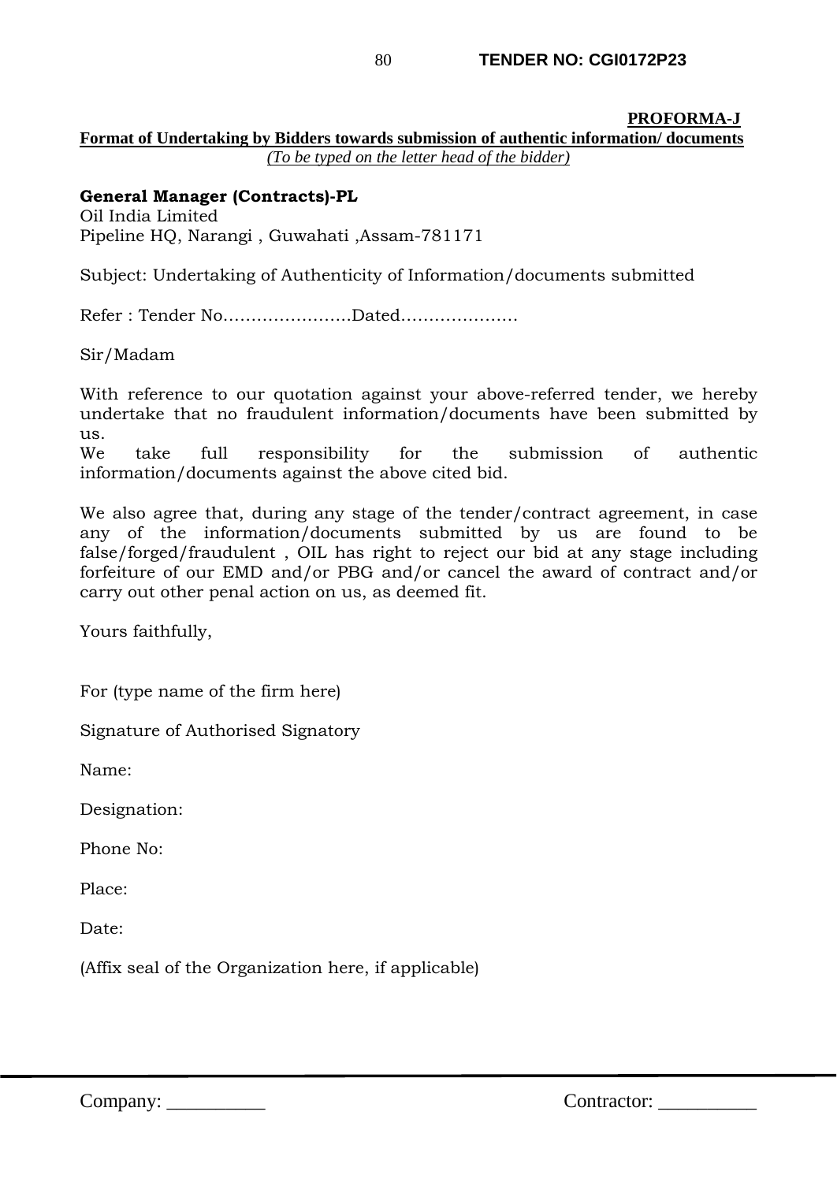**PROFORMA-J**

**Format of Undertaking by Bidders towards submission of authentic information/ documents**

*(To be typed on the letter head of the bidder)*

**General Manager (Contracts)-PL**
Oil India Limited
Pipeline HQ, Narangi , Guwahati ,Assam-781171

Subject: Undertaking of Authenticity of Information/documents submitted

Refer : Tender No.......................Dated.....................

Sir/Madam

With reference to our quotation against your above-referred tender, we hereby undertake that no fraudulent information/documents have been submitted by us.
We take full responsibility for the submission of authentic information/documents against the above cited bid.

We also agree that, during any stage of the tender/contract agreement, in case any of the information/documents submitted by us are found to be false/forged/fraudulent , OIL has right to reject our bid at any stage including forfeiture of our EMD and/or PBG and/or cancel the award of contract and/or carry out other penal action on us, as deemed fit.

Yours faithfully,

For (type name of the firm here)

Signature of Authorised Signatory

Name:

Designation:

Phone No:

Place:

Date:

(Affix seal of the Organization here, if applicable)

Company: __________ Contractor: __________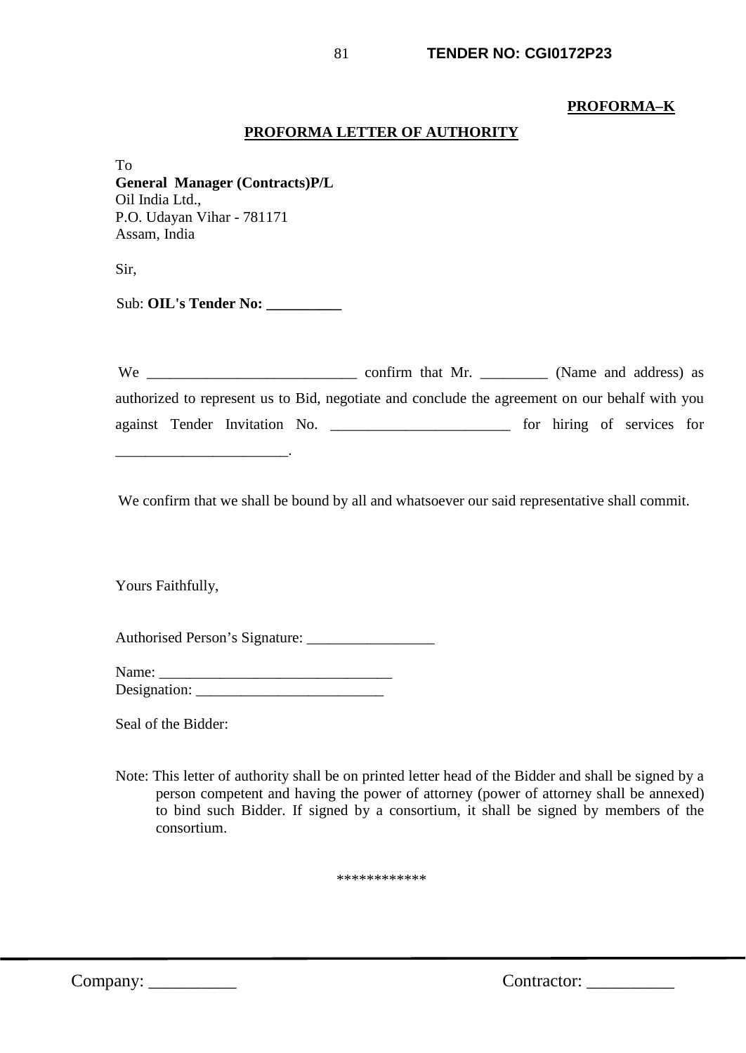**PROFORMA–K**

## PROFORMA LETTER OF AUTHORITY

To
**General Manager (Contracts)P/L**
Oil India Ltd.,
P.O. Udayan Vihar - 781171
Assam, India

Sir,

Sub: **OIL's Tender No: __________**

We ____________________________ confirm that Mr. _________ (Name and address) as authorized to represent us to Bid, negotiate and conclude the agreement on our behalf with you against Tender Invitation No. ________________________ for hiring of services for _______________________.

We confirm that we shall be bound by all and whatsoever our said representative shall commit.

Yours Faithfully,

Authorised Person's Signature: _________________

Name: _______________________________
Designation: _________________________

Seal of the Bidder:

Note: This letter of authority shall be on printed letter head of the Bidder and shall be signed by a person competent and having the power of attorney (power of attorney shall be annexed) to bind such Bidder. If signed by a consortium, it shall be signed by members of the consortium.

************

Company: __________ Contractor: __________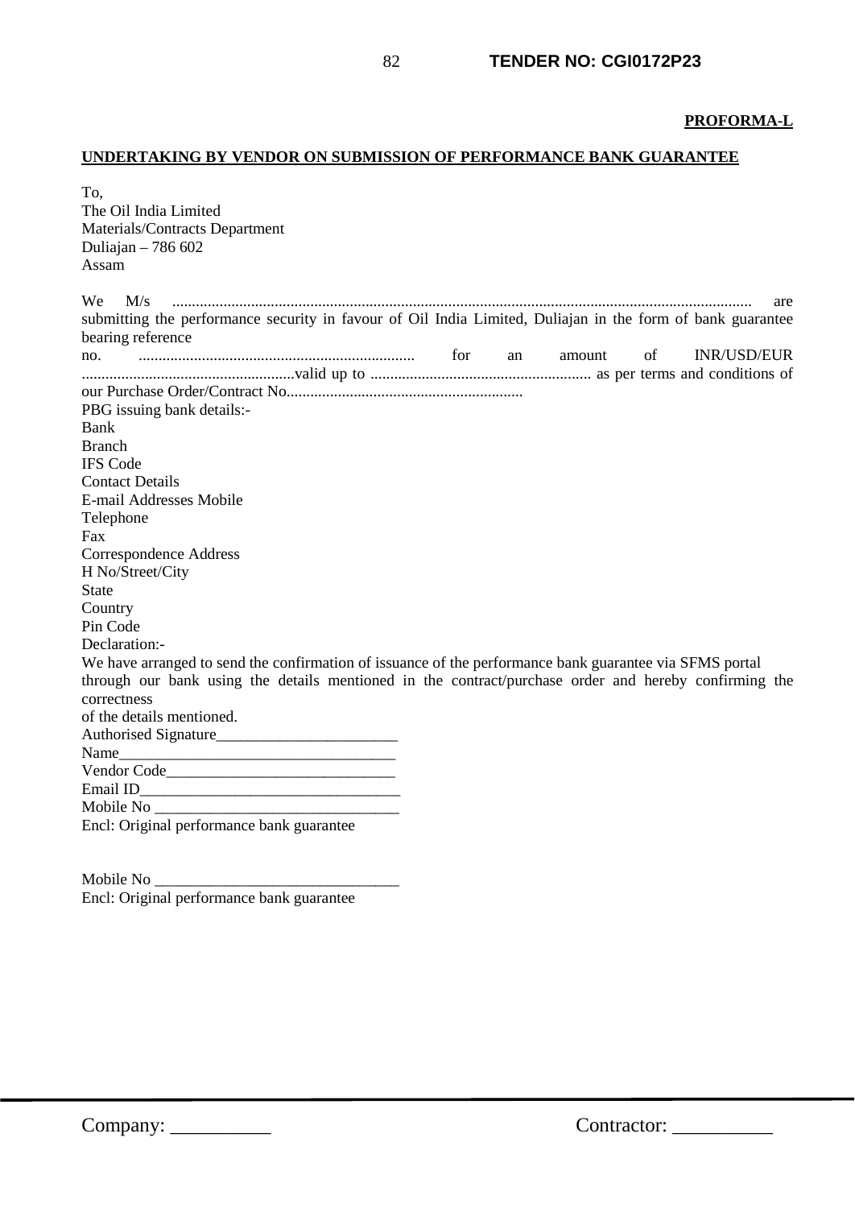**PROFORMA-L**

**UNDERTAKING BY VENDOR ON SUBMISSION OF PERFORMANCE BANK GUARANTEE**

To,
The Oil India Limited
Materials/Contracts Department
Duliajan – 786 602
Assam

We M/s ................................................................................................................................................ are submitting the performance security in favour of Oil India Limited, Duliajan in the form of bank guarantee bearing reference no. ...................................................................... for an amount of INR/USD/EUR ......................................................valid up to ........................................................ as per terms and conditions of our Purchase Order/Contract No............................................................

PBG issuing bank details:-
Bank
Branch
IFS Code
Contact Details
E-mail Addresses Mobile
Telephone
Fax
Correspondence Address
H No/Street/City
State
Country
Pin Code

Declaration:-
We have arranged to send the confirmation of issuance of the performance bank guarantee via SFMS portal through our bank using the details mentioned in the contract/purchase order and hereby confirming the correctness of the details mentioned.

Authorised Signature_______________________
Name___________________________________
Vendor Code_____________________________
Email ID_________________________________
Mobile No _______________________________
Encl: Original performance bank guarantee

Mobile No _______________________________
Encl: Original performance bank guarantee

Company: __________ Contractor: __________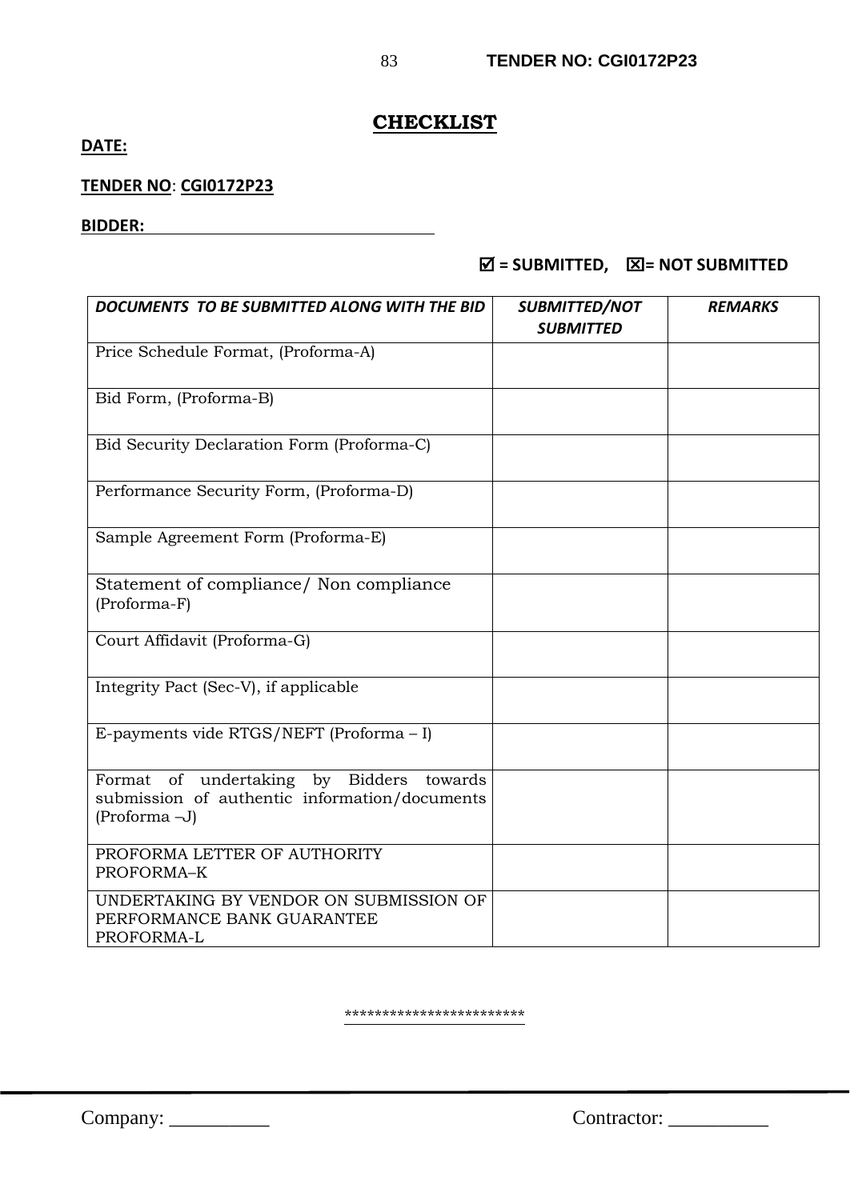# CHECKLIST

**DATE:**

**TENDER NO**: **CGI0172P23**

**BIDDER:** ________________________________

**☑ = SUBMITTED, ☒= NOT SUBMITTED**

| *DOCUMENTS TO BE SUBMITTED ALONG WITH THE BID* | *SUBMITTED/NOT SUBMITTED* | *REMARKS* |
|---|---|---|
| Price Schedule Format, (Proforma-A) | | |
| Bid Form, (Proforma-B) | | |
| Bid Security Declaration Form (Proforma-C) | | |
| Performance Security Form, (Proforma-D) | | |
| Sample Agreement Form (Proforma-E) | | |
| Statement of compliance/ Non compliance (Proforma-F) | | |
| Court Affidavit (Proforma-G) | | |
| Integrity Pact (Sec-V), if applicable | | |
| E-payments vide RTGS/NEFT (Proforma – I) | | |
| Format of undertaking by Bidders towards submission of authentic information/documents (Proforma –J) | | |
| PROFORMA LETTER OF AUTHORITY PROFORMA–K | | |
| UNDERTAKING BY VENDOR ON SUBMISSION OF PERFORMANCE BANK GUARANTEE PROFORMA-L | | |

************************

Company: __________ Contractor: __________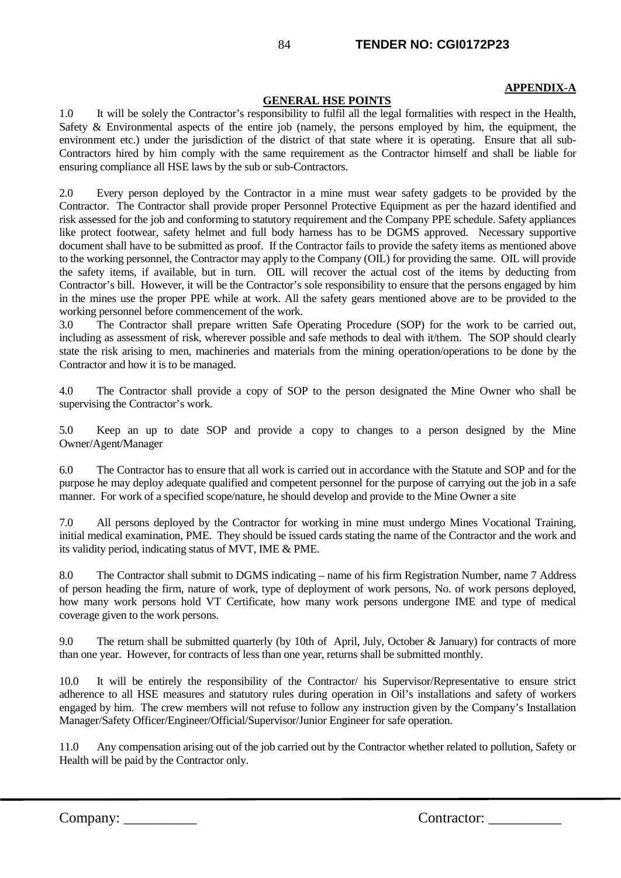**APPENDIX-A**

**GENERAL HSE POINTS**

1.0 It will be solely the Contractor's responsibility to fulfil all the legal formalities with respect in the Health, Safety & Environmental aspects of the entire job (namely, the persons employed by him, the equipment, the environment etc.) under the jurisdiction of the district of that state where it is operating. Ensure that all sub-Contractors hired by him comply with the same requirement as the Contractor himself and shall be liable for ensuring compliance all HSE laws by the sub or sub-Contractors.

2.0 Every person deployed by the Contractor in a mine must wear safety gadgets to be provided by the Contractor. The Contractor shall provide proper Personnel Protective Equipment as per the hazard identified and risk assessed for the job and conforming to statutory requirement and the Company PPE schedule. Safety appliances like protect footwear, safety helmet and full body harness has to be DGMS approved. Necessary supportive document shall have to be submitted as proof. If the Contractor fails to provide the safety items as mentioned above to the working personnel, the Contractor may apply to the Company (OIL) for providing the same. OIL will provide the safety items, if available, but in turn. OIL will recover the actual cost of the items by deducting from Contractor's bill. However, it will be the Contractor's sole responsibility to ensure that the persons engaged by him in the mines use the proper PPE while at work. All the safety gears mentioned above are to be provided to the working personnel before commencement of the work.

3.0 The Contractor shall prepare written Safe Operating Procedure (SOP) for the work to be carried out, including as assessment of risk, wherever possible and safe methods to deal with it/them. The SOP should clearly state the risk arising to men, machineries and materials from the mining operation/operations to be done by the Contractor and how it is to be managed.

4.0 The Contractor shall provide a copy of SOP to the person designated the Mine Owner who shall be supervising the Contractor's work.

5.0 Keep an up to date SOP and provide a copy to changes to a person designed by the Mine Owner/Agent/Manager

6.0 The Contractor has to ensure that all work is carried out in accordance with the Statute and SOP and for the purpose he may deploy adequate qualified and competent personnel for the purpose of carrying out the job in a safe manner. For work of a specified scope/nature, he should develop and provide to the Mine Owner a site

7.0 All persons deployed by the Contractor for working in mine must undergo Mines Vocational Training, initial medical examination, PME. They should be issued cards stating the name of the Contractor and the work and its validity period, indicating status of MVT, IME & PME.

8.0 The Contractor shall submit to DGMS indicating – name of his firm Registration Number, name 7 Address of person heading the firm, nature of work, type of deployment of work persons, No. of work persons deployed, how many work persons hold VT Certificate, how many work persons undergone IME and type of medical coverage given to the work persons.

9.0 The return shall be submitted quarterly (by 10th of April, July, October & January) for contracts of more than one year. However, for contracts of less than one year, returns shall be submitted monthly.

10.0 It will be entirely the responsibility of the Contractor/ his Supervisor/Representative to ensure strict adherence to all HSE measures and statutory rules during operation in Oil's installations and safety of workers engaged by him. The crew members will not refuse to follow any instruction given by the Company's Installation Manager/Safety Officer/Engineer/Official/Supervisor/Junior Engineer for safe operation.

11.0 Any compensation arising out of the job carried out by the Contractor whether related to pollution, Safety or Health will be paid by the Contractor only.

Company: __________ Contractor: __________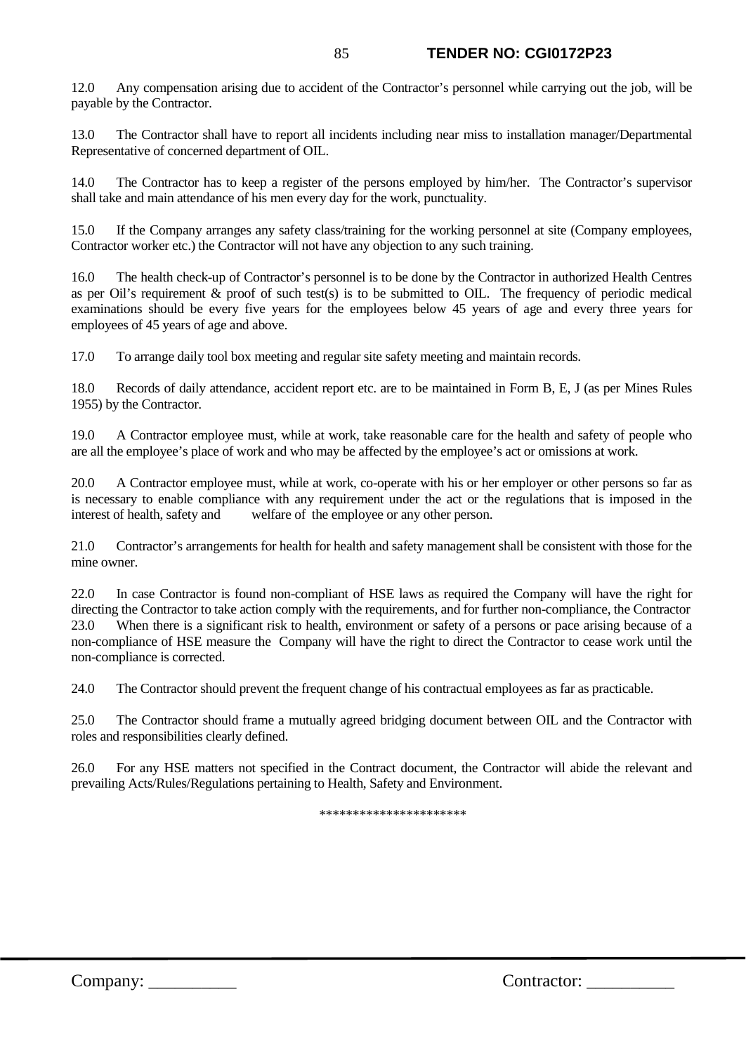12.0 Any compensation arising due to accident of the Contractor's personnel while carrying out the job, will be payable by the Contractor.

13.0 The Contractor shall have to report all incidents including near miss to installation manager/Departmental Representative of concerned department of OIL.

14.0 The Contractor has to keep a register of the persons employed by him/her. The Contractor's supervisor shall take and main attendance of his men every day for the work, punctuality.

15.0 If the Company arranges any safety class/training for the working personnel at site (Company employees, Contractor worker etc.) the Contractor will not have any objection to any such training.

16.0 The health check-up of Contractor's personnel is to be done by the Contractor in authorized Health Centres as per Oil's requirement & proof of such test(s) is to be submitted to OIL. The frequency of periodic medical examinations should be every five years for the employees below 45 years of age and every three years for employees of 45 years of age and above.

17.0 To arrange daily tool box meeting and regular site safety meeting and maintain records.

18.0 Records of daily attendance, accident report etc. are to be maintained in Form B, E, J (as per Mines Rules 1955) by the Contractor.

19.0 A Contractor employee must, while at work, take reasonable care for the health and safety of people who are all the employee's place of work and who may be affected by the employee's act or omissions at work.

20.0 A Contractor employee must, while at work, co-operate with his or her employer or other persons so far as is necessary to enable compliance with any requirement under the act or the regulations that is imposed in the interest of health, safety and welfare of the employee or any other person.

21.0 Contractor's arrangements for health for health and safety management shall be consistent with those for the mine owner.

22.0 In case Contractor is found non-compliant of HSE laws as required the Company will have the right for directing the Contractor to take action comply with the requirements, and for further non-compliance, the Contractor

23.0 When there is a significant risk to health, environment or safety of a persons or pace arising because of a non-compliance of HSE measure the Company will have the right to direct the Contractor to cease work until the non-compliance is corrected.

24.0 The Contractor should prevent the frequent change of his contractual employees as far as practicable.

25.0 The Contractor should frame a mutually agreed bridging document between OIL and the Contractor with roles and responsibilities clearly defined.

26.0 For any HSE matters not specified in the Contract document, the Contractor will abide the relevant and prevailing Acts/Rules/Regulations pertaining to Health, Safety and Environment.

**********************

Company: __________ Contractor: __________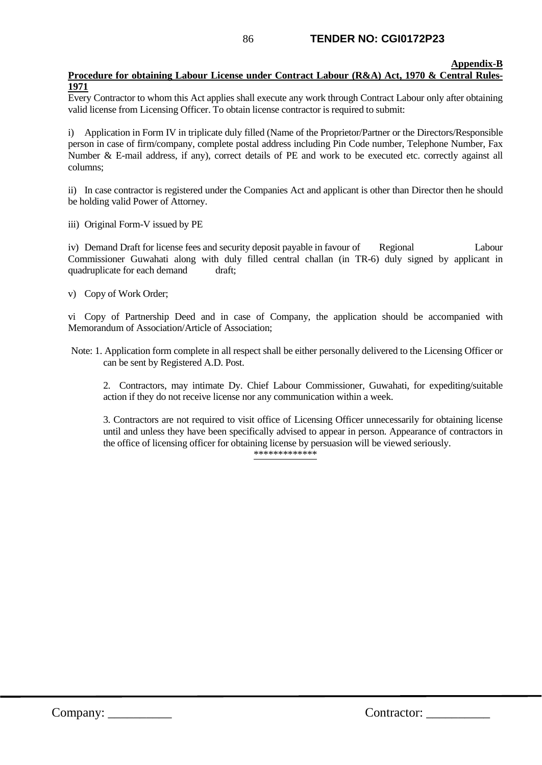**Appendix-B**

**Procedure for obtaining Labour License under Contract Labour (R&A) Act, 1970 & Central Rules-1971**

Every Contractor to whom this Act applies shall execute any work through Contract Labour only after obtaining valid license from Licensing Officer. To obtain license contractor is required to submit:

i) Application in Form IV in triplicate duly filled (Name of the Proprietor/Partner or the Directors/Responsible person in case of firm/company, complete postal address including Pin Code number, Telephone Number, Fax Number & E-mail address, if any), correct details of PE and work to be executed etc. correctly against all columns;

ii) In case contractor is registered under the Companies Act and applicant is other than Director then he should be holding valid Power of Attorney.

iii) Original Form-V issued by PE

iv) Demand Draft for license fees and security deposit payable in favour of Regional Labour Commissioner Guwahati along with duly filled central challan (in TR-6) duly signed by applicant in quadruplicate for each demand draft;

v) Copy of Work Order;

vi Copy of Partnership Deed and in case of Company, the application should be accompanied with Memorandum of Association/Article of Association;

Note: 1. Application form complete in all respect shall be either personally delivered to the Licensing Officer or can be sent by Registered A.D. Post.

2. Contractors, may intimate Dy. Chief Labour Commissioner, Guwahati, for expediting/suitable action if they do not receive license nor any communication within a week.

3. Contractors are not required to visit office of Licensing Officer unnecessarily for obtaining license until and unless they have been specifically advised to appear in person. Appearance of contractors in the office of licensing officer for obtaining license by persuasion will be viewed seriously.

*************

Company: __________ Contractor: __________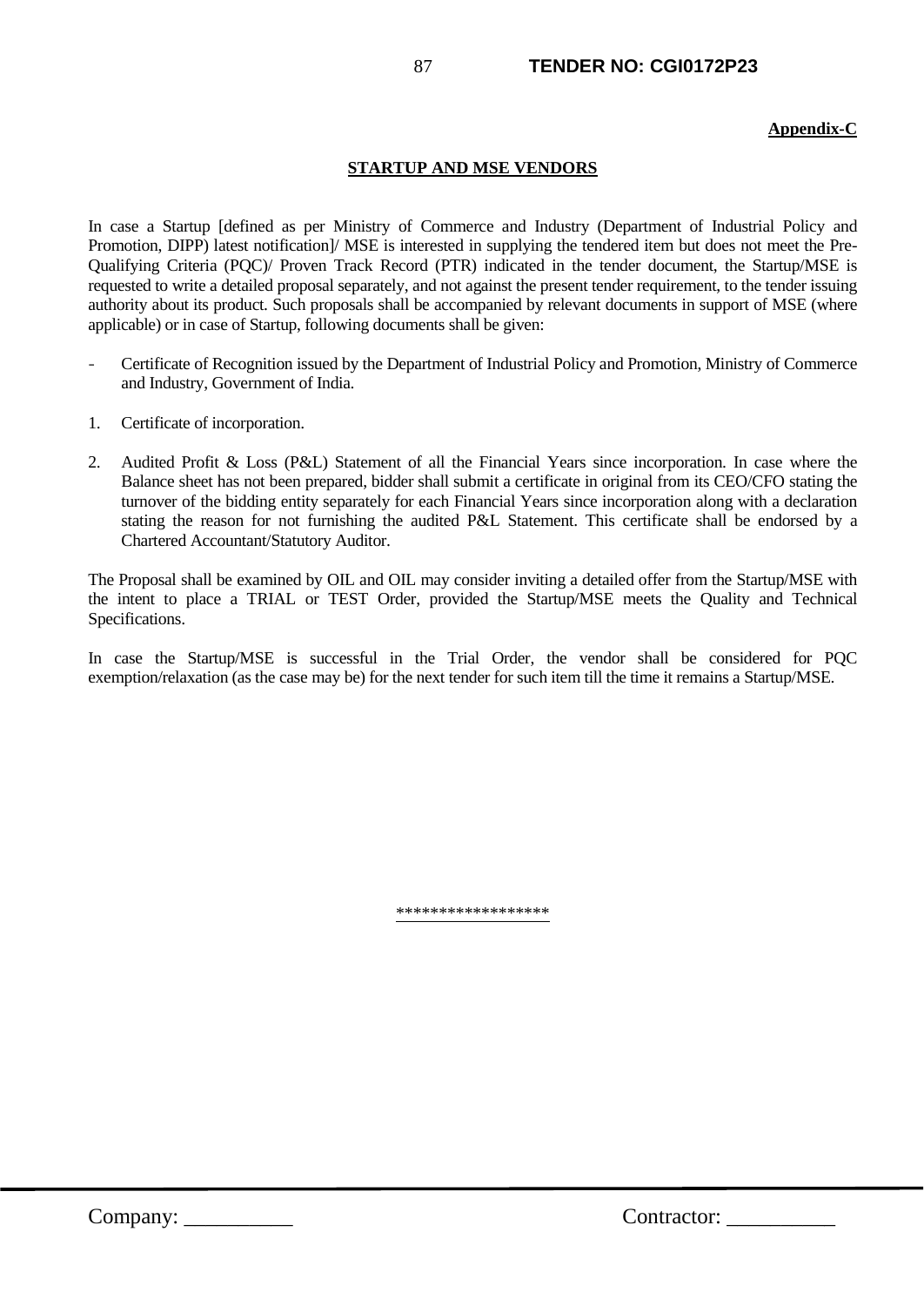**Appendix-C**

## STARTUP AND MSE VENDORS

In case a Startup [defined as per Ministry of Commerce and Industry (Department of Industrial Policy and Promotion, DIPP) latest notification]/ MSE is interested in supplying the tendered item but does not meet the Pre-Qualifying Criteria (PQC)/ Proven Track Record (PTR) indicated in the tender document, the Startup/MSE is requested to write a detailed proposal separately, and not against the present tender requirement, to the tender issuing authority about its product. Such proposals shall be accompanied by relevant documents in support of MSE (where applicable) or in case of Startup, following documents shall be given:

- Certificate of Recognition issued by the Department of Industrial Policy and Promotion, Ministry of Commerce and Industry, Government of India.

1. Certificate of incorporation.

2. Audited Profit & Loss (P&L) Statement of all the Financial Years since incorporation. In case where the Balance sheet has not been prepared, bidder shall submit a certificate in original from its CEO/CFO stating the turnover of the bidding entity separately for each Financial Years since incorporation along with a declaration stating the reason for not furnishing the audited P&L Statement. This certificate shall be endorsed by a Chartered Accountant/Statutory Auditor.

The Proposal shall be examined by OIL and OIL may consider inviting a detailed offer from the Startup/MSE with the intent to place a TRIAL or TEST Order, provided the Startup/MSE meets the Quality and Technical Specifications.

In case the Startup/MSE is successful in the Trial Order, the vendor shall be considered for PQC exemption/relaxation (as the case may be) for the next tender for such item till the time it remains a Startup/MSE.

******************